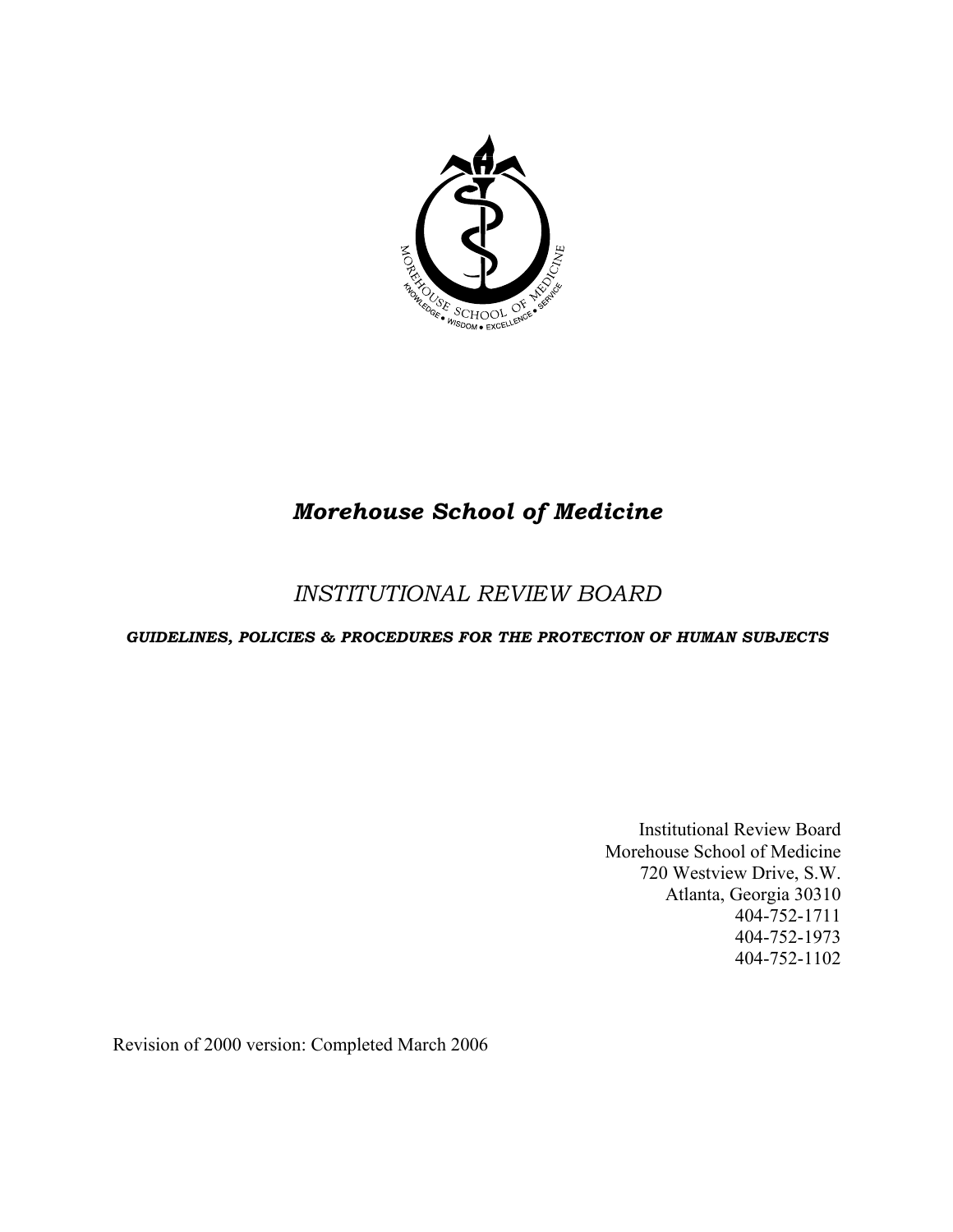# *Morehouse School of Medicine*

## *INSTITUTIONAL REVIEW BOARD*

***GUIDELINES, POLICIES & PROCEDURES FOR THE PROTECTION OF HUMAN SUBJECTS***

Institutional Review Board
Morehouse School of Medicine
720 Westview Drive, S.W.
Atlanta, Georgia 30310
404-752-1711
404-752-1973
404-752-1102

Revision of 2000 version: Completed March 2006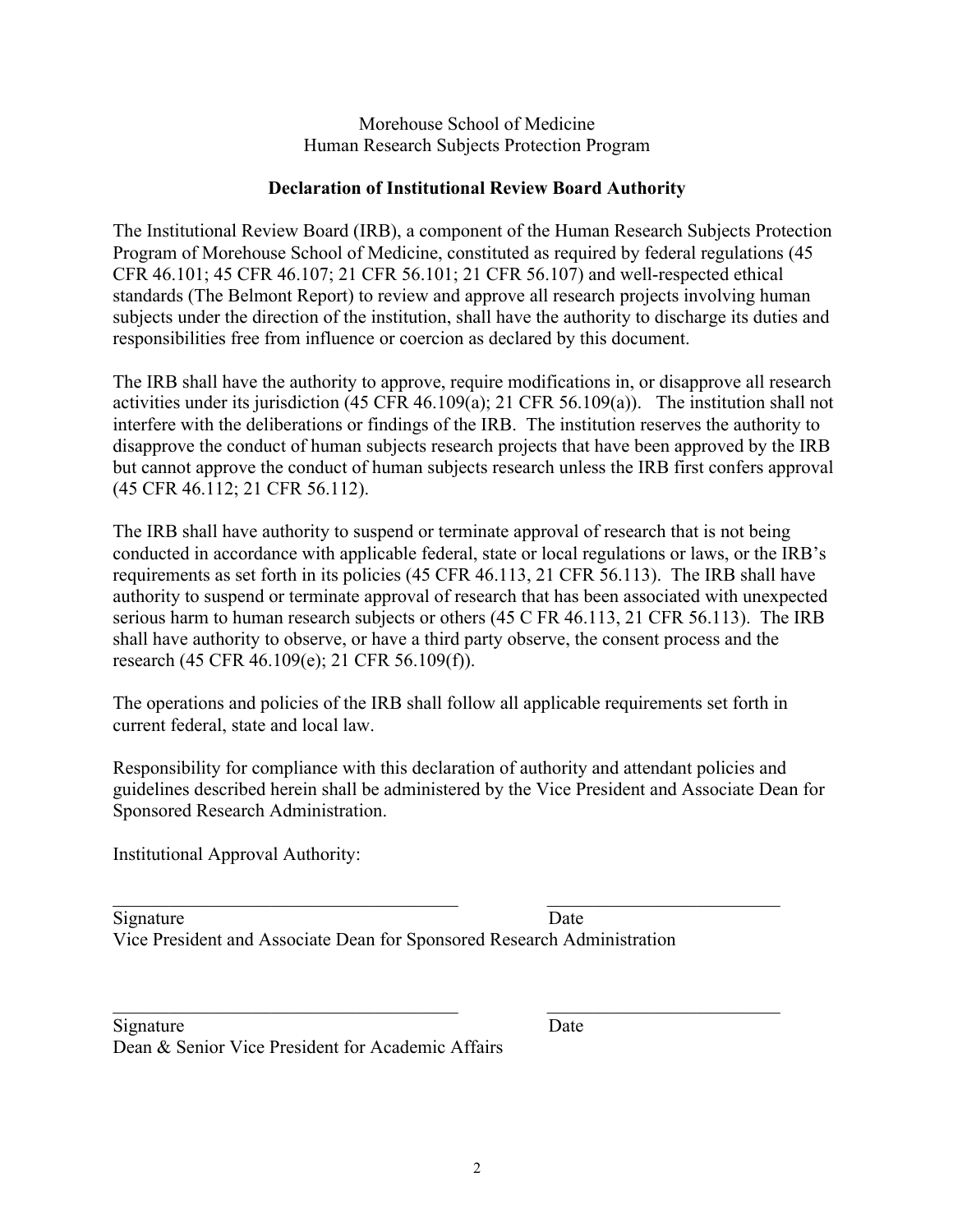Morehouse School of Medicine
Human Research Subjects Protection Program

## Declaration of Institutional Review Board Authority

The Institutional Review Board (IRB), a component of the Human Research Subjects Protection Program of Morehouse School of Medicine, constituted as required by federal regulations (45 CFR 46.101; 45 CFR 46.107; 21 CFR 56.101; 21 CFR 56.107) and well-respected ethical standards (The Belmont Report) to review and approve all research projects involving human subjects under the direction of the institution, shall have the authority to discharge its duties and responsibilities free from influence or coercion as declared by this document.

The IRB shall have the authority to approve, require modifications in, or disapprove all research activities under its jurisdiction (45 CFR 46.109(a); 21 CFR 56.109(a)). The institution shall not interfere with the deliberations or findings of the IRB. The institution reserves the authority to disapprove the conduct of human subjects research projects that have been approved by the IRB but cannot approve the conduct of human subjects research unless the IRB first confers approval (45 CFR 46.112; 21 CFR 56.112).

The IRB shall have authority to suspend or terminate approval of research that is not being conducted in accordance with applicable federal, state or local regulations or laws, or the IRB's requirements as set forth in its policies (45 CFR 46.113, 21 CFR 56.113). The IRB shall have authority to suspend or terminate approval of research that has been associated with unexpected serious harm to human research subjects or others (45 C FR 46.113, 21 CFR 56.113). The IRB shall have authority to observe, or have a third party observe, the consent process and the research (45 CFR 46.109(e); 21 CFR 56.109(f)).

The operations and policies of the IRB shall follow all applicable requirements set forth in current federal, state and local law.

Responsibility for compliance with this declaration of authority and attendant policies and guidelines described herein shall be administered by the Vice President and Associate Dean for Sponsored Research Administration.

Institutional Approval Authority:

_____________________________________ _________________________
Signature Date
Vice President and Associate Dean for Sponsored Research Administration

_____________________________________ _________________________
Signature Date
Dean & Senior Vice President for Academic Affairs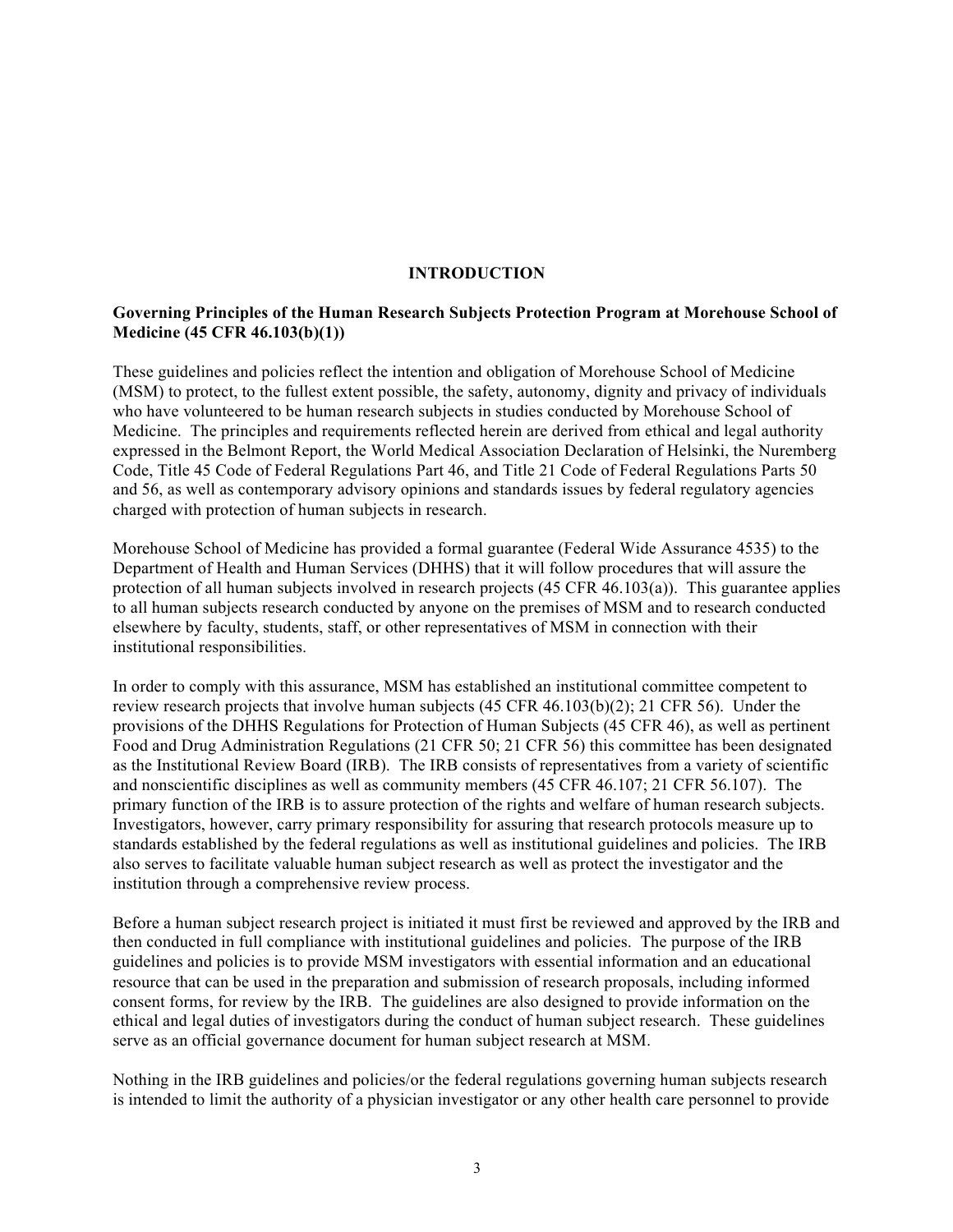# INTRODUCTION

**Governing Principles of the Human Research Subjects Protection Program at Morehouse School of Medicine (45 CFR 46.103(b)(1))**

These guidelines and policies reflect the intention and obligation of Morehouse School of Medicine (MSM) to protect, to the fullest extent possible, the safety, autonomy, dignity and privacy of individuals who have volunteered to be human research subjects in studies conducted by Morehouse School of Medicine. The principles and requirements reflected herein are derived from ethical and legal authority expressed in the Belmont Report, the World Medical Association Declaration of Helsinki, the Nuremberg Code, Title 45 Code of Federal Regulations Part 46, and Title 21 Code of Federal Regulations Parts 50 and 56, as well as contemporary advisory opinions and standards issues by federal regulatory agencies charged with protection of human subjects in research.

Morehouse School of Medicine has provided a formal guarantee (Federal Wide Assurance 4535) to the Department of Health and Human Services (DHHS) that it will follow procedures that will assure the protection of all human subjects involved in research projects (45 CFR 46.103(a)). This guarantee applies to all human subjects research conducted by anyone on the premises of MSM and to research conducted elsewhere by faculty, students, staff, or other representatives of MSM in connection with their institutional responsibilities.

In order to comply with this assurance, MSM has established an institutional committee competent to review research projects that involve human subjects (45 CFR 46.103(b)(2); 21 CFR 56). Under the provisions of the DHHS Regulations for Protection of Human Subjects (45 CFR 46), as well as pertinent Food and Drug Administration Regulations (21 CFR 50; 21 CFR 56) this committee has been designated as the Institutional Review Board (IRB). The IRB consists of representatives from a variety of scientific and nonscientific disciplines as well as community members (45 CFR 46.107; 21 CFR 56.107). The primary function of the IRB is to assure protection of the rights and welfare of human research subjects. Investigators, however, carry primary responsibility for assuring that research protocols measure up to standards established by the federal regulations as well as institutional guidelines and policies. The IRB also serves to facilitate valuable human subject research as well as protect the investigator and the institution through a comprehensive review process.

Before a human subject research project is initiated it must first be reviewed and approved by the IRB and then conducted in full compliance with institutional guidelines and policies. The purpose of the IRB guidelines and policies is to provide MSM investigators with essential information and an educational resource that can be used in the preparation and submission of research proposals, including informed consent forms, for review by the IRB. The guidelines are also designed to provide information on the ethical and legal duties of investigators during the conduct of human subject research. These guidelines serve as an official governance document for human subject research at MSM.

Nothing in the IRB guidelines and policies/or the federal regulations governing human subjects research is intended to limit the authority of a physician investigator or any other health care personnel to provide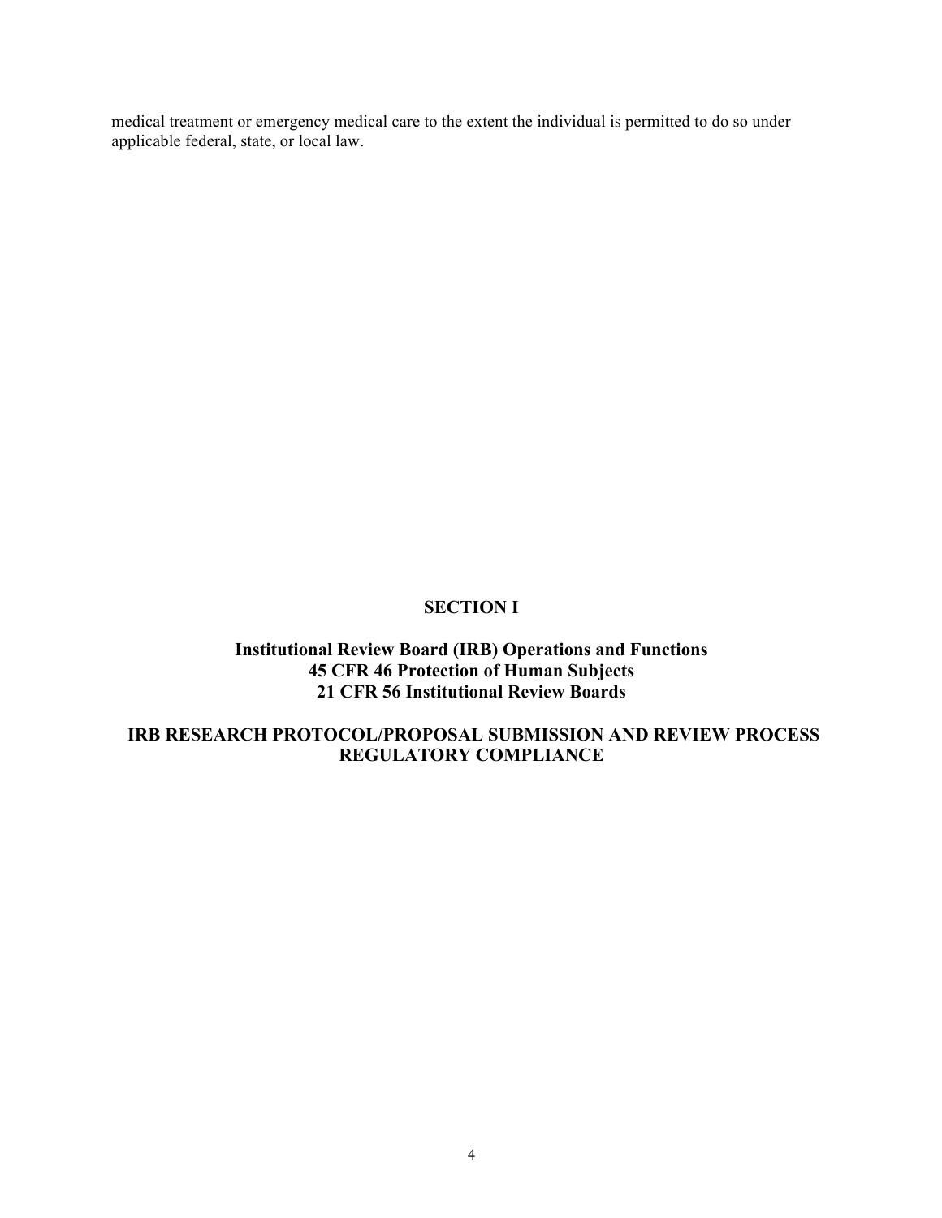medical treatment or emergency medical care to the extent the individual is permitted to do so under applicable federal, state, or local law.

# SECTION I

## Institutional Review Board (IRB) Operations and Functions
## 45 CFR 46 Protection of Human Subjects
## 21 CFR 56 Institutional Review Boards

## IRB RESEARCH PROTOCOL/PROPOSAL SUBMISSION AND REVIEW PROCESS REGULATORY COMPLIANCE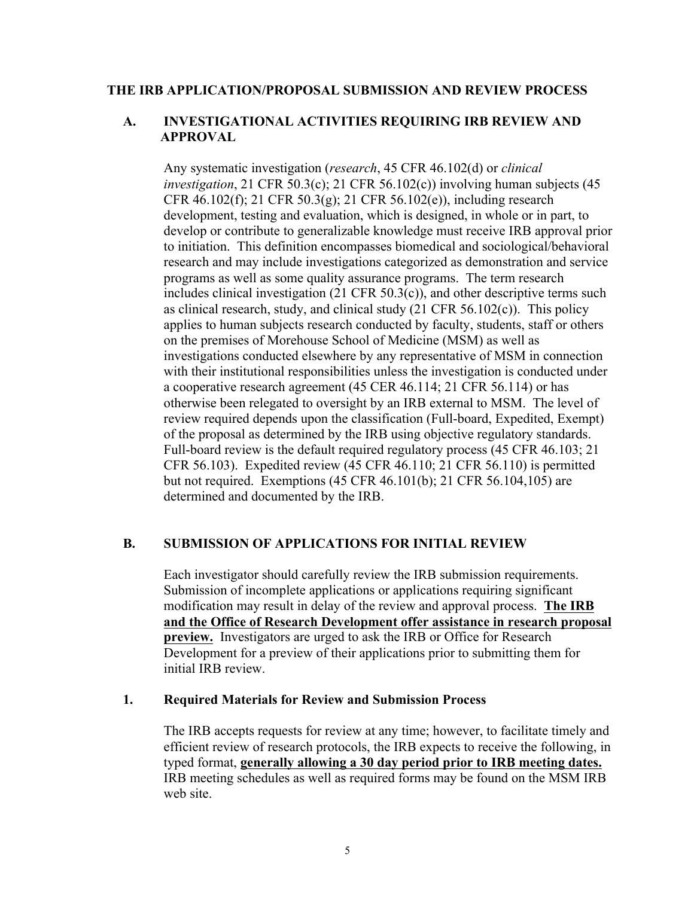# THE IRB APPLICATION/PROPOSAL SUBMISSION AND REVIEW PROCESS

## A. INVESTIGATIONAL ACTIVITIES REQUIRING IRB REVIEW AND APPROVAL

Any systematic investigation (*research*, 45 CFR 46.102(d) or *clinical investigation*, 21 CFR 50.3(c); 21 CFR 56.102(c)) involving human subjects (45 CFR 46.102(f); 21 CFR 50.3(g); 21 CFR 56.102(e)), including research development, testing and evaluation, which is designed, in whole or in part, to develop or contribute to generalizable knowledge must receive IRB approval prior to initiation. This definition encompasses biomedical and sociological/behavioral research and may include investigations categorized as demonstration and service programs as well as some quality assurance programs. The term research includes clinical investigation (21 CFR 50.3(c)), and other descriptive terms such as clinical research, study, and clinical study (21 CFR 56.102(c)). This policy applies to human subjects research conducted by faculty, students, staff or others on the premises of Morehouse School of Medicine (MSM) as well as investigations conducted elsewhere by any representative of MSM in connection with their institutional responsibilities unless the investigation is conducted under a cooperative research agreement (45 CER 46.114; 21 CFR 56.114) or has otherwise been relegated to oversight by an IRB external to MSM. The level of review required depends upon the classification (Full-board, Expedited, Exempt) of the proposal as determined by the IRB using objective regulatory standards. Full-board review is the default required regulatory process (45 CFR 46.103; 21 CFR 56.103). Expedited review (45 CFR 46.110; 21 CFR 56.110) is permitted but not required. Exemptions (45 CFR 46.101(b); 21 CFR 56.104,105) are determined and documented by the IRB.

## B. SUBMISSION OF APPLICATIONS FOR INITIAL REVIEW

Each investigator should carefully review the IRB submission requirements. Submission of incomplete applications or applications requiring significant modification may result in delay of the review and approval process. <u>**The IRB and the Office of Research Development offer assistance in research proposal preview.**</u> Investigators are urged to ask the IRB or Office for Research Development for a preview of their applications prior to submitting them for initial IRB review.

### 1. Required Materials for Review and Submission Process

The IRB accepts requests for review at any time; however, to facilitate timely and efficient review of research protocols, the IRB expects to receive the following, in typed format, <u>**generally allowing a 30 day period prior to IRB meeting dates.**</u> IRB meeting schedules as well as required forms may be found on the MSM IRB web site.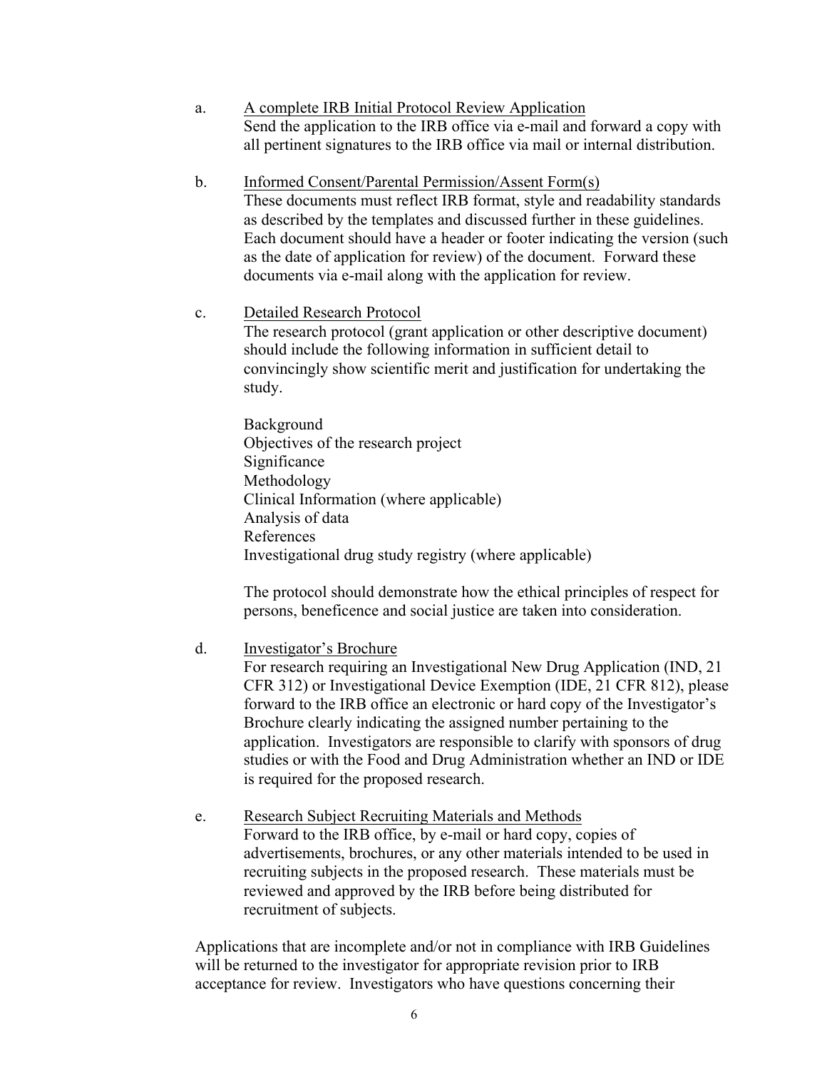a. A complete IRB Initial Protocol Review Application
   Send the application to the IRB office via e-mail and forward a copy with all pertinent signatures to the IRB office via mail or internal distribution.

b. Informed Consent/Parental Permission/Assent Form(s)
   These documents must reflect IRB format, style and readability standards as described by the templates and discussed further in these guidelines. Each document should have a header or footer indicating the version (such as the date of application for review) of the document. Forward these documents via e-mail along with the application for review.

c. Detailed Research Protocol
   The research protocol (grant application or other descriptive document) should include the following information in sufficient detail to convincingly show scientific merit and justification for undertaking the study.

   Background
   Objectives of the research project
   Significance
   Methodology
   Clinical Information (where applicable)
   Analysis of data
   References
   Investigational drug study registry (where applicable)

   The protocol should demonstrate how the ethical principles of respect for persons, beneficence and social justice are taken into consideration.

d. Investigator's Brochure
   For research requiring an Investigational New Drug Application (IND, 21 CFR 312) or Investigational Device Exemption (IDE, 21 CFR 812), please forward to the IRB office an electronic or hard copy of the Investigator's Brochure clearly indicating the assigned number pertaining to the application. Investigators are responsible to clarify with sponsors of drug studies or with the Food and Drug Administration whether an IND or IDE is required for the proposed research.

e. Research Subject Recruiting Materials and Methods
   Forward to the IRB office, by e-mail or hard copy, copies of advertisements, brochures, or any other materials intended to be used in recruiting subjects in the proposed research. These materials must be reviewed and approved by the IRB before being distributed for recruitment of subjects.

Applications that are incomplete and/or not in compliance with IRB Guidelines will be returned to the investigator for appropriate revision prior to IRB acceptance for review. Investigators who have questions concerning their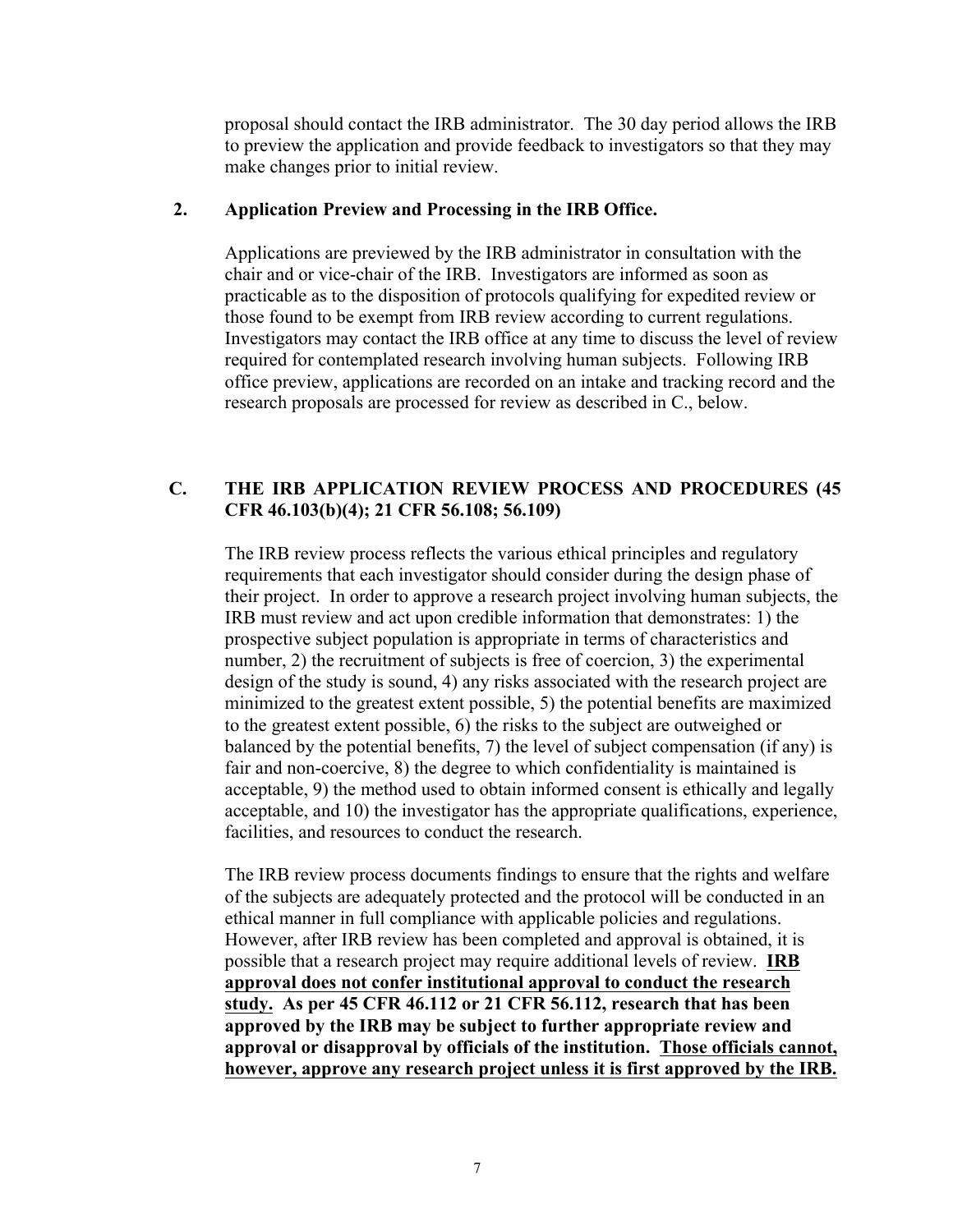proposal should contact the IRB administrator. The 30 day period allows the IRB to preview the application and provide feedback to investigators so that they may make changes prior to initial review.

**2. Application Preview and Processing in the IRB Office.**

Applications are previewed by the IRB administrator in consultation with the chair and or vice-chair of the IRB. Investigators are informed as soon as practicable as to the disposition of protocols qualifying for expedited review or those found to be exempt from IRB review according to current regulations. Investigators may contact the IRB office at any time to discuss the level of review required for contemplated research involving human subjects. Following IRB office preview, applications are recorded on an intake and tracking record and the research proposals are processed for review as described in C., below.

## C. THE IRB APPLICATION REVIEW PROCESS AND PROCEDURES (45 CFR 46.103(b)(4); 21 CFR 56.108; 56.109)

The IRB review process reflects the various ethical principles and regulatory requirements that each investigator should consider during the design phase of their project. In order to approve a research project involving human subjects, the IRB must review and act upon credible information that demonstrates: 1) the prospective subject population is appropriate in terms of characteristics and number, 2) the recruitment of subjects is free of coercion, 3) the experimental design of the study is sound, 4) any risks associated with the research project are minimized to the greatest extent possible, 5) the potential benefits are maximized to the greatest extent possible, 6) the risks to the subject are outweighed or balanced by the potential benefits, 7) the level of subject compensation (if any) is fair and non-coercive, 8) the degree to which confidentiality is maintained is acceptable, 9) the method used to obtain informed consent is ethically and legally acceptable, and 10) the investigator has the appropriate qualifications, experience, facilities, and resources to conduct the research.

The IRB review process documents findings to ensure that the rights and welfare of the subjects are adequately protected and the protocol will be conducted in an ethical manner in full compliance with applicable policies and regulations. However, after IRB review has been completed and approval is obtained, it is possible that a research project may require additional levels of review. **IRB approval does not confer institutional approval to conduct the research study. As per 45 CFR 46.112 or 21 CFR 56.112, research that has been approved by the IRB may be subject to further appropriate review and approval or disapproval by officials of the institution. Those officials cannot, however, approve any research project unless it is first approved by the IRB.**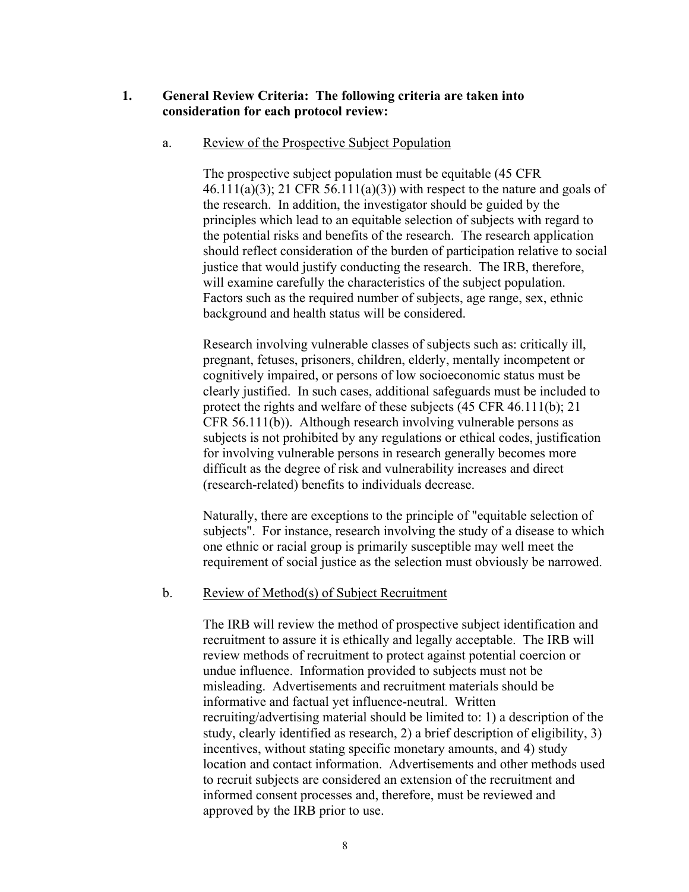## 1. General Review Criteria: The following criteria are taken into consideration for each protocol review:

### a. Review of the Prospective Subject Population

The prospective subject population must be equitable (45 CFR 46.111(a)(3); 21 CFR 56.111(a)(3)) with respect to the nature and goals of the research. In addition, the investigator should be guided by the principles which lead to an equitable selection of subjects with regard to the potential risks and benefits of the research. The research application should reflect consideration of the burden of participation relative to social justice that would justify conducting the research. The IRB, therefore, will examine carefully the characteristics of the subject population. Factors such as the required number of subjects, age range, sex, ethnic background and health status will be considered.

Research involving vulnerable classes of subjects such as: critically ill, pregnant, fetuses, prisoners, children, elderly, mentally incompetent or cognitively impaired, or persons of low socioeconomic status must be clearly justified. In such cases, additional safeguards must be included to protect the rights and welfare of these subjects (45 CFR 46.111(b); 21 CFR 56.111(b)). Although research involving vulnerable persons as subjects is not prohibited by any regulations or ethical codes, justification for involving vulnerable persons in research generally becomes more difficult as the degree of risk and vulnerability increases and direct (research-related) benefits to individuals decrease.

Naturally, there are exceptions to the principle of "equitable selection of subjects". For instance, research involving the study of a disease to which one ethnic or racial group is primarily susceptible may well meet the requirement of social justice as the selection must obviously be narrowed.

### b. Review of Method(s) of Subject Recruitment

The IRB will review the method of prospective subject identification and recruitment to assure it is ethically and legally acceptable. The IRB will review methods of recruitment to protect against potential coercion or undue influence. Information provided to subjects must not be misleading. Advertisements and recruitment materials should be informative and factual yet influence-neutral. Written recruiting/advertising material should be limited to: 1) a description of the study, clearly identified as research, 2) a brief description of eligibility, 3) incentives, without stating specific monetary amounts, and 4) study location and contact information. Advertisements and other methods used to recruit subjects are considered an extension of the recruitment and informed consent processes and, therefore, must be reviewed and approved by the IRB prior to use.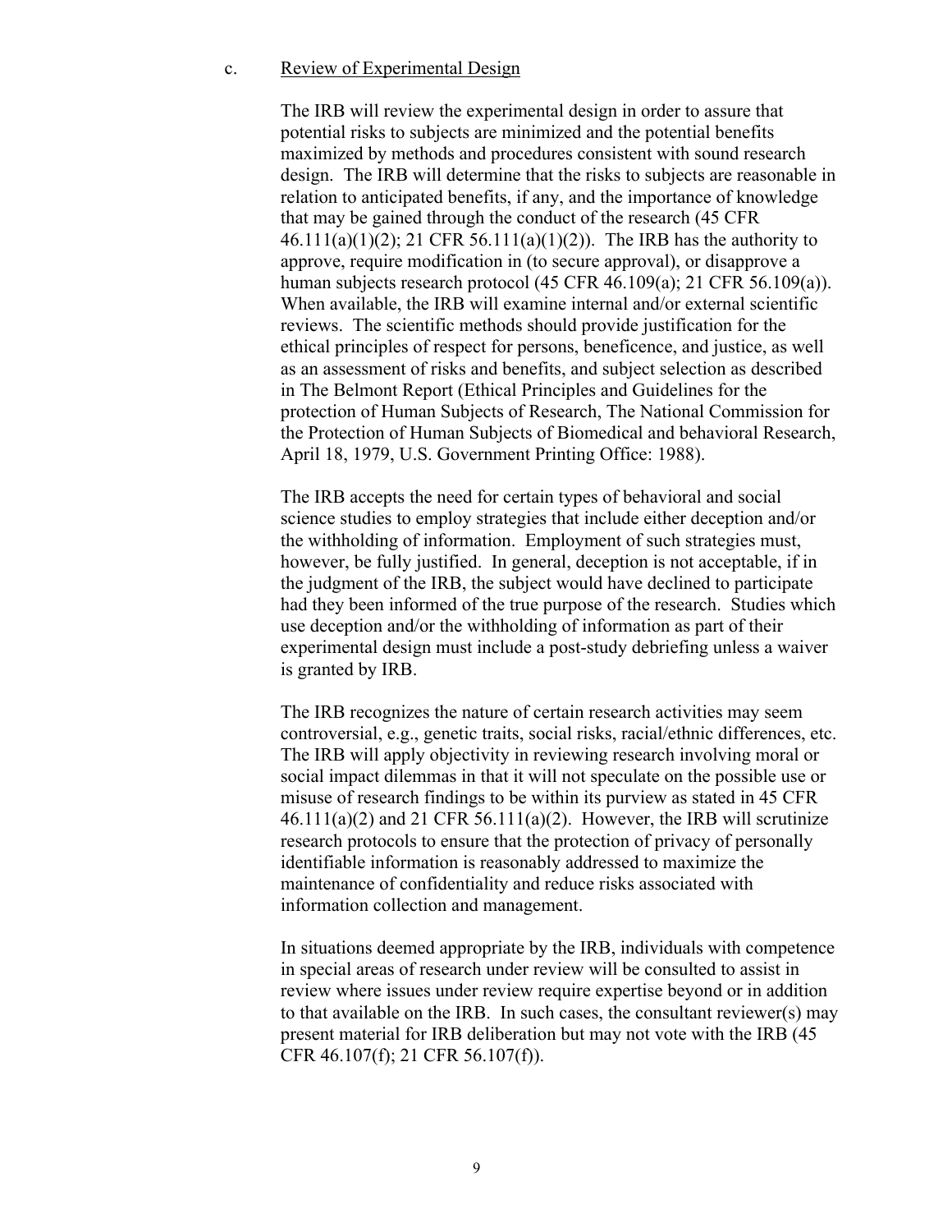c. <u>Review of Experimental Design</u>

The IRB will review the experimental design in order to assure that potential risks to subjects are minimized and the potential benefits maximized by methods and procedures consistent with sound research design. The IRB will determine that the risks to subjects are reasonable in relation to anticipated benefits, if any, and the importance of knowledge that may be gained through the conduct of the research (45 CFR 46.111(a)(1)(2); 21 CFR 56.111(a)(1)(2)). The IRB has the authority to approve, require modification in (to secure approval), or disapprove a human subjects research protocol (45 CFR 46.109(a); 21 CFR 56.109(a)). When available, the IRB will examine internal and/or external scientific reviews. The scientific methods should provide justification for the ethical principles of respect for persons, beneficence, and justice, as well as an assessment of risks and benefits, and subject selection as described in The Belmont Report (Ethical Principles and Guidelines for the protection of Human Subjects of Research, The National Commission for the Protection of Human Subjects of Biomedical and behavioral Research, April 18, 1979, U.S. Government Printing Office: 1988).

The IRB accepts the need for certain types of behavioral and social science studies to employ strategies that include either deception and/or the withholding of information. Employment of such strategies must, however, be fully justified. In general, deception is not acceptable, if in the judgment of the IRB, the subject would have declined to participate had they been informed of the true purpose of the research. Studies which use deception and/or the withholding of information as part of their experimental design must include a post-study debriefing unless a waiver is granted by IRB.

The IRB recognizes the nature of certain research activities may seem controversial, e.g., genetic traits, social risks, racial/ethnic differences, etc. The IRB will apply objectivity in reviewing research involving moral or social impact dilemmas in that it will not speculate on the possible use or misuse of research findings to be within its purview as stated in 45 CFR 46.111(a)(2) and 21 CFR 56.111(a)(2). However, the IRB will scrutinize research protocols to ensure that the protection of privacy of personally identifiable information is reasonably addressed to maximize the maintenance of confidentiality and reduce risks associated with information collection and management.

In situations deemed appropriate by the IRB, individuals with competence in special areas of research under review will be consulted to assist in review where issues under review require expertise beyond or in addition to that available on the IRB. In such cases, the consultant reviewer(s) may present material for IRB deliberation but may not vote with the IRB (45 CFR 46.107(f); 21 CFR 56.107(f)).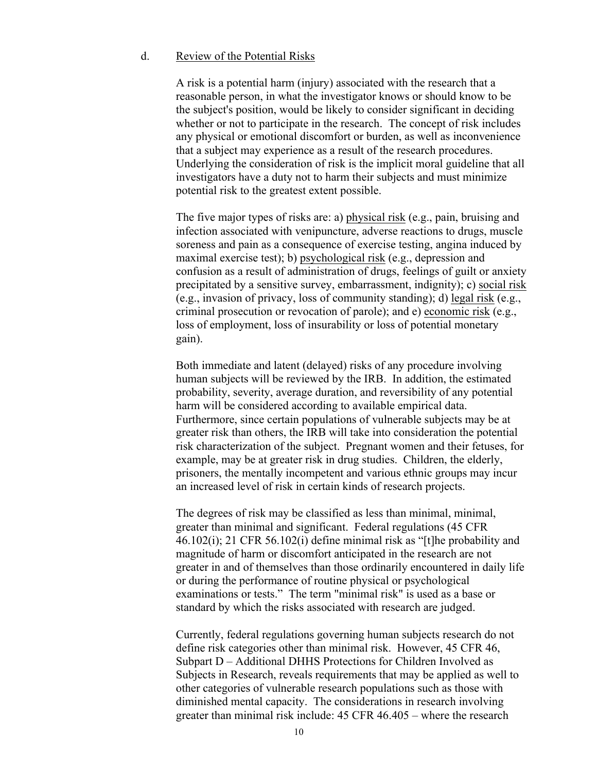d. Review of the Potential Risks

A risk is a potential harm (injury) associated with the research that a reasonable person, in what the investigator knows or should know to be the subject's position, would be likely to consider significant in deciding whether or not to participate in the research. The concept of risk includes any physical or emotional discomfort or burden, as well as inconvenience that a subject may experience as a result of the research procedures. Underlying the consideration of risk is the implicit moral guideline that all investigators have a duty not to harm their subjects and must minimize potential risk to the greatest extent possible.

The five major types of risks are: a) physical risk (e.g., pain, bruising and infection associated with venipuncture, adverse reactions to drugs, muscle soreness and pain as a consequence of exercise testing, angina induced by maximal exercise test); b) psychological risk (e.g., depression and confusion as a result of administration of drugs, feelings of guilt or anxiety precipitated by a sensitive survey, embarrassment, indignity); c) social risk (e.g., invasion of privacy, loss of community standing); d) legal risk (e.g., criminal prosecution or revocation of parole); and e) economic risk (e.g., loss of employment, loss of insurability or loss of potential monetary gain).

Both immediate and latent (delayed) risks of any procedure involving human subjects will be reviewed by the IRB. In addition, the estimated probability, severity, average duration, and reversibility of any potential harm will be considered according to available empirical data. Furthermore, since certain populations of vulnerable subjects may be at greater risk than others, the IRB will take into consideration the potential risk characterization of the subject. Pregnant women and their fetuses, for example, may be at greater risk in drug studies. Children, the elderly, prisoners, the mentally incompetent and various ethnic groups may incur an increased level of risk in certain kinds of research projects.

The degrees of risk may be classified as less than minimal, minimal, greater than minimal and significant. Federal regulations (45 CFR 46.102(i); 21 CFR 56.102(i) define minimal risk as "[t]he probability and magnitude of harm or discomfort anticipated in the research are not greater in and of themselves than those ordinarily encountered in daily life or during the performance of routine physical or psychological examinations or tests." The term "minimal risk" is used as a base or standard by which the risks associated with research are judged.

Currently, federal regulations governing human subjects research do not define risk categories other than minimal risk. However, 45 CFR 46, Subpart D – Additional DHHS Protections for Children Involved as Subjects in Research, reveals requirements that may be applied as well to other categories of vulnerable research populations such as those with diminished mental capacity. The considerations in research involving greater than minimal risk include: 45 CFR 46.405 – where the research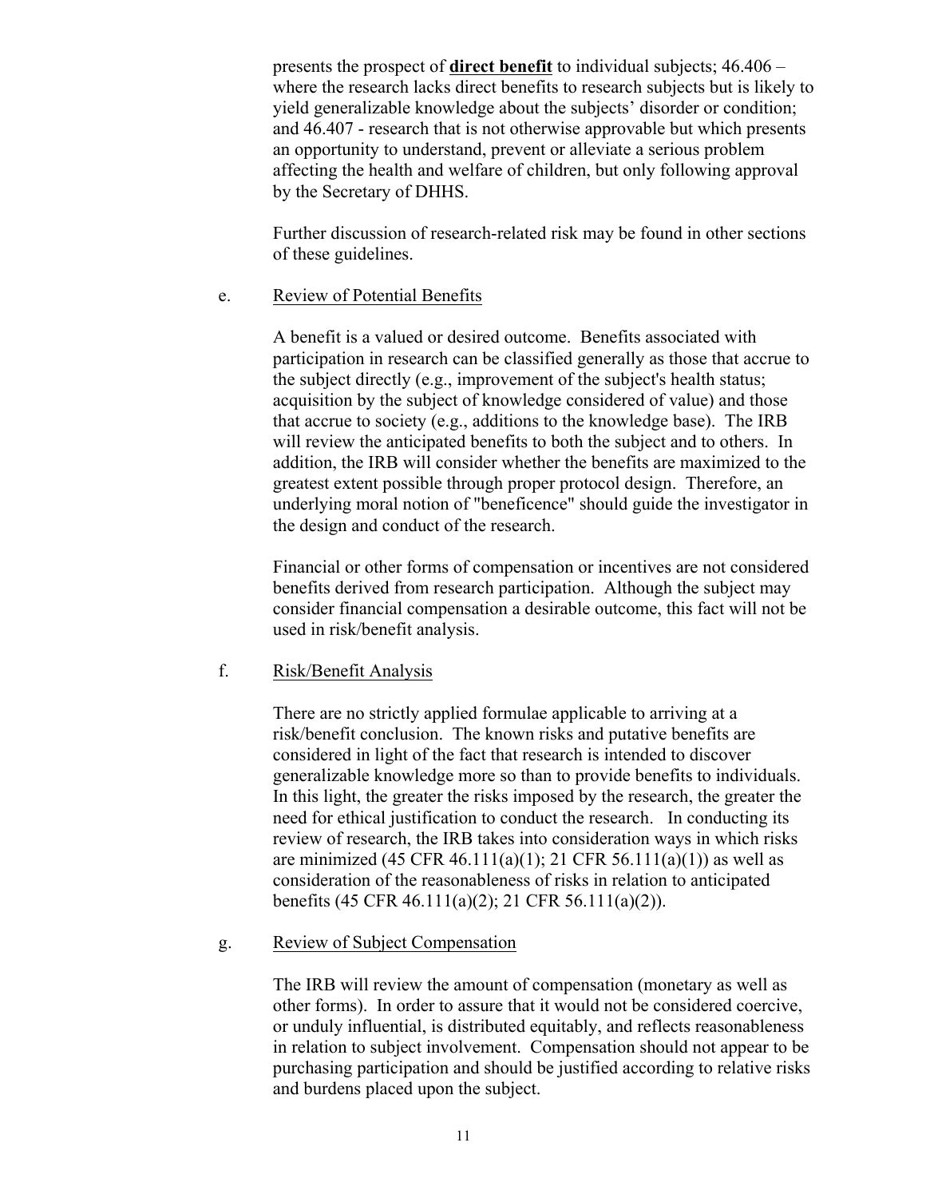presents the prospect of **direct benefit** to individual subjects; 46.406 – where the research lacks direct benefits to research subjects but is likely to yield generalizable knowledge about the subjects' disorder or condition; and 46.407 - research that is not otherwise approvable but which presents an opportunity to understand, prevent or alleviate a serious problem affecting the health and welfare of children, but only following approval by the Secretary of DHHS.

Further discussion of research-related risk may be found in other sections of these guidelines.

e. Review of Potential Benefits

A benefit is a valued or desired outcome. Benefits associated with participation in research can be classified generally as those that accrue to the subject directly (e.g., improvement of the subject's health status; acquisition by the subject of knowledge considered of value) and those that accrue to society (e.g., additions to the knowledge base). The IRB will review the anticipated benefits to both the subject and to others. In addition, the IRB will consider whether the benefits are maximized to the greatest extent possible through proper protocol design. Therefore, an underlying moral notion of "beneficence" should guide the investigator in the design and conduct of the research.

Financial or other forms of compensation or incentives are not considered benefits derived from research participation. Although the subject may consider financial compensation a desirable outcome, this fact will not be used in risk/benefit analysis.

f. Risk/Benefit Analysis

There are no strictly applied formulae applicable to arriving at a risk/benefit conclusion. The known risks and putative benefits are considered in light of the fact that research is intended to discover generalizable knowledge more so than to provide benefits to individuals. In this light, the greater the risks imposed by the research, the greater the need for ethical justification to conduct the research. In conducting its review of research, the IRB takes into consideration ways in which risks are minimized (45 CFR 46.111(a)(1); 21 CFR 56.111(a)(1)) as well as consideration of the reasonableness of risks in relation to anticipated benefits (45 CFR 46.111(a)(2); 21 CFR 56.111(a)(2)).

g. Review of Subject Compensation

The IRB will review the amount of compensation (monetary as well as other forms). In order to assure that it would not be considered coercive, or unduly influential, is distributed equitably, and reflects reasonableness in relation to subject involvement. Compensation should not appear to be purchasing participation and should be justified according to relative risks and burdens placed upon the subject.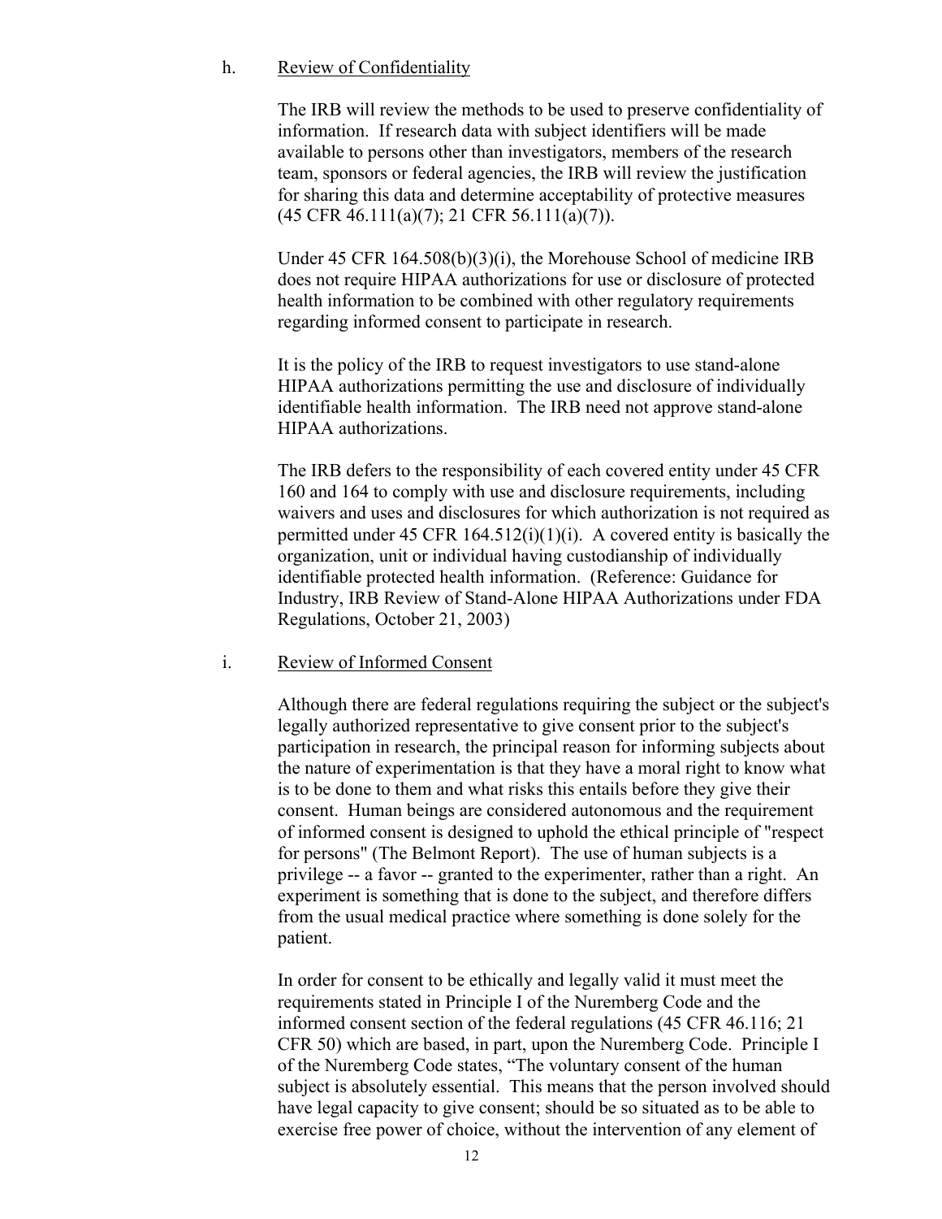h. Review of Confidentiality

The IRB will review the methods to be used to preserve confidentiality of information. If research data with subject identifiers will be made available to persons other than investigators, members of the research team, sponsors or federal agencies, the IRB will review the justification for sharing this data and determine acceptability of protective measures (45 CFR 46.111(a)(7); 21 CFR 56.111(a)(7)).

Under 45 CFR 164.508(b)(3)(i), the Morehouse School of medicine IRB does not require HIPAA authorizations for use or disclosure of protected health information to be combined with other regulatory requirements regarding informed consent to participate in research.

It is the policy of the IRB to request investigators to use stand-alone HIPAA authorizations permitting the use and disclosure of individually identifiable health information. The IRB need not approve stand-alone HIPAA authorizations.

The IRB defers to the responsibility of each covered entity under 45 CFR 160 and 164 to comply with use and disclosure requirements, including waivers and uses and disclosures for which authorization is not required as permitted under 45 CFR 164.512(i)(1)(i). A covered entity is basically the organization, unit or individual having custodianship of individually identifiable protected health information. (Reference: Guidance for Industry, IRB Review of Stand-Alone HIPAA Authorizations under FDA Regulations, October 21, 2003)

i. Review of Informed Consent

Although there are federal regulations requiring the subject or the subject's legally authorized representative to give consent prior to the subject's participation in research, the principal reason for informing subjects about the nature of experimentation is that they have a moral right to know what is to be done to them and what risks this entails before they give their consent. Human beings are considered autonomous and the requirement of informed consent is designed to uphold the ethical principle of "respect for persons" (The Belmont Report). The use of human subjects is a privilege -- a favor -- granted to the experimenter, rather than a right. An experiment is something that is done to the subject, and therefore differs from the usual medical practice where something is done solely for the patient.

In order for consent to be ethically and legally valid it must meet the requirements stated in Principle I of the Nuremberg Code and the informed consent section of the federal regulations (45 CFR 46.116; 21 CFR 50) which are based, in part, upon the Nuremberg Code. Principle I of the Nuremberg Code states, "The voluntary consent of the human subject is absolutely essential. This means that the person involved should have legal capacity to give consent; should be so situated as to be able to exercise free power of choice, without the intervention of any element of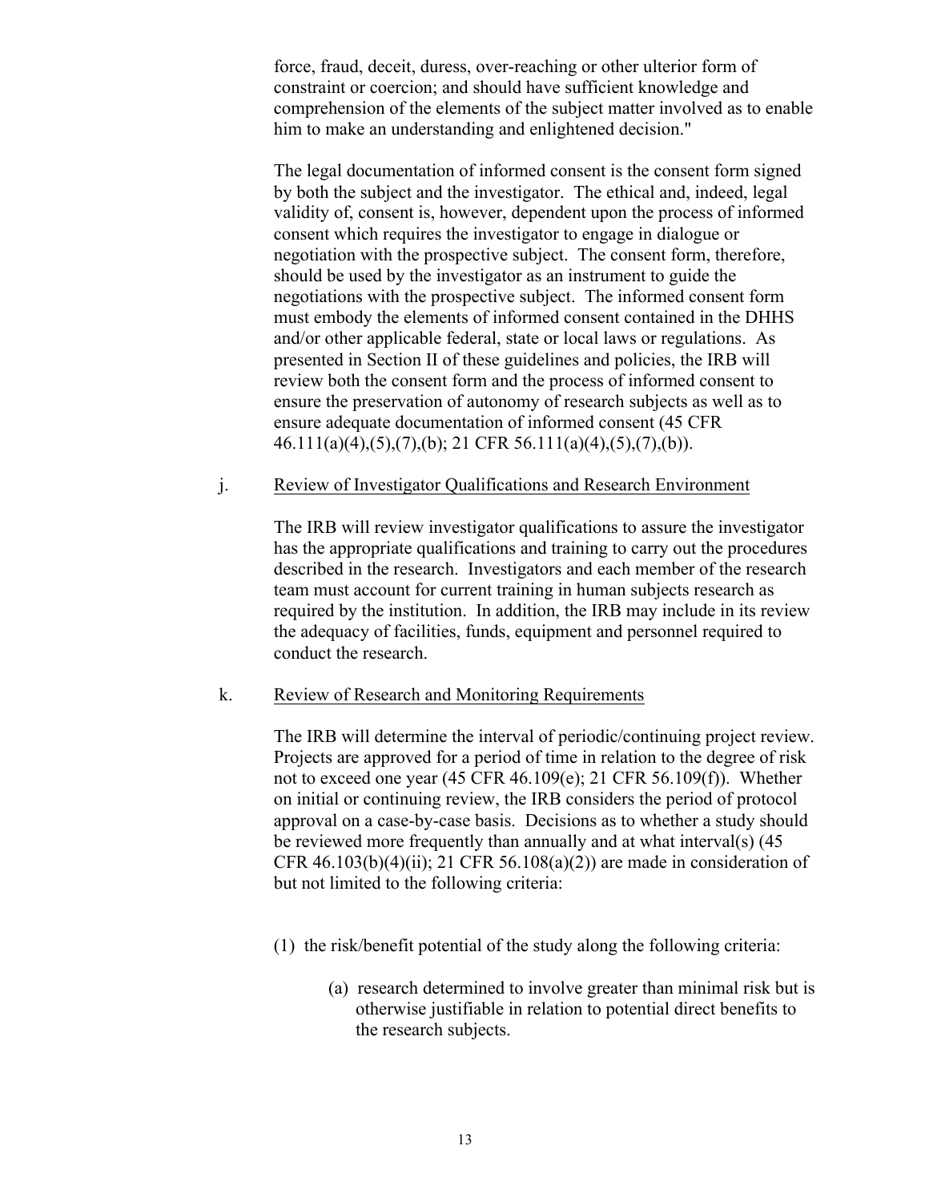force, fraud, deceit, duress, over-reaching or other ulterior form of constraint or coercion; and should have sufficient knowledge and comprehension of the elements of the subject matter involved as to enable him to make an understanding and enlightened decision."

The legal documentation of informed consent is the consent form signed by both the subject and the investigator. The ethical and, indeed, legal validity of, consent is, however, dependent upon the process of informed consent which requires the investigator to engage in dialogue or negotiation with the prospective subject. The consent form, therefore, should be used by the investigator as an instrument to guide the negotiations with the prospective subject. The informed consent form must embody the elements of informed consent contained in the DHHS and/or other applicable federal, state or local laws or regulations. As presented in Section II of these guidelines and policies, the IRB will review both the consent form and the process of informed consent to ensure the preservation of autonomy of research subjects as well as to ensure adequate documentation of informed consent (45 CFR 46.111(a)(4),(5),(7),(b); 21 CFR 56.111(a)(4),(5),(7),(b)).

j. <u>Review of Investigator Qualifications and Research Environment</u>

The IRB will review investigator qualifications to assure the investigator has the appropriate qualifications and training to carry out the procedures described in the research. Investigators and each member of the research team must account for current training in human subjects research as required by the institution. In addition, the IRB may include in its review the adequacy of facilities, funds, equipment and personnel required to conduct the research.

k. <u>Review of Research and Monitoring Requirements</u>

The IRB will determine the interval of periodic/continuing project review. Projects are approved for a period of time in relation to the degree of risk not to exceed one year (45 CFR 46.109(e); 21 CFR 56.109(f)). Whether on initial or continuing review, the IRB considers the period of protocol approval on a case-by-case basis. Decisions as to whether a study should be reviewed more frequently than annually and at what interval(s) (45 CFR 46.103(b)(4)(ii); 21 CFR 56.108(a)(2)) are made in consideration of but not limited to the following criteria:

(1) the risk/benefit potential of the study along the following criteria:

(a) research determined to involve greater than minimal risk but is otherwise justifiable in relation to potential direct benefits to the research subjects.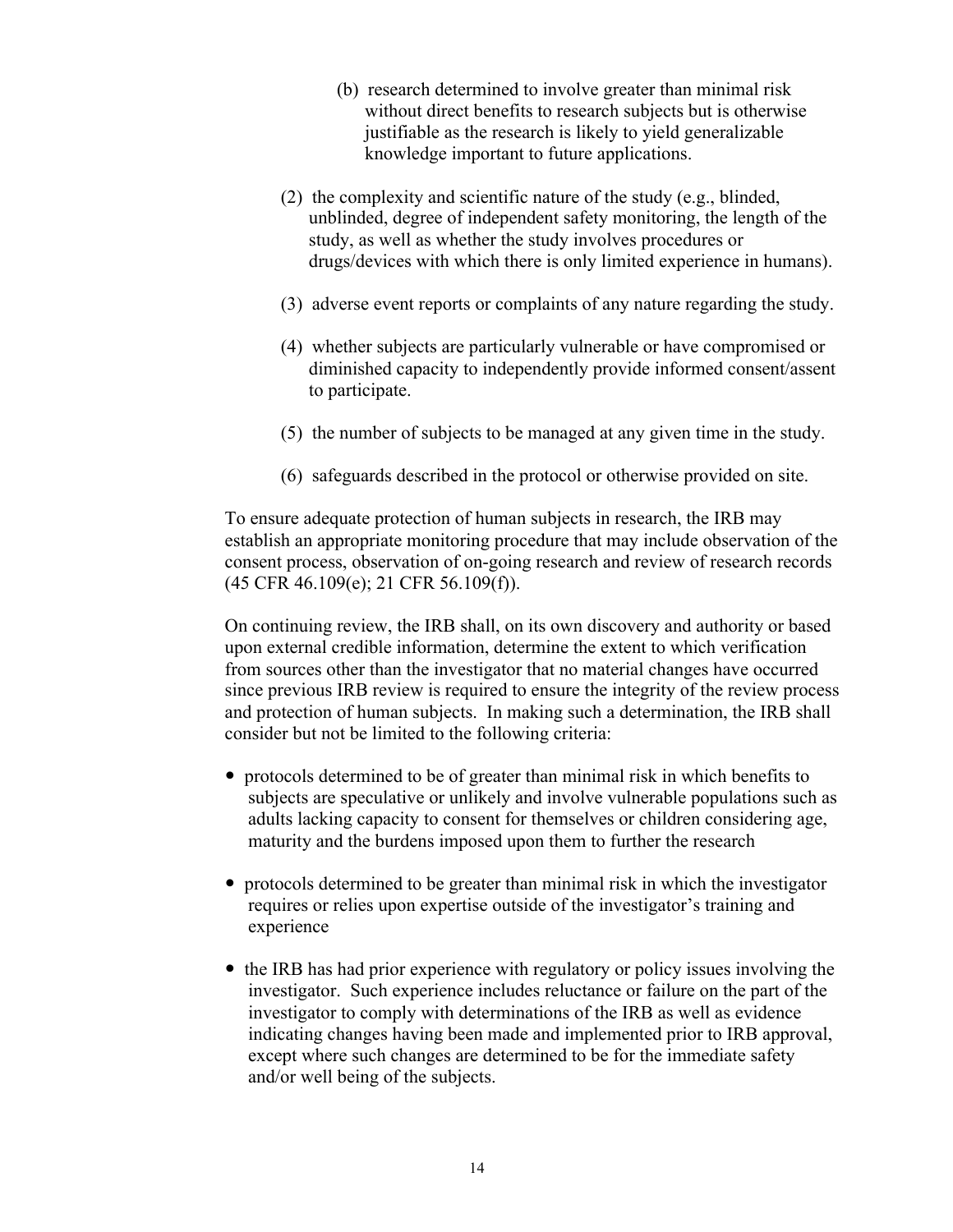(b) research determined to involve greater than minimal risk without direct benefits to research subjects but is otherwise justifiable as the research is likely to yield generalizable knowledge important to future applications.

(2) the complexity and scientific nature of the study (e.g., blinded, unblinded, degree of independent safety monitoring, the length of the study, as well as whether the study involves procedures or drugs/devices with which there is only limited experience in humans).

(3) adverse event reports or complaints of any nature regarding the study.

(4) whether subjects are particularly vulnerable or have compromised or diminished capacity to independently provide informed consent/assent to participate.

(5) the number of subjects to be managed at any given time in the study.

(6) safeguards described in the protocol or otherwise provided on site.

To ensure adequate protection of human subjects in research, the IRB may establish an appropriate monitoring procedure that may include observation of the consent process, observation of on-going research and review of research records (45 CFR 46.109(e); 21 CFR 56.109(f)).

On continuing review, the IRB shall, on its own discovery and authority or based upon external credible information, determine the extent to which verification from sources other than the investigator that no material changes have occurred since previous IRB review is required to ensure the integrity of the review process and protection of human subjects. In making such a determination, the IRB shall consider but not be limited to the following criteria:

- protocols determined to be of greater than minimal risk in which benefits to subjects are speculative or unlikely and involve vulnerable populations such as adults lacking capacity to consent for themselves or children considering age, maturity and the burdens imposed upon them to further the research

- protocols determined to be greater than minimal risk in which the investigator requires or relies upon expertise outside of the investigator's training and experience

- the IRB has had prior experience with regulatory or policy issues involving the investigator. Such experience includes reluctance or failure on the part of the investigator to comply with determinations of the IRB as well as evidence indicating changes having been made and implemented prior to IRB approval, except where such changes are determined to be for the immediate safety and/or well being of the subjects.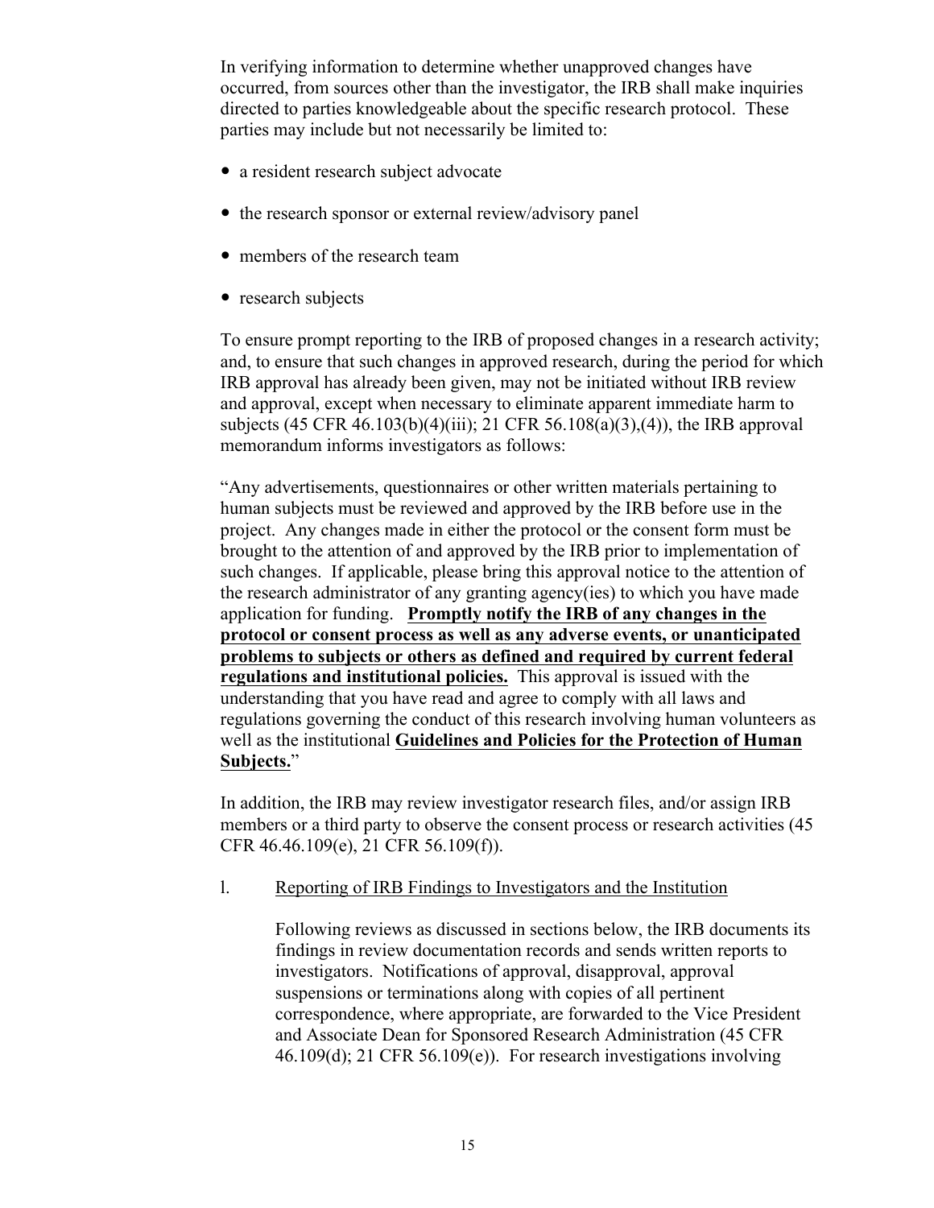In verifying information to determine whether unapproved changes have occurred, from sources other than the investigator, the IRB shall make inquiries directed to parties knowledgeable about the specific research protocol. These parties may include but not necessarily be limited to:

- a resident research subject advocate
- the research sponsor or external review/advisory panel
- members of the research team
- research subjects

To ensure prompt reporting to the IRB of proposed changes in a research activity; and, to ensure that such changes in approved research, during the period for which IRB approval has already been given, may not be initiated without IRB review and approval, except when necessary to eliminate apparent immediate harm to subjects (45 CFR 46.103(b)(4)(iii); 21 CFR 56.108(a)(3),(4)), the IRB approval memorandum informs investigators as follows:

"Any advertisements, questionnaires or other written materials pertaining to human subjects must be reviewed and approved by the IRB before use in the project. Any changes made in either the protocol or the consent form must be brought to the attention of and approved by the IRB prior to implementation of such changes. If applicable, please bring this approval notice to the attention of the research administrator of any granting agency(ies) to which you have made application for funding. **<u>Promptly notify the IRB of any changes in the protocol or consent process as well as any adverse events, or unanticipated problems to subjects or others as defined and required by current federal regulations and institutional policies.</u>** This approval is issued with the understanding that you have read and agree to comply with all laws and regulations governing the conduct of this research involving human volunteers as well as the institutional **<u>Guidelines and Policies for the Protection of Human Subjects.</u>**"

In addition, the IRB may review investigator research files, and/or assign IRB members or a third party to observe the consent process or research activities (45 CFR 46.46.109(e), 21 CFR 56.109(f)).

l. <u>Reporting of IRB Findings to Investigators and the Institution</u>

Following reviews as discussed in sections below, the IRB documents its findings in review documentation records and sends written reports to investigators. Notifications of approval, disapproval, approval suspensions or terminations along with copies of all pertinent correspondence, where appropriate, are forwarded to the Vice President and Associate Dean for Sponsored Research Administration (45 CFR 46.109(d); 21 CFR 56.109(e)). For research investigations involving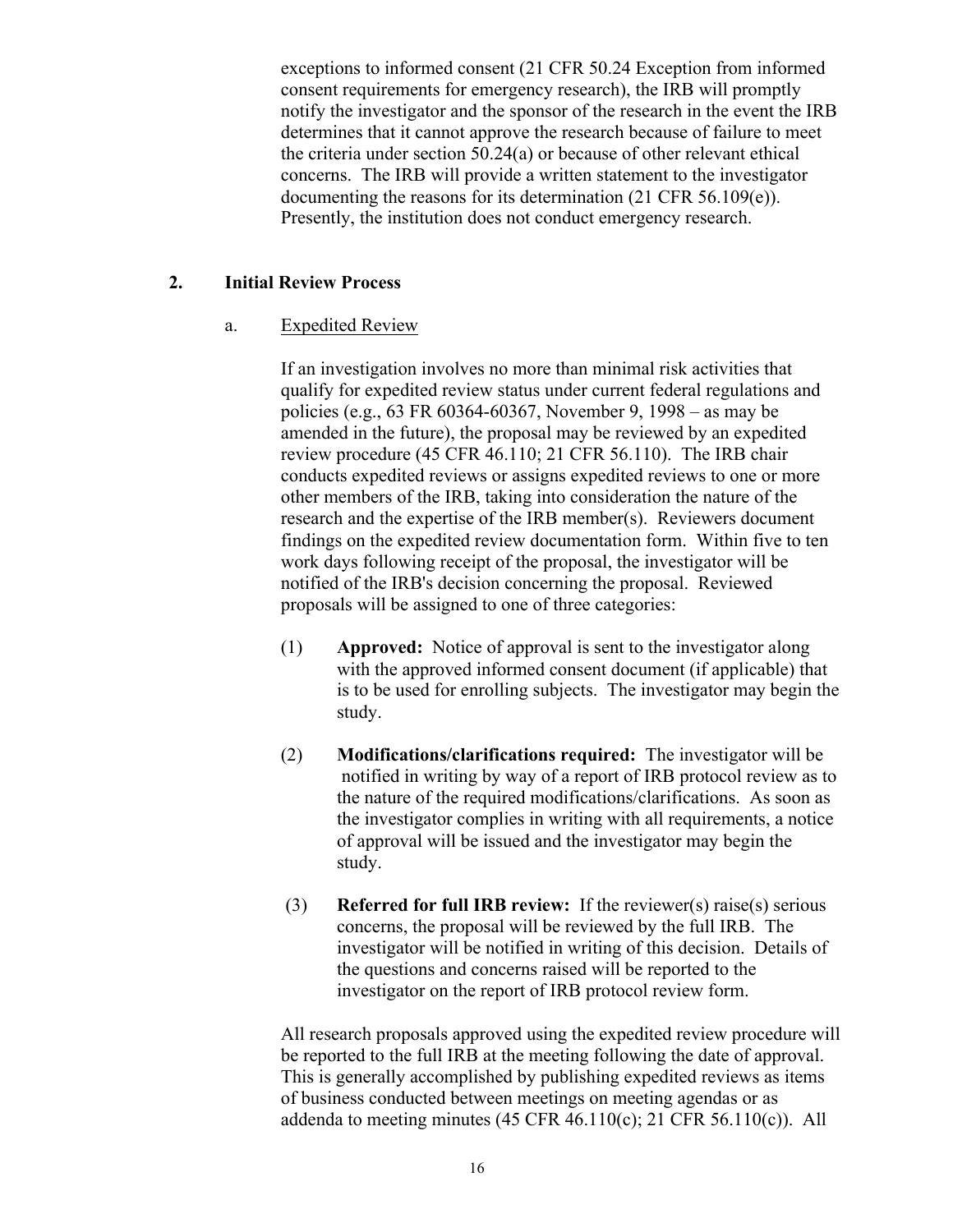exceptions to informed consent (21 CFR 50.24 Exception from informed consent requirements for emergency research), the IRB will promptly notify the investigator and the sponsor of the research in the event the IRB determines that it cannot approve the research because of failure to meet the criteria under section 50.24(a) or because of other relevant ethical concerns. The IRB will provide a written statement to the investigator documenting the reasons for its determination (21 CFR 56.109(e)). Presently, the institution does not conduct emergency research.

## 2. Initial Review Process

### a. Expedited Review

If an investigation involves no more than minimal risk activities that qualify for expedited review status under current federal regulations and policies (e.g., 63 FR 60364-60367, November 9, 1998 – as may be amended in the future), the proposal may be reviewed by an expedited review procedure (45 CFR 46.110; 21 CFR 56.110). The IRB chair conducts expedited reviews or assigns expedited reviews to one or more other members of the IRB, taking into consideration the nature of the research and the expertise of the IRB member(s). Reviewers document findings on the expedited review documentation form. Within five to ten work days following receipt of the proposal, the investigator will be notified of the IRB's decision concerning the proposal. Reviewed proposals will be assigned to one of three categories:

(1) **Approved:** Notice of approval is sent to the investigator along with the approved informed consent document (if applicable) that is to be used for enrolling subjects. The investigator may begin the study.

(2) **Modifications/clarifications required:** The investigator will be notified in writing by way of a report of IRB protocol review as to the nature of the required modifications/clarifications. As soon as the investigator complies in writing with all requirements, a notice of approval will be issued and the investigator may begin the study.

(3) **Referred for full IRB review:** If the reviewer(s) raise(s) serious concerns, the proposal will be reviewed by the full IRB. The investigator will be notified in writing of this decision. Details of the questions and concerns raised will be reported to the investigator on the report of IRB protocol review form.

All research proposals approved using the expedited review procedure will be reported to the full IRB at the meeting following the date of approval. This is generally accomplished by publishing expedited reviews as items of business conducted between meetings on meeting agendas or as addenda to meeting minutes (45 CFR 46.110(c); 21 CFR 56.110(c)). All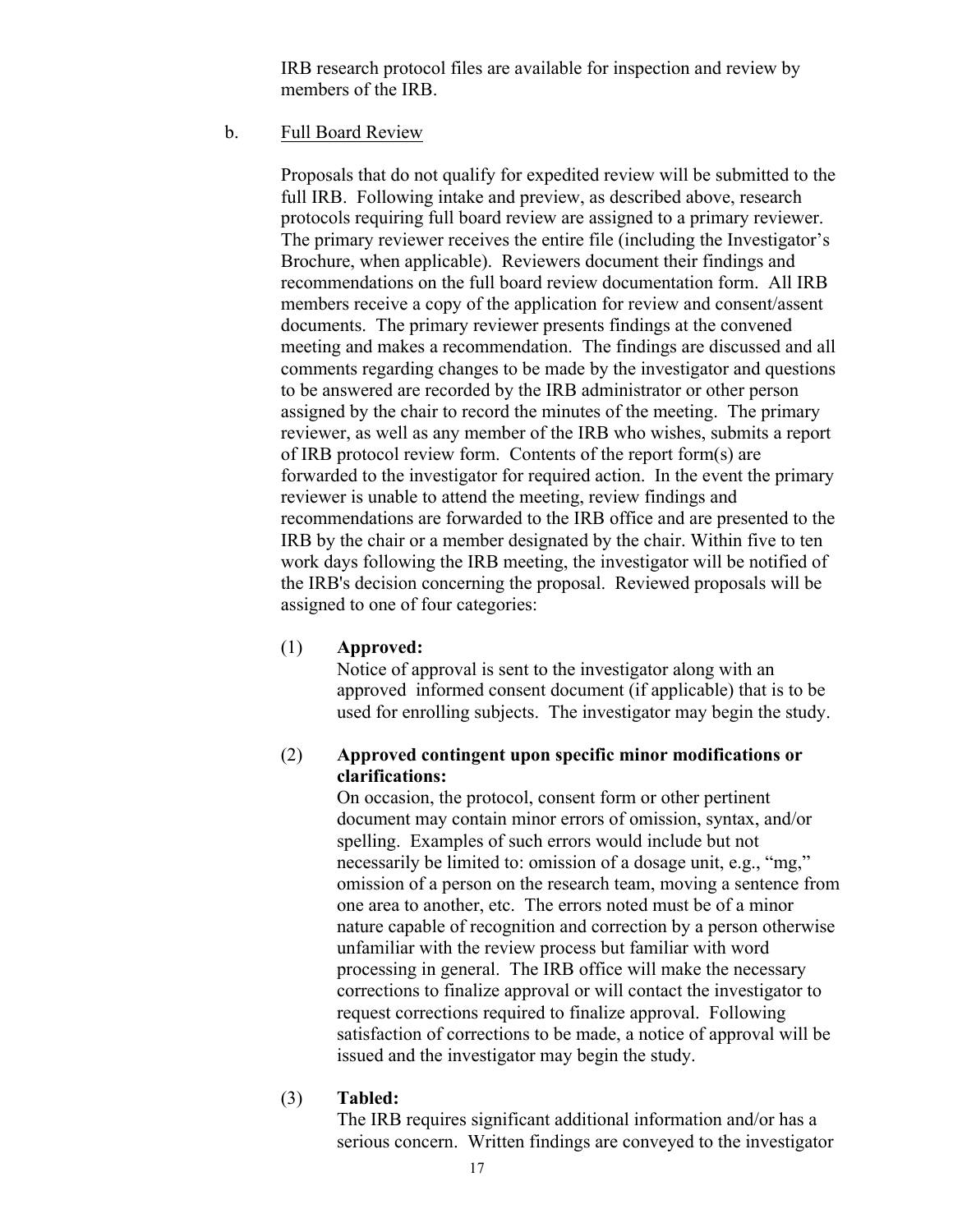IRB research protocol files are available for inspection and review by members of the IRB.

b. Full Board Review

Proposals that do not qualify for expedited review will be submitted to the full IRB. Following intake and preview, as described above, research protocols requiring full board review are assigned to a primary reviewer. The primary reviewer receives the entire file (including the Investigator's Brochure, when applicable). Reviewers document their findings and recommendations on the full board review documentation form. All IRB members receive a copy of the application for review and consent/assent documents. The primary reviewer presents findings at the convened meeting and makes a recommendation. The findings are discussed and all comments regarding changes to be made by the investigator and questions to be answered are recorded by the IRB administrator or other person assigned by the chair to record the minutes of the meeting. The primary reviewer, as well as any member of the IRB who wishes, submits a report of IRB protocol review form. Contents of the report form(s) are forwarded to the investigator for required action. In the event the primary reviewer is unable to attend the meeting, review findings and recommendations are forwarded to the IRB office and are presented to the IRB by the chair or a member designated by the chair. Within five to ten work days following the IRB meeting, the investigator will be notified of the IRB's decision concerning the proposal. Reviewed proposals will be assigned to one of four categories:

(1) **Approved:**
Notice of approval is sent to the investigator along with an approved informed consent document (if applicable) that is to be used for enrolling subjects. The investigator may begin the study.

(2) **Approved contingent upon specific minor modifications or clarifications:**
On occasion, the protocol, consent form or other pertinent document may contain minor errors of omission, syntax, and/or spelling. Examples of such errors would include but not necessarily be limited to: omission of a dosage unit, e.g., "mg," omission of a person on the research team, moving a sentence from one area to another, etc. The errors noted must be of a minor nature capable of recognition and correction by a person otherwise unfamiliar with the review process but familiar with word processing in general. The IRB office will make the necessary corrections to finalize approval or will contact the investigator to request corrections required to finalize approval. Following satisfaction of corrections to be made, a notice of approval will be issued and the investigator may begin the study.

(3) **Tabled:**
The IRB requires significant additional information and/or has a serious concern. Written findings are conveyed to the investigator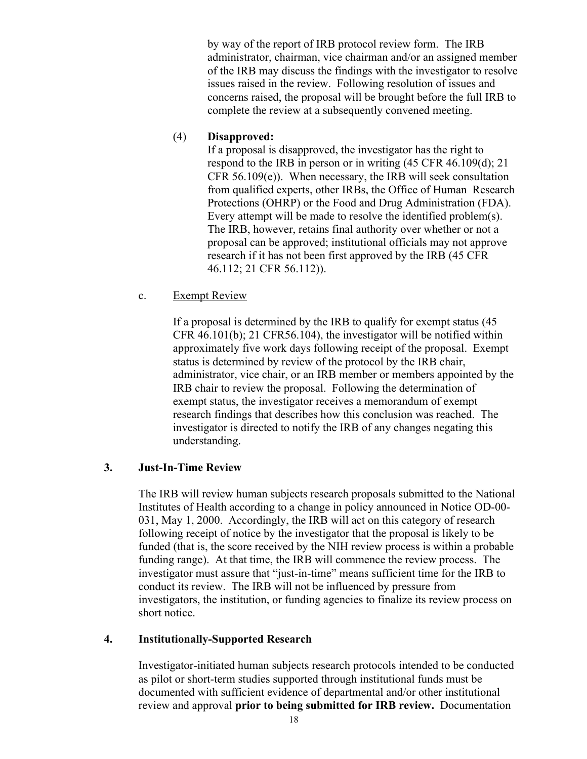by way of the report of IRB protocol review form. The IRB administrator, chairman, vice chairman and/or an assigned member of the IRB may discuss the findings with the investigator to resolve issues raised in the review. Following resolution of issues and concerns raised, the proposal will be brought before the full IRB to complete the review at a subsequently convened meeting.

(4) **Disapproved:**
If a proposal is disapproved, the investigator has the right to respond to the IRB in person or in writing (45 CFR 46.109(d); 21 CFR 56.109(e)). When necessary, the IRB will seek consultation from qualified experts, other IRBs, the Office of Human Research Protections (OHRP) or the Food and Drug Administration (FDA). Every attempt will be made to resolve the identified problem(s). The IRB, however, retains final authority over whether or not a proposal can be approved; institutional officials may not approve research if it has not been first approved by the IRB (45 CFR 46.112; 21 CFR 56.112)).

c. <u>Exempt Review</u>

If a proposal is determined by the IRB to qualify for exempt status (45 CFR 46.101(b); 21 CFR56.104), the investigator will be notified within approximately five work days following receipt of the proposal. Exempt status is determined by review of the protocol by the IRB chair, administrator, vice chair, or an IRB member or members appointed by the IRB chair to review the proposal. Following the determination of exempt status, the investigator receives a memorandum of exempt research findings that describes how this conclusion was reached. The investigator is directed to notify the IRB of any changes negating this understanding.

### 3. Just-In-Time Review

The IRB will review human subjects research proposals submitted to the National Institutes of Health according to a change in policy announced in Notice OD-00-031, May 1, 2000. Accordingly, the IRB will act on this category of research following receipt of notice by the investigator that the proposal is likely to be funded (that is, the score received by the NIH review process is within a probable funding range). At that time, the IRB will commence the review process. The investigator must assure that "just-in-time" means sufficient time for the IRB to conduct its review. The IRB will not be influenced by pressure from investigators, the institution, or funding agencies to finalize its review process on short notice.

### 4. Institutionally-Supported Research

Investigator-initiated human subjects research protocols intended to be conducted as pilot or short-term studies supported through institutional funds must be documented with sufficient evidence of departmental and/or other institutional review and approval **prior to being submitted for IRB review.** Documentation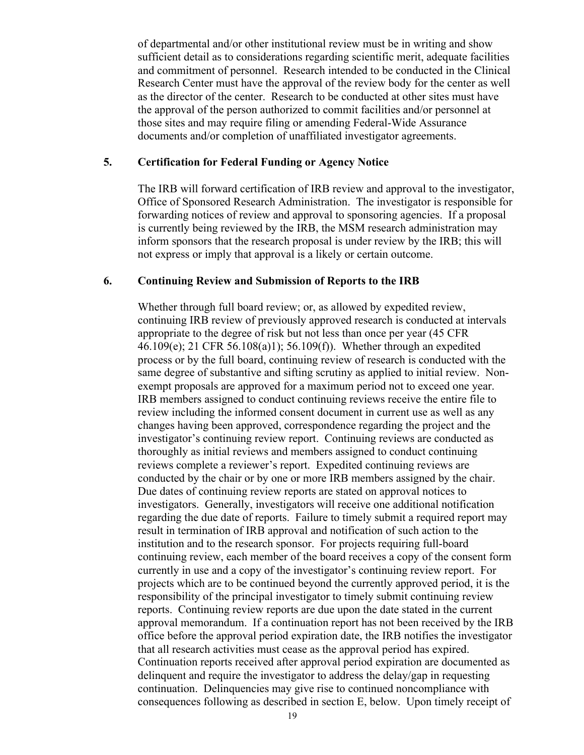of departmental and/or other institutional review must be in writing and show sufficient detail as to considerations regarding scientific merit, adequate facilities and commitment of personnel. Research intended to be conducted in the Clinical Research Center must have the approval of the review body for the center as well as the director of the center. Research to be conducted at other sites must have the approval of the person authorized to commit facilities and/or personnel at those sites and may require filing or amending Federal-Wide Assurance documents and/or completion of unaffiliated investigator agreements.

### 5. Certification for Federal Funding or Agency Notice

The IRB will forward certification of IRB review and approval to the investigator, Office of Sponsored Research Administration. The investigator is responsible for forwarding notices of review and approval to sponsoring agencies. If a proposal is currently being reviewed by the IRB, the MSM research administration may inform sponsors that the research proposal is under review by the IRB; this will not express or imply that approval is a likely or certain outcome.

### 6. Continuing Review and Submission of Reports to the IRB

Whether through full board review; or, as allowed by expedited review, continuing IRB review of previously approved research is conducted at intervals appropriate to the degree of risk but not less than once per year (45 CFR 46.109(e); 21 CFR 56.108(a)1); 56.109(f)). Whether through an expedited process or by the full board, continuing review of research is conducted with the same degree of substantive and sifting scrutiny as applied to initial review. Non-exempt proposals are approved for a maximum period not to exceed one year. IRB members assigned to conduct continuing reviews receive the entire file to review including the informed consent document in current use as well as any changes having been approved, correspondence regarding the project and the investigator's continuing review report. Continuing reviews are conducted as thoroughly as initial reviews and members assigned to conduct continuing reviews complete a reviewer's report. Expedited continuing reviews are conducted by the chair or by one or more IRB members assigned by the chair. Due dates of continuing review reports are stated on approval notices to investigators. Generally, investigators will receive one additional notification regarding the due date of reports. Failure to timely submit a required report may result in termination of IRB approval and notification of such action to the institution and to the research sponsor. For projects requiring full-board continuing review, each member of the board receives a copy of the consent form currently in use and a copy of the investigator's continuing review report. For projects which are to be continued beyond the currently approved period, it is the responsibility of the principal investigator to timely submit continuing review reports. Continuing review reports are due upon the date stated in the current approval memorandum. If a continuation report has not been received by the IRB office before the approval period expiration date, the IRB notifies the investigator that all research activities must cease as the approval period has expired. Continuation reports received after approval period expiration are documented as delinquent and require the investigator to address the delay/gap in requesting continuation. Delinquencies may give rise to continued noncompliance with consequences following as described in section E, below. Upon timely receipt of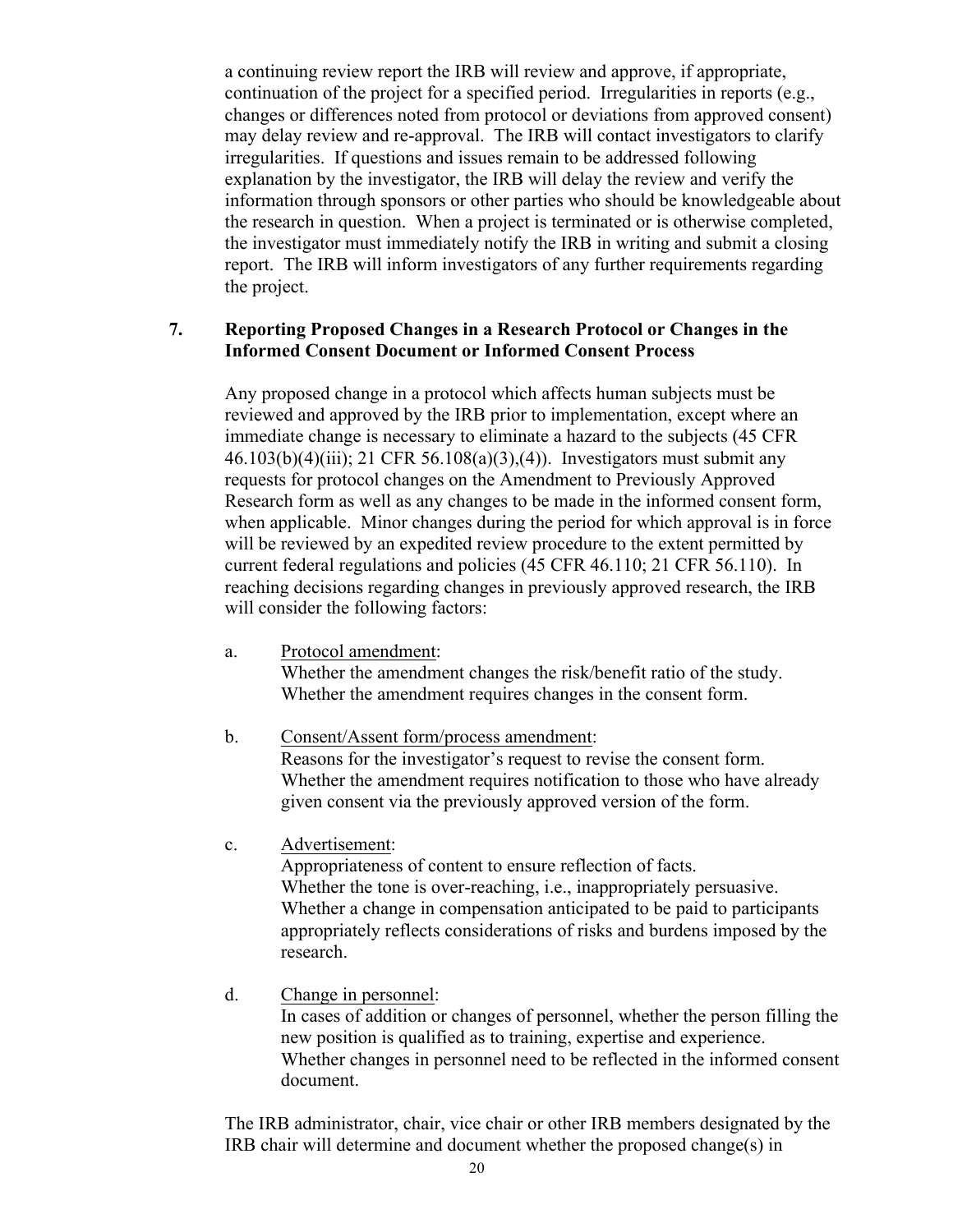a continuing review report the IRB will review and approve, if appropriate, continuation of the project for a specified period. Irregularities in reports (e.g., changes or differences noted from protocol or deviations from approved consent) may delay review and re-approval. The IRB will contact investigators to clarify irregularities. If questions and issues remain to be addressed following explanation by the investigator, the IRB will delay the review and verify the information through sponsors or other parties who should be knowledgeable about the research in question. When a project is terminated or is otherwise completed, the investigator must immediately notify the IRB in writing and submit a closing report. The IRB will inform investigators of any further requirements regarding the project.

### 7. Reporting Proposed Changes in a Research Protocol or Changes in the Informed Consent Document or Informed Consent Process

Any proposed change in a protocol which affects human subjects must be reviewed and approved by the IRB prior to implementation, except where an immediate change is necessary to eliminate a hazard to the subjects (45 CFR 46.103(b)(4)(iii); 21 CFR 56.108(a)(3),(4)). Investigators must submit any requests for protocol changes on the Amendment to Previously Approved Research form as well as any changes to be made in the informed consent form, when applicable. Minor changes during the period for which approval is in force will be reviewed by an expedited review procedure to the extent permitted by current federal regulations and policies (45 CFR 46.110; 21 CFR 56.110). In reaching decisions regarding changes in previously approved research, the IRB will consider the following factors:

a. Protocol amendment:
   Whether the amendment changes the risk/benefit ratio of the study.
   Whether the amendment requires changes in the consent form.

b. Consent/Assent form/process amendment:
   Reasons for the investigator's request to revise the consent form.
   Whether the amendment requires notification to those who have already given consent via the previously approved version of the form.

c. Advertisement:
   Appropriateness of content to ensure reflection of facts.
   Whether the tone is over-reaching, i.e., inappropriately persuasive.
   Whether a change in compensation anticipated to be paid to participants appropriately reflects considerations of risks and burdens imposed by the research.

d. Change in personnel:
   In cases of addition or changes of personnel, whether the person filling the new position is qualified as to training, expertise and experience.
   Whether changes in personnel need to be reflected in the informed consent document.

The IRB administrator, chair, vice chair or other IRB members designated by the IRB chair will determine and document whether the proposed change(s) in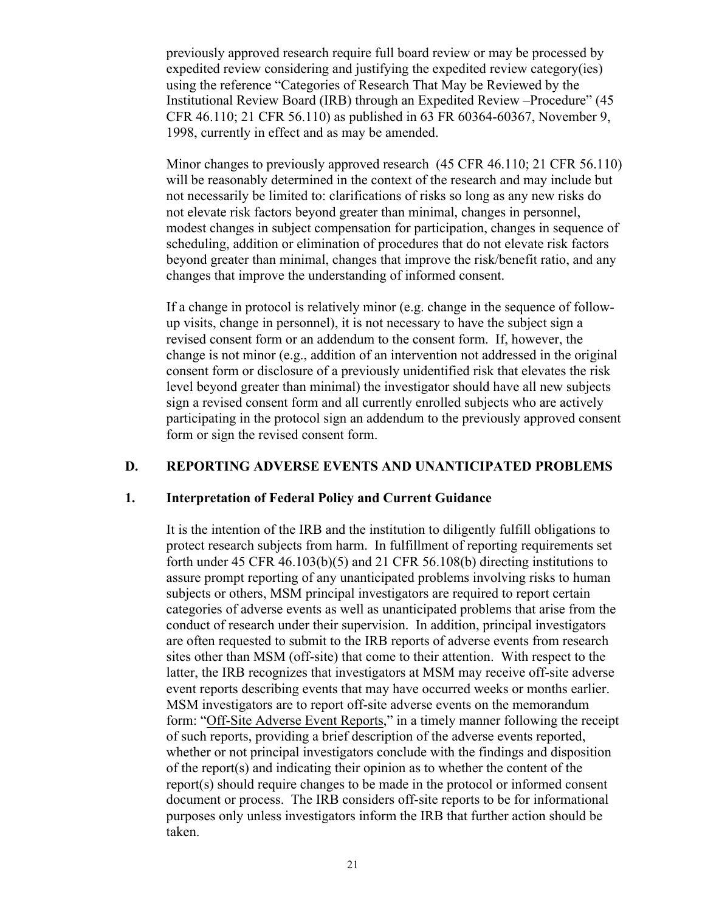previously approved research require full board review or may be processed by expedited review considering and justifying the expedited review category(ies) using the reference "Categories of Research That May be Reviewed by the Institutional Review Board (IRB) through an Expedited Review –Procedure" (45 CFR 46.110; 21 CFR 56.110) as published in 63 FR 60364-60367, November 9, 1998, currently in effect and as may be amended.

Minor changes to previously approved research (45 CFR 46.110; 21 CFR 56.110) will be reasonably determined in the context of the research and may include but not necessarily be limited to: clarifications of risks so long as any new risks do not elevate risk factors beyond greater than minimal, changes in personnel, modest changes in subject compensation for participation, changes in sequence of scheduling, addition or elimination of procedures that do not elevate risk factors beyond greater than minimal, changes that improve the risk/benefit ratio, and any changes that improve the understanding of informed consent.

If a change in protocol is relatively minor (e.g. change in the sequence of follow-up visits, change in personnel), it is not necessary to have the subject sign a revised consent form or an addendum to the consent form. If, however, the change is not minor (e.g., addition of an intervention not addressed in the original consent form or disclosure of a previously unidentified risk that elevates the risk level beyond greater than minimal) the investigator should have all new subjects sign a revised consent form and all currently enrolled subjects who are actively participating in the protocol sign an addendum to the previously approved consent form or sign the revised consent form.

## D. REPORTING ADVERSE EVENTS AND UNANTICIPATED PROBLEMS

### 1. Interpretation of Federal Policy and Current Guidance

It is the intention of the IRB and the institution to diligently fulfill obligations to protect research subjects from harm. In fulfillment of reporting requirements set forth under 45 CFR 46.103(b)(5) and 21 CFR 56.108(b) directing institutions to assure prompt reporting of any unanticipated problems involving risks to human subjects or others, MSM principal investigators are required to report certain categories of adverse events as well as unanticipated problems that arise from the conduct of research under their supervision. In addition, principal investigators are often requested to submit to the IRB reports of adverse events from research sites other than MSM (off-site) that come to their attention. With respect to the latter, the IRB recognizes that investigators at MSM may receive off-site adverse event reports describing events that may have occurred weeks or months earlier. MSM investigators are to report off-site adverse events on the memorandum form: "Off-Site Adverse Event Reports," in a timely manner following the receipt of such reports, providing a brief description of the adverse events reported, whether or not principal investigators conclude with the findings and disposition of the report(s) and indicating their opinion as to whether the content of the report(s) should require changes to be made in the protocol or informed consent document or process. The IRB considers off-site reports to be for informational purposes only unless investigators inform the IRB that further action should be taken.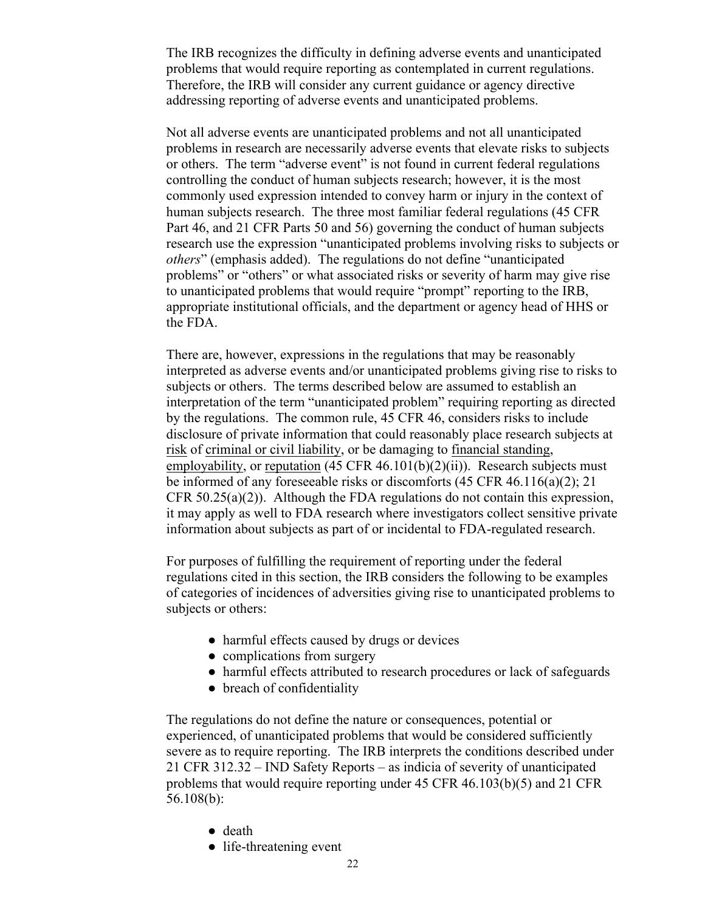The IRB recognizes the difficulty in defining adverse events and unanticipated problems that would require reporting as contemplated in current regulations. Therefore, the IRB will consider any current guidance or agency directive addressing reporting of adverse events and unanticipated problems.

Not all adverse events are unanticipated problems and not all unanticipated problems in research are necessarily adverse events that elevate risks to subjects or others. The term "adverse event" is not found in current federal regulations controlling the conduct of human subjects research; however, it is the most commonly used expression intended to convey harm or injury in the context of human subjects research. The three most familiar federal regulations (45 CFR Part 46, and 21 CFR Parts 50 and 56) governing the conduct of human subjects research use the expression "unanticipated problems involving risks to subjects or *others*" (emphasis added). The regulations do not define "unanticipated problems" or "others" or what associated risks or severity of harm may give rise to unanticipated problems that would require "prompt" reporting to the IRB, appropriate institutional officials, and the department or agency head of HHS or the FDA.

There are, however, expressions in the regulations that may be reasonably interpreted as adverse events and/or unanticipated problems giving rise to risks to subjects or others. The terms described below are assumed to establish an interpretation of the term "unanticipated problem" requiring reporting as directed by the regulations. The common rule, 45 CFR 46, considers risks to include disclosure of private information that could reasonably place research subjects at <u>risk</u> of <u>criminal or civil liability</u>, or be damaging to <u>financial standing</u>, <u>employability</u>, or <u>reputation</u> (45 CFR 46.101(b)(2)(ii)). Research subjects must be informed of any foreseeable risks or discomforts (45 CFR 46.116(a)(2); 21 CFR 50.25(a)(2)). Although the FDA regulations do not contain this expression, it may apply as well to FDA research where investigators collect sensitive private information about subjects as part of or incidental to FDA-regulated research.

For purposes of fulfilling the requirement of reporting under the federal regulations cited in this section, the IRB considers the following to be examples of categories of incidences of adversities giving rise to unanticipated problems to subjects or others:

- harmful effects caused by drugs or devices
- complications from surgery
- harmful effects attributed to research procedures or lack of safeguards
- breach of confidentiality

The regulations do not define the nature or consequences, potential or experienced, of unanticipated problems that would be considered sufficiently severe as to require reporting. The IRB interprets the conditions described under 21 CFR 312.32 – IND Safety Reports – as indicia of severity of unanticipated problems that would require reporting under 45 CFR 46.103(b)(5) and 21 CFR 56.108(b):

- death
- life-threatening event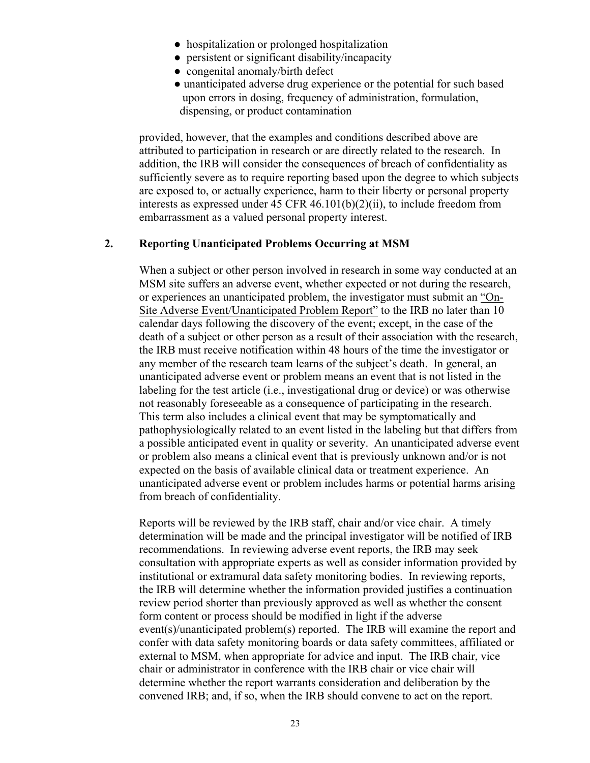- hospitalization or prolonged hospitalization
- persistent or significant disability/incapacity
- congenital anomaly/birth defect
- unanticipated adverse drug experience or the potential for such based upon errors in dosing, frequency of administration, formulation, dispensing, or product contamination

provided, however, that the examples and conditions described above are attributed to participation in research or are directly related to the research. In addition, the IRB will consider the consequences of breach of confidentiality as sufficiently severe as to require reporting based upon the degree to which subjects are exposed to, or actually experience, harm to their liberty or personal property interests as expressed under 45 CFR 46.101(b)(2)(ii), to include freedom from embarrassment as a valued personal property interest.

## 2. Reporting Unanticipated Problems Occurring at MSM

When a subject or other person involved in research in some way conducted at an MSM site suffers an adverse event, whether expected or not during the research, or experiences an unanticipated problem, the investigator must submit an "On-Site Adverse Event/Unanticipated Problem Report" to the IRB no later than 10 calendar days following the discovery of the event; except, in the case of the death of a subject or other person as a result of their association with the research, the IRB must receive notification within 48 hours of the time the investigator or any member of the research team learns of the subject's death. In general, an unanticipated adverse event or problem means an event that is not listed in the labeling for the test article (i.e., investigational drug or device) or was otherwise not reasonably foreseeable as a consequence of participating in the research. This term also includes a clinical event that may be symptomatically and pathophysiologically related to an event listed in the labeling but that differs from a possible anticipated event in quality or severity. An unanticipated adverse event or problem also means a clinical event that is previously unknown and/or is not expected on the basis of available clinical data or treatment experience. An unanticipated adverse event or problem includes harms or potential harms arising from breach of confidentiality.

Reports will be reviewed by the IRB staff, chair and/or vice chair. A timely determination will be made and the principal investigator will be notified of IRB recommendations. In reviewing adverse event reports, the IRB may seek consultation with appropriate experts as well as consider information provided by institutional or extramural data safety monitoring bodies. In reviewing reports, the IRB will determine whether the information provided justifies a continuation review period shorter than previously approved as well as whether the consent form content or process should be modified in light if the adverse event(s)/unanticipated problem(s) reported. The IRB will examine the report and confer with data safety monitoring boards or data safety committees, affiliated or external to MSM, when appropriate for advice and input. The IRB chair, vice chair or administrator in conference with the IRB chair or vice chair will determine whether the report warrants consideration and deliberation by the convened IRB; and, if so, when the IRB should convene to act on the report.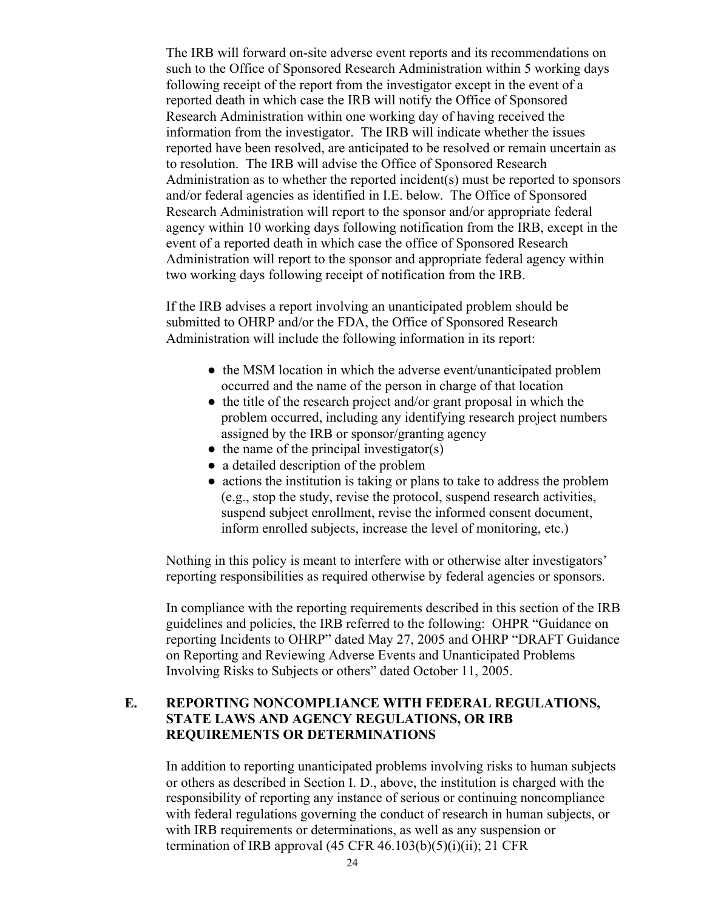The IRB will forward on-site adverse event reports and its recommendations on such to the Office of Sponsored Research Administration within 5 working days following receipt of the report from the investigator except in the event of a reported death in which case the IRB will notify the Office of Sponsored Research Administration within one working day of having received the information from the investigator. The IRB will indicate whether the issues reported have been resolved, are anticipated to be resolved or remain uncertain as to resolution. The IRB will advise the Office of Sponsored Research Administration as to whether the reported incident(s) must be reported to sponsors and/or federal agencies as identified in I.E. below. The Office of Sponsored Research Administration will report to the sponsor and/or appropriate federal agency within 10 working days following notification from the IRB, except in the event of a reported death in which case the office of Sponsored Research Administration will report to the sponsor and appropriate federal agency within two working days following receipt of notification from the IRB.

If the IRB advises a report involving an unanticipated problem should be submitted to OHRP and/or the FDA, the Office of Sponsored Research Administration will include the following information in its report:

- the MSM location in which the adverse event/unanticipated problem occurred and the name of the person in charge of that location
- the title of the research project and/or grant proposal in which the problem occurred, including any identifying research project numbers assigned by the IRB or sponsor/granting agency
- the name of the principal investigator(s)
- a detailed description of the problem
- actions the institution is taking or plans to take to address the problem (e.g., stop the study, revise the protocol, suspend research activities, suspend subject enrollment, revise the informed consent document, inform enrolled subjects, increase the level of monitoring, etc.)

Nothing in this policy is meant to interfere with or otherwise alter investigators' reporting responsibilities as required otherwise by federal agencies or sponsors.

In compliance with the reporting requirements described in this section of the IRB guidelines and policies, the IRB referred to the following: OHPR "Guidance on reporting Incidents to OHRP" dated May 27, 2005 and OHRP "DRAFT Guidance on Reporting and Reviewing Adverse Events and Unanticipated Problems Involving Risks to Subjects or others" dated October 11, 2005.

## E. REPORTING NONCOMPLIANCE WITH FEDERAL REGULATIONS, STATE LAWS AND AGENCY REGULATIONS, OR IRB REQUIREMENTS OR DETERMINATIONS

In addition to reporting unanticipated problems involving risks to human subjects or others as described in Section I. D., above, the institution is charged with the responsibility of reporting any instance of serious or continuing noncompliance with federal regulations governing the conduct of research in human subjects, or with IRB requirements or determinations, as well as any suspension or termination of IRB approval (45 CFR 46.103(b)(5)(i)(ii); 21 CFR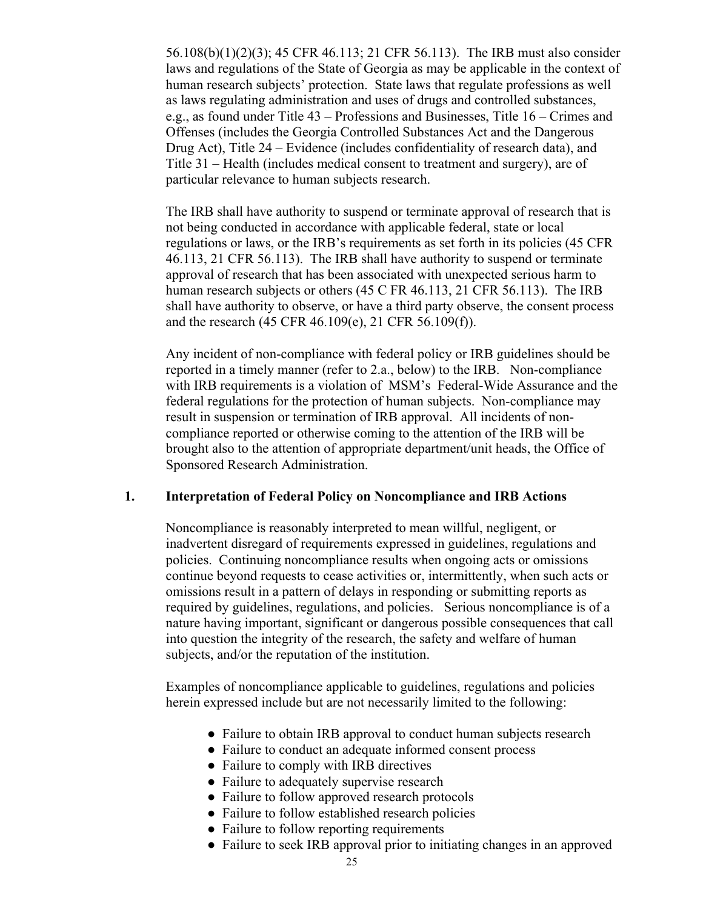56.108(b)(1)(2)(3); 45 CFR 46.113; 21 CFR 56.113). The IRB must also consider laws and regulations of the State of Georgia as may be applicable in the context of human research subjects' protection. State laws that regulate professions as well as laws regulating administration and uses of drugs and controlled substances, e.g., as found under Title 43 – Professions and Businesses, Title 16 – Crimes and Offenses (includes the Georgia Controlled Substances Act and the Dangerous Drug Act), Title 24 – Evidence (includes confidentiality of research data), and Title 31 – Health (includes medical consent to treatment and surgery), are of particular relevance to human subjects research.

The IRB shall have authority to suspend or terminate approval of research that is not being conducted in accordance with applicable federal, state or local regulations or laws, or the IRB's requirements as set forth in its policies (45 CFR 46.113, 21 CFR 56.113). The IRB shall have authority to suspend or terminate approval of research that has been associated with unexpected serious harm to human research subjects or others (45 C FR 46.113, 21 CFR 56.113). The IRB shall have authority to observe, or have a third party observe, the consent process and the research (45 CFR 46.109(e), 21 CFR 56.109(f)).

Any incident of non-compliance with federal policy or IRB guidelines should be reported in a timely manner (refer to 2.a., below) to the IRB. Non-compliance with IRB requirements is a violation of MSM's Federal-Wide Assurance and the federal regulations for the protection of human subjects. Non-compliance may result in suspension or termination of IRB approval. All incidents of non-compliance reported or otherwise coming to the attention of the IRB will be brought also to the attention of appropriate department/unit heads, the Office of Sponsored Research Administration.

### 1. Interpretation of Federal Policy on Noncompliance and IRB Actions

Noncompliance is reasonably interpreted to mean willful, negligent, or inadvertent disregard of requirements expressed in guidelines, regulations and policies. Continuing noncompliance results when ongoing acts or omissions continue beyond requests to cease activities or, intermittently, when such acts or omissions result in a pattern of delays in responding or submitting reports as required by guidelines, regulations, and policies. Serious noncompliance is of a nature having important, significant or dangerous possible consequences that call into question the integrity of the research, the safety and welfare of human subjects, and/or the reputation of the institution.

Examples of noncompliance applicable to guidelines, regulations and policies herein expressed include but are not necessarily limited to the following:

- Failure to obtain IRB approval to conduct human subjects research
- Failure to conduct an adequate informed consent process
- Failure to comply with IRB directives
- Failure to adequately supervise research
- Failure to follow approved research protocols
- Failure to follow established research policies
- Failure to follow reporting requirements
- Failure to seek IRB approval prior to initiating changes in an approved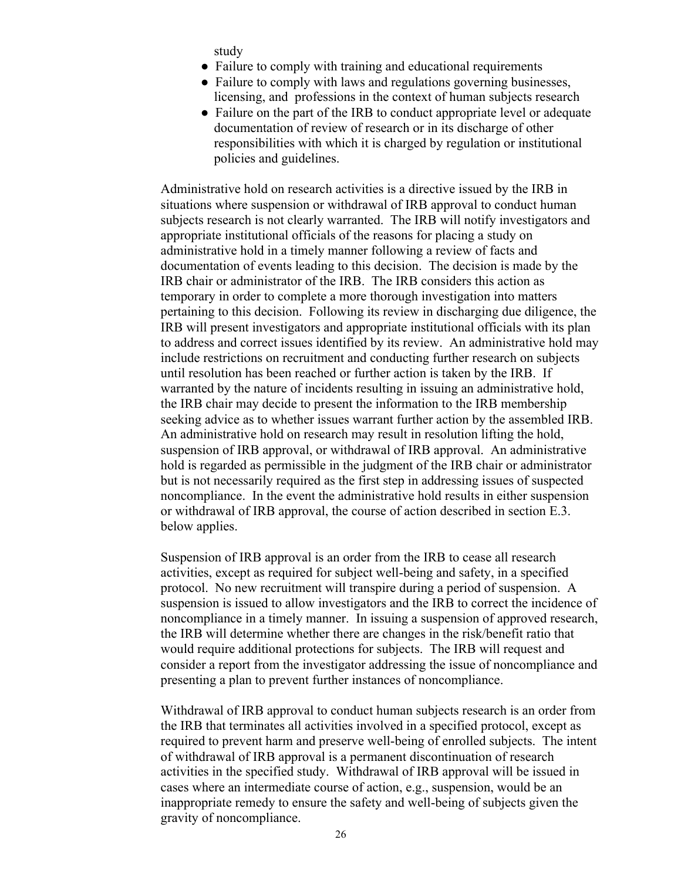study

- Failure to comply with training and educational requirements
- Failure to comply with laws and regulations governing businesses, licensing, and professions in the context of human subjects research
- Failure on the part of the IRB to conduct appropriate level or adequate documentation of review of research or in its discharge of other responsibilities with which it is charged by regulation or institutional policies and guidelines.

Administrative hold on research activities is a directive issued by the IRB in situations where suspension or withdrawal of IRB approval to conduct human subjects research is not clearly warranted. The IRB will notify investigators and appropriate institutional officials of the reasons for placing a study on administrative hold in a timely manner following a review of facts and documentation of events leading to this decision. The decision is made by the IRB chair or administrator of the IRB. The IRB considers this action as temporary in order to complete a more thorough investigation into matters pertaining to this decision. Following its review in discharging due diligence, the IRB will present investigators and appropriate institutional officials with its plan to address and correct issues identified by its review. An administrative hold may include restrictions on recruitment and conducting further research on subjects until resolution has been reached or further action is taken by the IRB. If warranted by the nature of incidents resulting in issuing an administrative hold, the IRB chair may decide to present the information to the IRB membership seeking advice as to whether issues warrant further action by the assembled IRB. An administrative hold on research may result in resolution lifting the hold, suspension of IRB approval, or withdrawal of IRB approval. An administrative hold is regarded as permissible in the judgment of the IRB chair or administrator but is not necessarily required as the first step in addressing issues of suspected noncompliance. In the event the administrative hold results in either suspension or withdrawal of IRB approval, the course of action described in section E.3. below applies.

Suspension of IRB approval is an order from the IRB to cease all research activities, except as required for subject well-being and safety, in a specified protocol. No new recruitment will transpire during a period of suspension. A suspension is issued to allow investigators and the IRB to correct the incidence of noncompliance in a timely manner. In issuing a suspension of approved research, the IRB will determine whether there are changes in the risk/benefit ratio that would require additional protections for subjects. The IRB will request and consider a report from the investigator addressing the issue of noncompliance and presenting a plan to prevent further instances of noncompliance.

Withdrawal of IRB approval to conduct human subjects research is an order from the IRB that terminates all activities involved in a specified protocol, except as required to prevent harm and preserve well-being of enrolled subjects. The intent of withdrawal of IRB approval is a permanent discontinuation of research activities in the specified study. Withdrawal of IRB approval will be issued in cases where an intermediate course of action, e.g., suspension, would be an inappropriate remedy to ensure the safety and well-being of subjects given the gravity of noncompliance.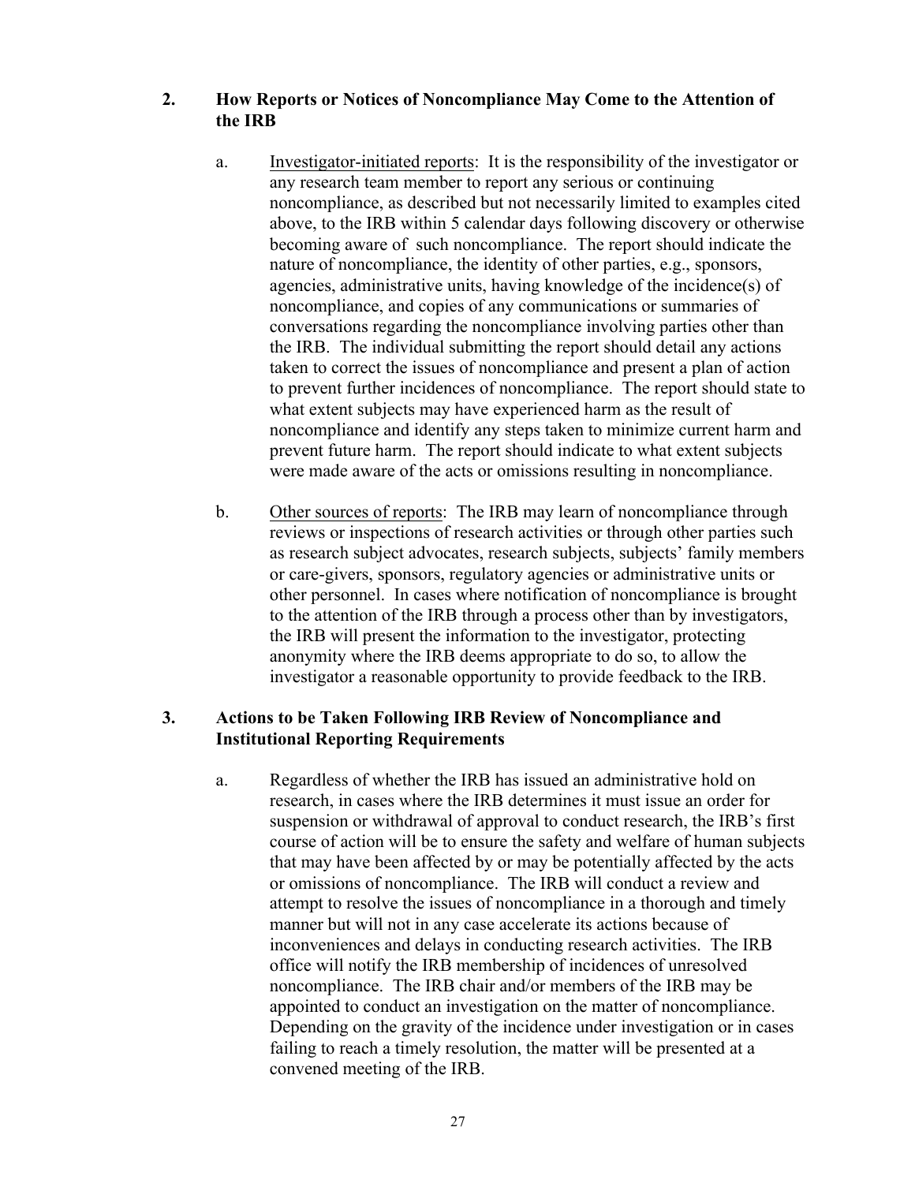## 2. How Reports or Notices of Noncompliance May Come to the Attention of the IRB

a. Investigator-initiated reports: It is the responsibility of the investigator or any research team member to report any serious or continuing noncompliance, as described but not necessarily limited to examples cited above, to the IRB within 5 calendar days following discovery or otherwise becoming aware of such noncompliance. The report should indicate the nature of noncompliance, the identity of other parties, e.g., sponsors, agencies, administrative units, having knowledge of the incidence(s) of noncompliance, and copies of any communications or summaries of conversations regarding the noncompliance involving parties other than the IRB. The individual submitting the report should detail any actions taken to correct the issues of noncompliance and present a plan of action to prevent further incidences of noncompliance. The report should state to what extent subjects may have experienced harm as the result of noncompliance and identify any steps taken to minimize current harm and prevent future harm. The report should indicate to what extent subjects were made aware of the acts or omissions resulting in noncompliance.

b. Other sources of reports: The IRB may learn of noncompliance through reviews or inspections of research activities or through other parties such as research subject advocates, research subjects, subjects' family members or care-givers, sponsors, regulatory agencies or administrative units or other personnel. In cases where notification of noncompliance is brought to the attention of the IRB through a process other than by investigators, the IRB will present the information to the investigator, protecting anonymity where the IRB deems appropriate to do so, to allow the investigator a reasonable opportunity to provide feedback to the IRB.

## 3. Actions to be Taken Following IRB Review of Noncompliance and Institutional Reporting Requirements

a. Regardless of whether the IRB has issued an administrative hold on research, in cases where the IRB determines it must issue an order for suspension or withdrawal of approval to conduct research, the IRB's first course of action will be to ensure the safety and welfare of human subjects that may have been affected by or may be potentially affected by the acts or omissions of noncompliance. The IRB will conduct a review and attempt to resolve the issues of noncompliance in a thorough and timely manner but will not in any case accelerate its actions because of inconveniences and delays in conducting research activities. The IRB office will notify the IRB membership of incidences of unresolved noncompliance. The IRB chair and/or members of the IRB may be appointed to conduct an investigation on the matter of noncompliance. Depending on the gravity of the incidence under investigation or in cases failing to reach a timely resolution, the matter will be presented at a convened meeting of the IRB.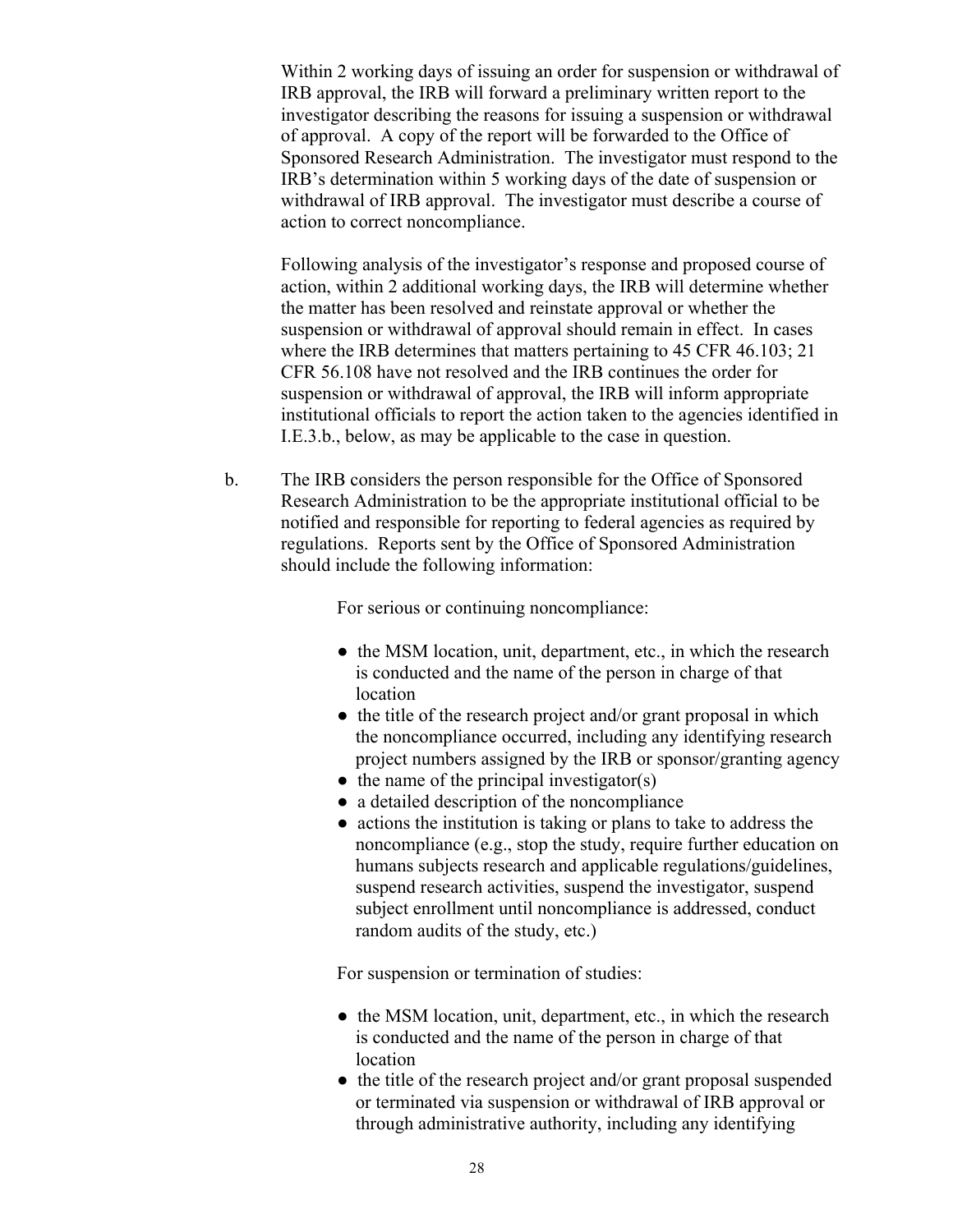Within 2 working days of issuing an order for suspension or withdrawal of IRB approval, the IRB will forward a preliminary written report to the investigator describing the reasons for issuing a suspension or withdrawal of approval. A copy of the report will be forwarded to the Office of Sponsored Research Administration. The investigator must respond to the IRB's determination within 5 working days of the date of suspension or withdrawal of IRB approval. The investigator must describe a course of action to correct noncompliance.

Following analysis of the investigator's response and proposed course of action, within 2 additional working days, the IRB will determine whether the matter has been resolved and reinstate approval or whether the suspension or withdrawal of approval should remain in effect. In cases where the IRB determines that matters pertaining to 45 CFR 46.103; 21 CFR 56.108 have not resolved and the IRB continues the order for suspension or withdrawal of approval, the IRB will inform appropriate institutional officials to report the action taken to the agencies identified in I.E.3.b., below, as may be applicable to the case in question.

b. The IRB considers the person responsible for the Office of Sponsored Research Administration to be the appropriate institutional official to be notified and responsible for reporting to federal agencies as required by regulations. Reports sent by the Office of Sponsored Administration should include the following information:

For serious or continuing noncompliance:

- the MSM location, unit, department, etc., in which the research is conducted and the name of the person in charge of that location
- the title of the research project and/or grant proposal in which the noncompliance occurred, including any identifying research project numbers assigned by the IRB or sponsor/granting agency
- the name of the principal investigator(s)
- a detailed description of the noncompliance
- actions the institution is taking or plans to take to address the noncompliance (e.g., stop the study, require further education on humans subjects research and applicable regulations/guidelines, suspend research activities, suspend the investigator, suspend subject enrollment until noncompliance is addressed, conduct random audits of the study, etc.)

For suspension or termination of studies:

- the MSM location, unit, department, etc., in which the research is conducted and the name of the person in charge of that location
- the title of the research project and/or grant proposal suspended or terminated via suspension or withdrawal of IRB approval or through administrative authority, including any identifying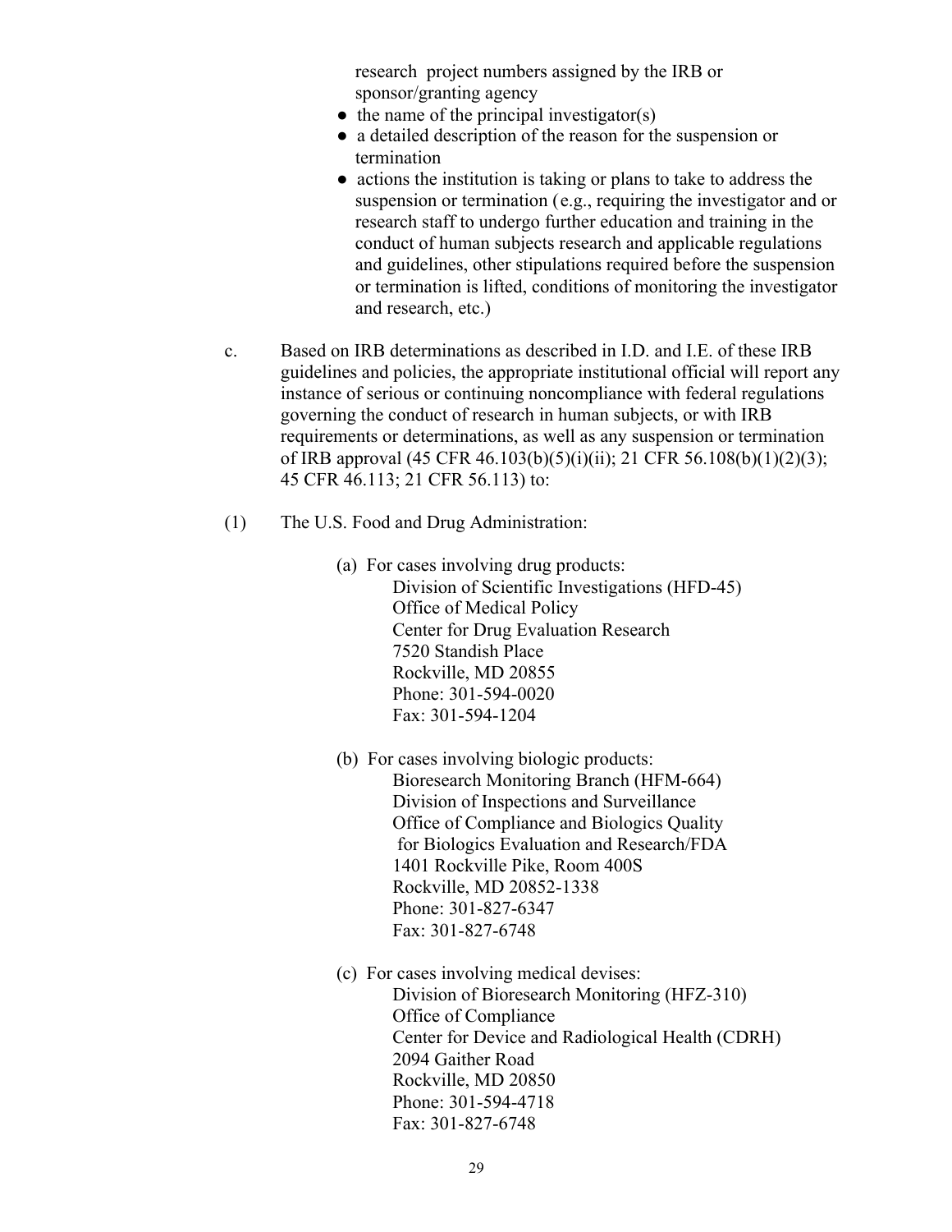research project numbers assigned by the IRB or sponsor/granting agency

- the name of the principal investigator(s)
- a detailed description of the reason for the suspension or termination
- actions the institution is taking or plans to take to address the suspension or termination (e.g., requiring the investigator and or research staff to undergo further education and training in the conduct of human subjects research and applicable regulations and guidelines, other stipulations required before the suspension or termination is lifted, conditions of monitoring the investigator and research, etc.)

c. Based on IRB determinations as described in I.D. and I.E. of these IRB guidelines and policies, the appropriate institutional official will report any instance of serious or continuing noncompliance with federal regulations governing the conduct of research in human subjects, or with IRB requirements or determinations, as well as any suspension or termination of IRB approval (45 CFR 46.103(b)(5)(i)(ii); 21 CFR 56.108(b)(1)(2)(3); 45 CFR 46.113; 21 CFR 56.113) to:

(1) The U.S. Food and Drug Administration:

(a) For cases involving drug products:
Division of Scientific Investigations (HFD-45)
Office of Medical Policy
Center for Drug Evaluation Research
7520 Standish Place
Rockville, MD 20855
Phone: 301-594-0020
Fax: 301-594-1204

(b) For cases involving biologic products:
Bioresearch Monitoring Branch (HFM-664)
Division of Inspections and Surveillance
Office of Compliance and Biologics Quality
for Biologics Evaluation and Research/FDA
1401 Rockville Pike, Room 400S
Rockville, MD 20852-1338
Phone: 301-827-6347
Fax: 301-827-6748

(c) For cases involving medical devises:
Division of Bioresearch Monitoring (HFZ-310)
Office of Compliance
Center for Device and Radiological Health (CDRH)
2094 Gaither Road
Rockville, MD 20850
Phone: 301-594-4718
Fax: 301-827-6748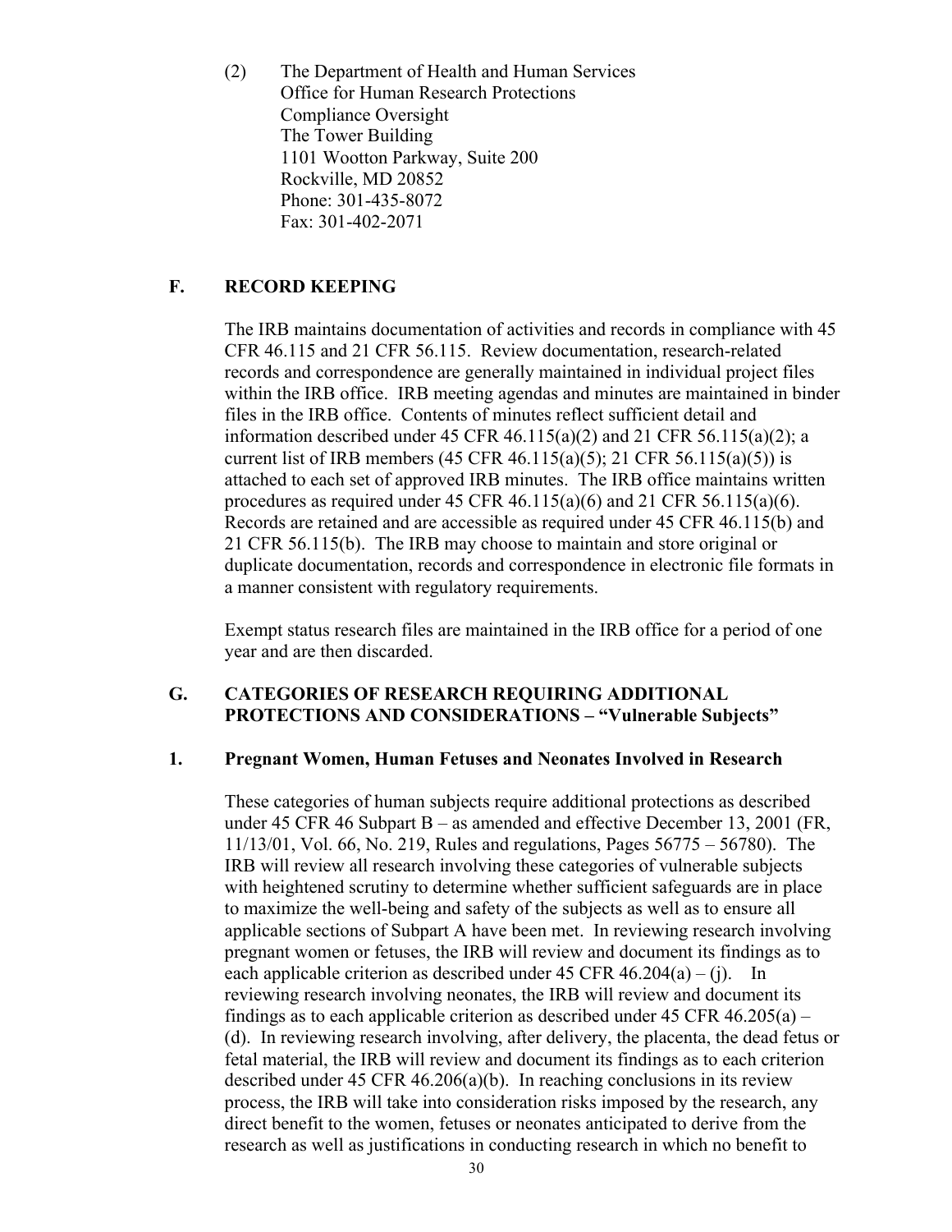(2) The Department of Health and Human Services
Office for Human Research Protections
Compliance Oversight
The Tower Building
1101 Wootton Parkway, Suite 200
Rockville, MD 20852
Phone: 301-435-8072
Fax: 301-402-2071

## F. RECORD KEEPING

The IRB maintains documentation of activities and records in compliance with 45 CFR 46.115 and 21 CFR 56.115. Review documentation, research-related records and correspondence are generally maintained in individual project files within the IRB office. IRB meeting agendas and minutes are maintained in binder files in the IRB office. Contents of minutes reflect sufficient detail and information described under 45 CFR 46.115(a)(2) and 21 CFR 56.115(a)(2); a current list of IRB members (45 CFR 46.115(a)(5); 21 CFR 56.115(a)(5)) is attached to each set of approved IRB minutes. The IRB office maintains written procedures as required under 45 CFR 46.115(a)(6) and 21 CFR 56.115(a)(6). Records are retained and are accessible as required under 45 CFR 46.115(b) and 21 CFR 56.115(b). The IRB may choose to maintain and store original or duplicate documentation, records and correspondence in electronic file formats in a manner consistent with regulatory requirements.

Exempt status research files are maintained in the IRB office for a period of one year and are then discarded.

## G. CATEGORIES OF RESEARCH REQUIRING ADDITIONAL PROTECTIONS AND CONSIDERATIONS – "Vulnerable Subjects"

### 1. Pregnant Women, Human Fetuses and Neonates Involved in Research

These categories of human subjects require additional protections as described under 45 CFR 46 Subpart B – as amended and effective December 13, 2001 (FR, 11/13/01, Vol. 66, No. 219, Rules and regulations, Pages 56775 – 56780). The IRB will review all research involving these categories of vulnerable subjects with heightened scrutiny to determine whether sufficient safeguards are in place to maximize the well-being and safety of the subjects as well as to ensure all applicable sections of Subpart A have been met. In reviewing research involving pregnant women or fetuses, the IRB will review and document its findings as to each applicable criterion as described under 45 CFR 46.204(a) – (j). In reviewing research involving neonates, the IRB will review and document its findings as to each applicable criterion as described under 45 CFR 46.205(a) – (d). In reviewing research involving, after delivery, the placenta, the dead fetus or fetal material, the IRB will review and document its findings as to each criterion described under 45 CFR 46.206(a)(b). In reaching conclusions in its review process, the IRB will take into consideration risks imposed by the research, any direct benefit to the women, fetuses or neonates anticipated to derive from the research as well as justifications in conducting research in which no benefit to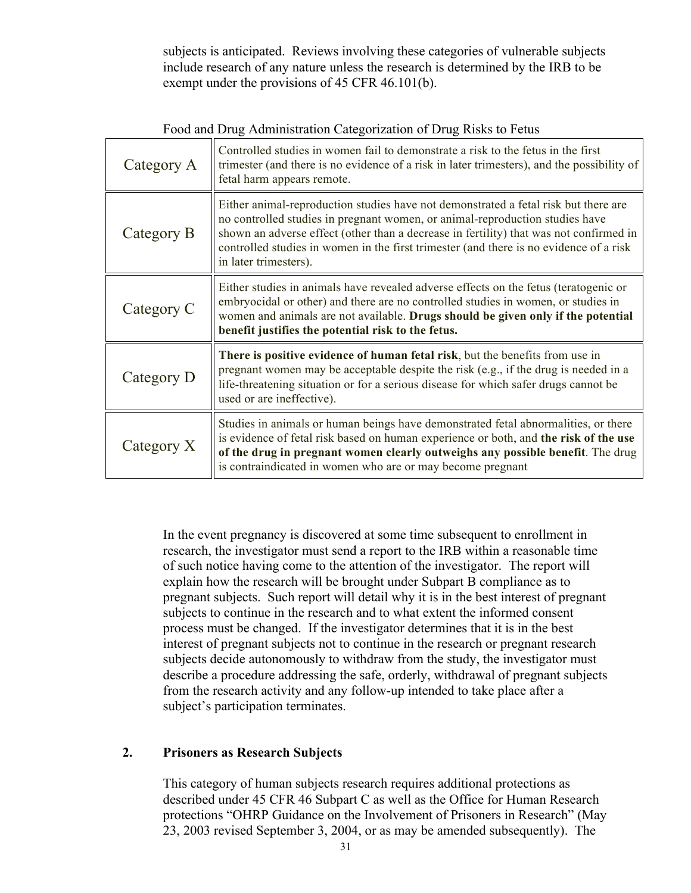subjects is anticipated. Reviews involving these categories of vulnerable subjects include research of any nature unless the research is determined by the IRB to be exempt under the provisions of 45 CFR 46.101(b).

Food and Drug Administration Categorization of Drug Risks to Fetus

| Category | Description |
|---|---|
| Category A | Controlled studies in women fail to demonstrate a risk to the fetus in the first trimester (and there is no evidence of a risk in later trimesters), and the possibility of fetal harm appears remote. |
| Category B | Either animal-reproduction studies have not demonstrated a fetal risk but there are no controlled studies in pregnant women, or animal-reproduction studies have shown an adverse effect (other than a decrease in fertility) that was not confirmed in controlled studies in women in the first trimester (and there is no evidence of a risk in later trimesters). |
| Category C | Either studies in animals have revealed adverse effects on the fetus (teratogenic or embryocidal or other) and there are no controlled studies in women, or studies in women and animals are not available. **Drugs should be given only if the potential benefit justifies the potential risk to the fetus.** |
| Category D | **There is positive evidence of human fetal risk**, but the benefits from use in pregnant women may be acceptable despite the risk (e.g., if the drug is needed in a life-threatening situation or for a serious disease for which safer drugs cannot be used or are ineffective). |
| Category X | Studies in animals or human beings have demonstrated fetal abnormalities, or there is evidence of fetal risk based on human experience or both, and **the risk of the use of the drug in pregnant women clearly outweighs any possible benefit**. The drug is contraindicated in women who are or may become pregnant |

In the event pregnancy is discovered at some time subsequent to enrollment in research, the investigator must send a report to the IRB within a reasonable time of such notice having come to the attention of the investigator. The report will explain how the research will be brought under Subpart B compliance as to pregnant subjects. Such report will detail why it is in the best interest of pregnant subjects to continue in the research and to what extent the informed consent process must be changed. If the investigator determines that it is in the best interest of pregnant subjects not to continue in the research or pregnant research subjects decide autonomously to withdraw from the study, the investigator must describe a procedure addressing the safe, orderly, withdrawal of pregnant subjects from the research activity and any follow-up intended to take place after a subject's participation terminates.

## 2. Prisoners as Research Subjects

This category of human subjects research requires additional protections as described under 45 CFR 46 Subpart C as well as the Office for Human Research protections "OHRP Guidance on the Involvement of Prisoners in Research" (May 23, 2003 revised September 3, 2004, or as may be amended subsequently). The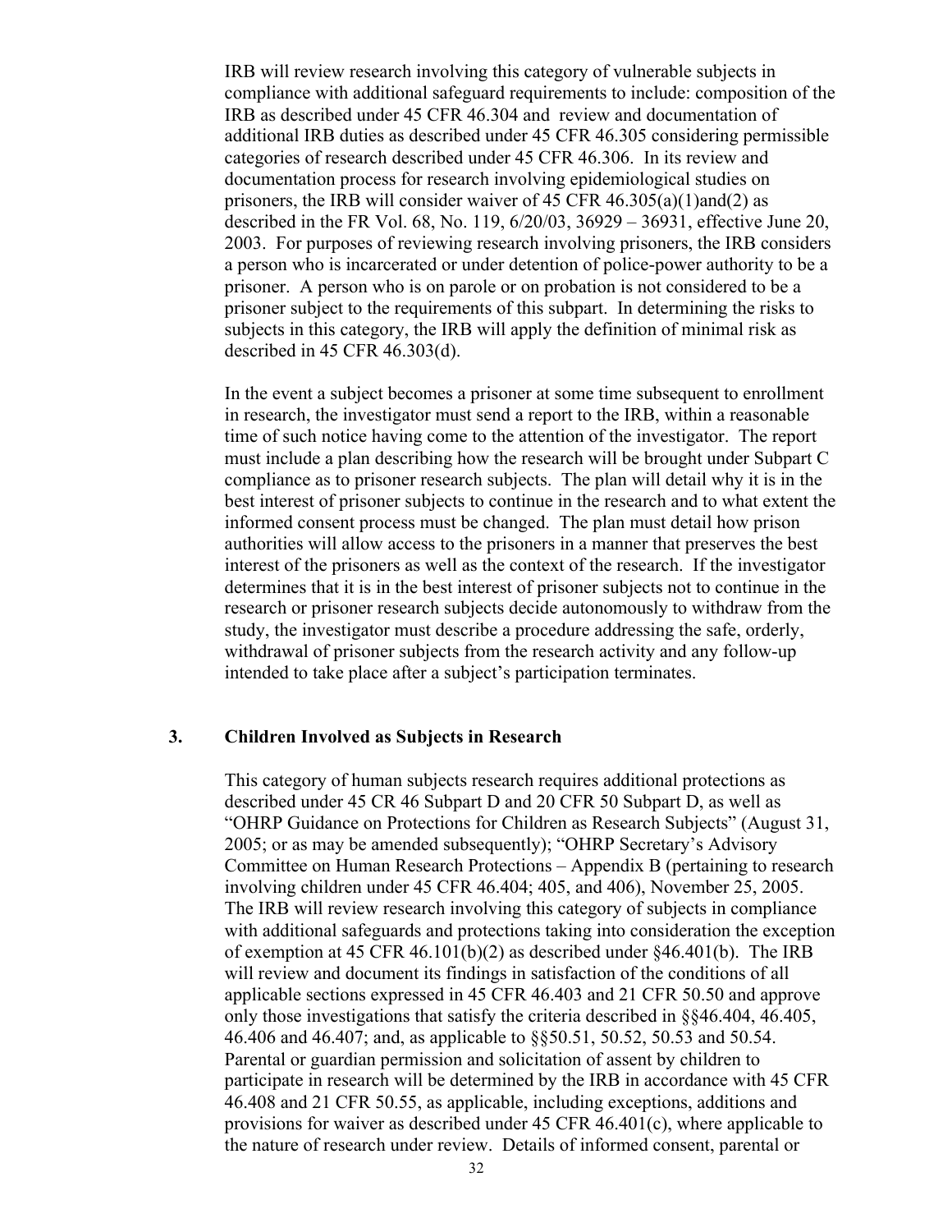IRB will review research involving this category of vulnerable subjects in compliance with additional safeguard requirements to include: composition of the IRB as described under 45 CFR 46.304 and review and documentation of additional IRB duties as described under 45 CFR 46.305 considering permissible categories of research described under 45 CFR 46.306. In its review and documentation process for research involving epidemiological studies on prisoners, the IRB will consider waiver of 45 CFR 46.305(a)(1)and(2) as described in the FR Vol. 68, No. 119, 6/20/03, 36929 – 36931, effective June 20, 2003. For purposes of reviewing research involving prisoners, the IRB considers a person who is incarcerated or under detention of police-power authority to be a prisoner. A person who is on parole or on probation is not considered to be a prisoner subject to the requirements of this subpart. In determining the risks to subjects in this category, the IRB will apply the definition of minimal risk as described in 45 CFR 46.303(d).

In the event a subject becomes a prisoner at some time subsequent to enrollment in research, the investigator must send a report to the IRB, within a reasonable time of such notice having come to the attention of the investigator. The report must include a plan describing how the research will be brought under Subpart C compliance as to prisoner research subjects. The plan will detail why it is in the best interest of prisoner subjects to continue in the research and to what extent the informed consent process must be changed. The plan must detail how prison authorities will allow access to the prisoners in a manner that preserves the best interest of the prisoners as well as the context of the research. If the investigator determines that it is in the best interest of prisoner subjects not to continue in the research or prisoner research subjects decide autonomously to withdraw from the study, the investigator must describe a procedure addressing the safe, orderly, withdrawal of prisoner subjects from the research activity and any follow-up intended to take place after a subject's participation terminates.

### 3. Children Involved as Subjects in Research

This category of human subjects research requires additional protections as described under 45 CR 46 Subpart D and 20 CFR 50 Subpart D, as well as "OHRP Guidance on Protections for Children as Research Subjects" (August 31, 2005; or as may be amended subsequently); "OHRP Secretary's Advisory Committee on Human Research Protections – Appendix B (pertaining to research involving children under 45 CFR 46.404; 405, and 406), November 25, 2005. The IRB will review research involving this category of subjects in compliance with additional safeguards and protections taking into consideration the exception of exemption at 45 CFR 46.101(b)(2) as described under §46.401(b). The IRB will review and document its findings in satisfaction of the conditions of all applicable sections expressed in 45 CFR 46.403 and 21 CFR 50.50 and approve only those investigations that satisfy the criteria described in §§46.404, 46.405, 46.406 and 46.407; and, as applicable to §§50.51, 50.52, 50.53 and 50.54. Parental or guardian permission and solicitation of assent by children to participate in research will be determined by the IRB in accordance with 45 CFR 46.408 and 21 CFR 50.55, as applicable, including exceptions, additions and provisions for waiver as described under 45 CFR 46.401(c), where applicable to the nature of research under review. Details of informed consent, parental or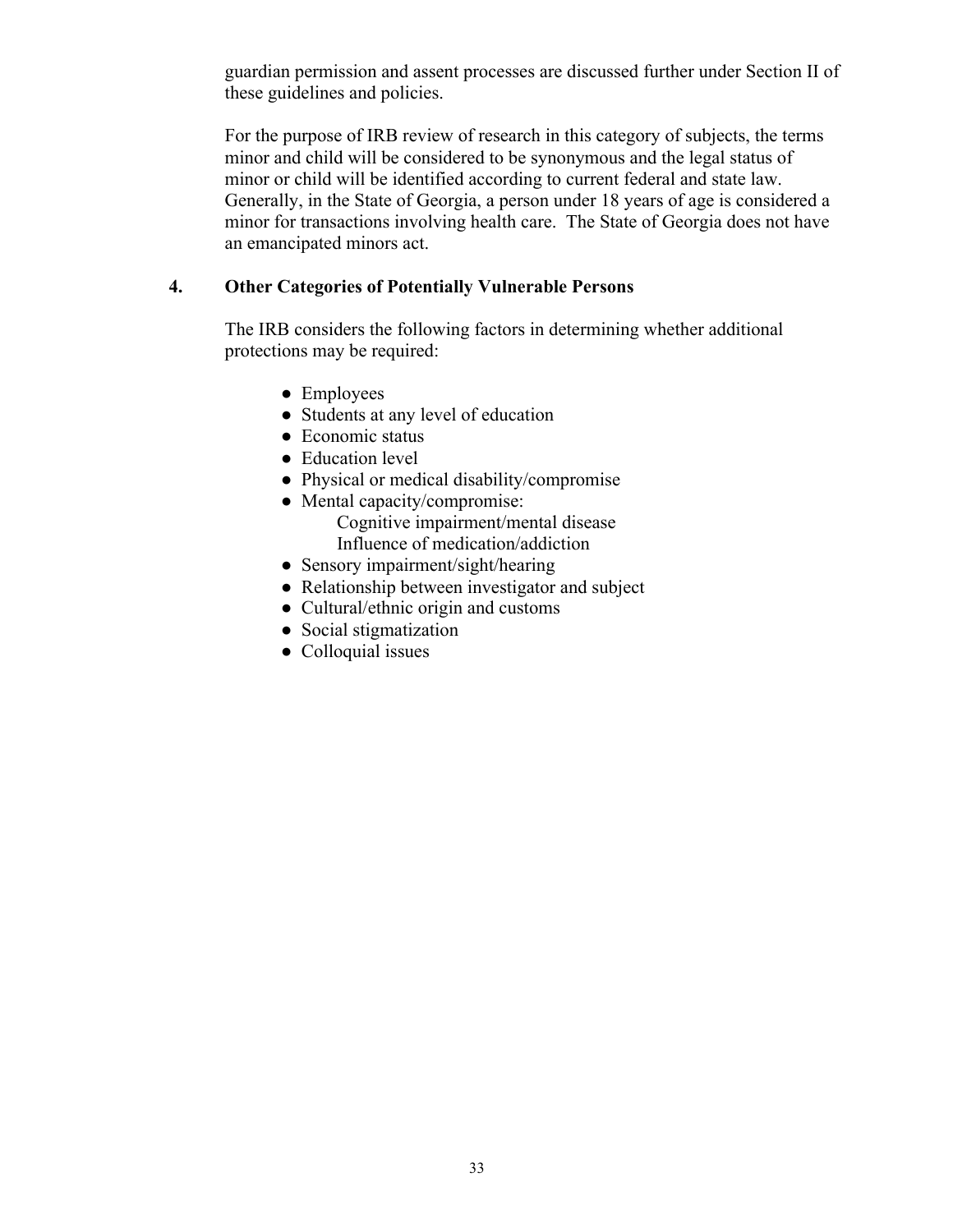guardian permission and assent processes are discussed further under Section II of these guidelines and policies.

For the purpose of IRB review of research in this category of subjects, the terms minor and child will be considered to be synonymous and the legal status of minor or child will be identified according to current federal and state law. Generally, in the State of Georgia, a person under 18 years of age is considered a minor for transactions involving health care. The State of Georgia does not have an emancipated minors act.

### 4. Other Categories of Potentially Vulnerable Persons

The IRB considers the following factors in determining whether additional protections may be required:

- Employees
- Students at any level of education
- Economic status
- Education level
- Physical or medical disability/compromise
- Mental capacity/compromise:
  - Cognitive impairment/mental disease
  - Influence of medication/addiction
- Sensory impairment/sight/hearing
- Relationship between investigator and subject
- Cultural/ethnic origin and customs
- Social stigmatization
- Colloquial issues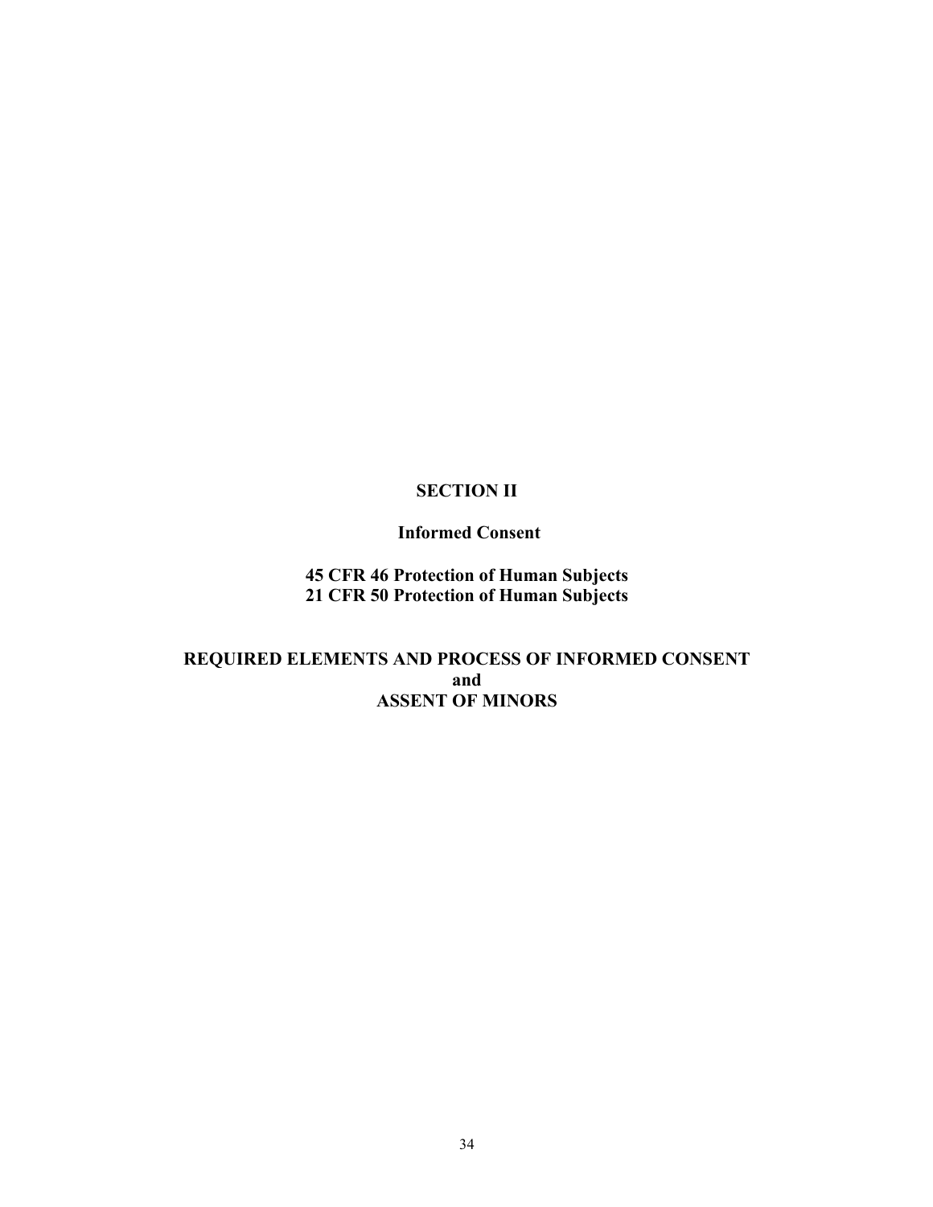# SECTION II

## Informed Consent

**45 CFR 46 Protection of Human Subjects**
**21 CFR 50 Protection of Human Subjects**

## REQUIRED ELEMENTS AND PROCESS OF INFORMED CONSENT and ASSENT OF MINORS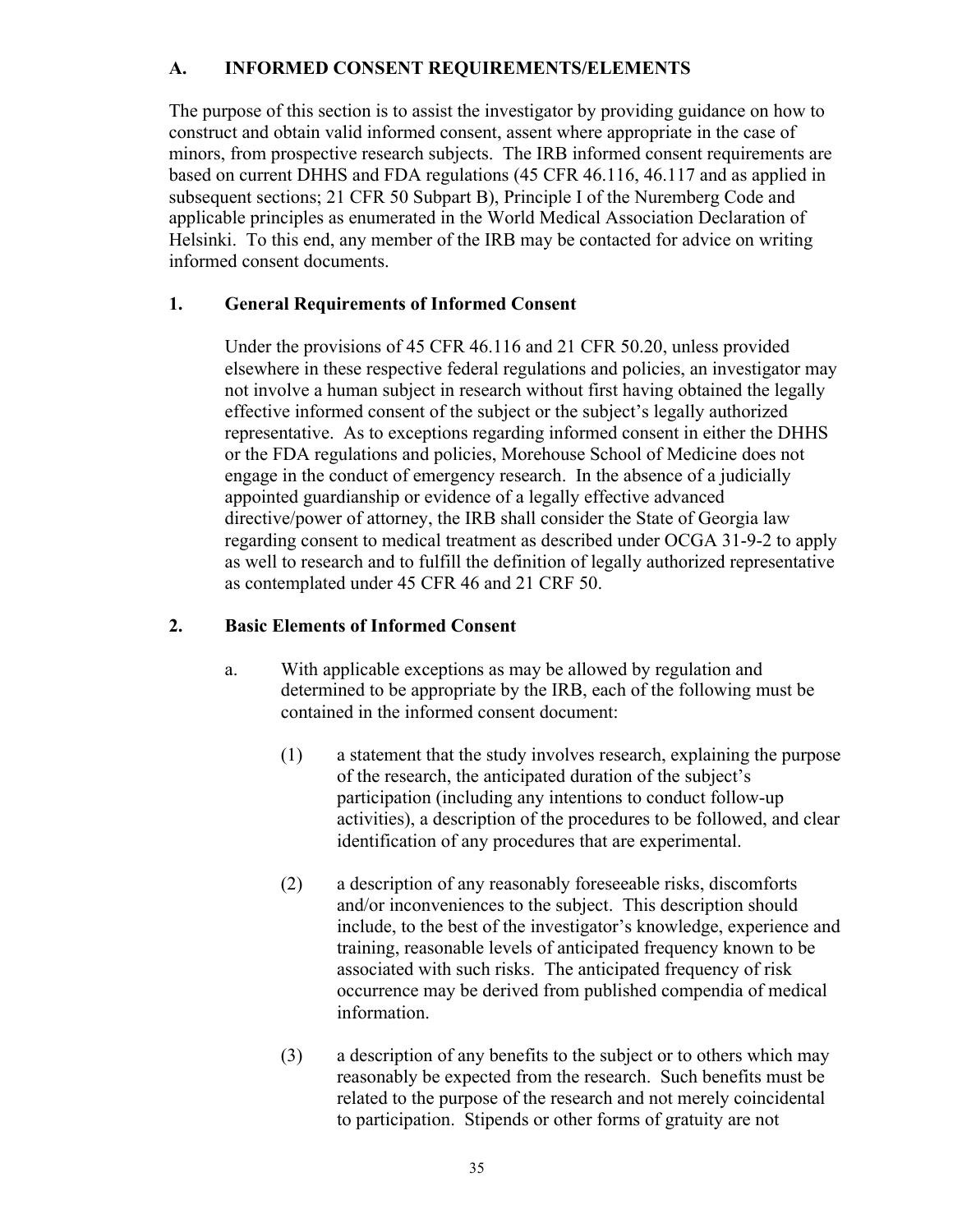## A. INFORMED CONSENT REQUIREMENTS/ELEMENTS

The purpose of this section is to assist the investigator by providing guidance on how to construct and obtain valid informed consent, assent where appropriate in the case of minors, from prospective research subjects. The IRB informed consent requirements are based on current DHHS and FDA regulations (45 CFR 46.116, 46.117 and as applied in subsequent sections; 21 CFR 50 Subpart B), Principle I of the Nuremberg Code and applicable principles as enumerated in the World Medical Association Declaration of Helsinki. To this end, any member of the IRB may be contacted for advice on writing informed consent documents.

### 1. General Requirements of Informed Consent

Under the provisions of 45 CFR 46.116 and 21 CFR 50.20, unless provided elsewhere in these respective federal regulations and policies, an investigator may not involve a human subject in research without first having obtained the legally effective informed consent of the subject or the subject's legally authorized representative. As to exceptions regarding informed consent in either the DHHS or the FDA regulations and policies, Morehouse School of Medicine does not engage in the conduct of emergency research. In the absence of a judicially appointed guardianship or evidence of a legally effective advanced directive/power of attorney, the IRB shall consider the State of Georgia law regarding consent to medical treatment as described under OCGA 31-9-2 to apply as well to research and to fulfill the definition of legally authorized representative as contemplated under 45 CFR 46 and 21 CRF 50.

### 2. Basic Elements of Informed Consent

a. With applicable exceptions as may be allowed by regulation and determined to be appropriate by the IRB, each of the following must be contained in the informed consent document:

(1) a statement that the study involves research, explaining the purpose of the research, the anticipated duration of the subject's participation (including any intentions to conduct follow-up activities), a description of the procedures to be followed, and clear identification of any procedures that are experimental.

(2) a description of any reasonably foreseeable risks, discomforts and/or inconveniences to the subject. This description should include, to the best of the investigator's knowledge, experience and training, reasonable levels of anticipated frequency known to be associated with such risks. The anticipated frequency of risk occurrence may be derived from published compendia of medical information.

(3) a description of any benefits to the subject or to others which may reasonably be expected from the research. Such benefits must be related to the purpose of the research and not merely coincidental to participation. Stipends or other forms of gratuity are not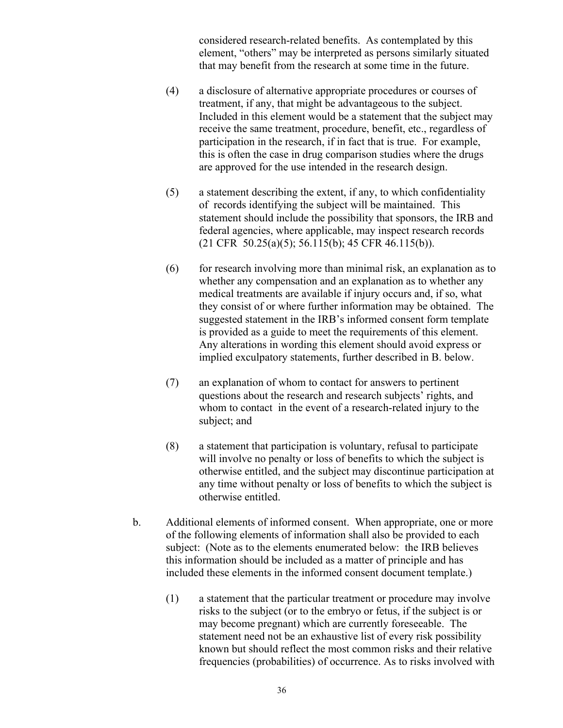considered research-related benefits. As contemplated by this element, "others" may be interpreted as persons similarly situated that may benefit from the research at some time in the future.

(4) a disclosure of alternative appropriate procedures or courses of treatment, if any, that might be advantageous to the subject. Included in this element would be a statement that the subject may receive the same treatment, procedure, benefit, etc., regardless of participation in the research, if in fact that is true. For example, this is often the case in drug comparison studies where the drugs are approved for the use intended in the research design.

(5) a statement describing the extent, if any, to which confidentiality of records identifying the subject will be maintained. This statement should include the possibility that sponsors, the IRB and federal agencies, where applicable, may inspect research records (21 CFR 50.25(a)(5); 56.115(b); 45 CFR 46.115(b)).

(6) for research involving more than minimal risk, an explanation as to whether any compensation and an explanation as to whether any medical treatments are available if injury occurs and, if so, what they consist of or where further information may be obtained. The suggested statement in the IRB's informed consent form template is provided as a guide to meet the requirements of this element. Any alterations in wording this element should avoid express or implied exculpatory statements, further described in B. below.

(7) an explanation of whom to contact for answers to pertinent questions about the research and research subjects' rights, and whom to contact in the event of a research-related injury to the subject; and

(8) a statement that participation is voluntary, refusal to participate will involve no penalty or loss of benefits to which the subject is otherwise entitled, and the subject may discontinue participation at any time without penalty or loss of benefits to which the subject is otherwise entitled.

b. Additional elements of informed consent. When appropriate, one or more of the following elements of information shall also be provided to each subject: (Note as to the elements enumerated below: the IRB believes this information should be included as a matter of principle and has included these elements in the informed consent document template.)

(1) a statement that the particular treatment or procedure may involve risks to the subject (or to the embryo or fetus, if the subject is or may become pregnant) which are currently foreseeable. The statement need not be an exhaustive list of every risk possibility known but should reflect the most common risks and their relative frequencies (probabilities) of occurrence. As to risks involved with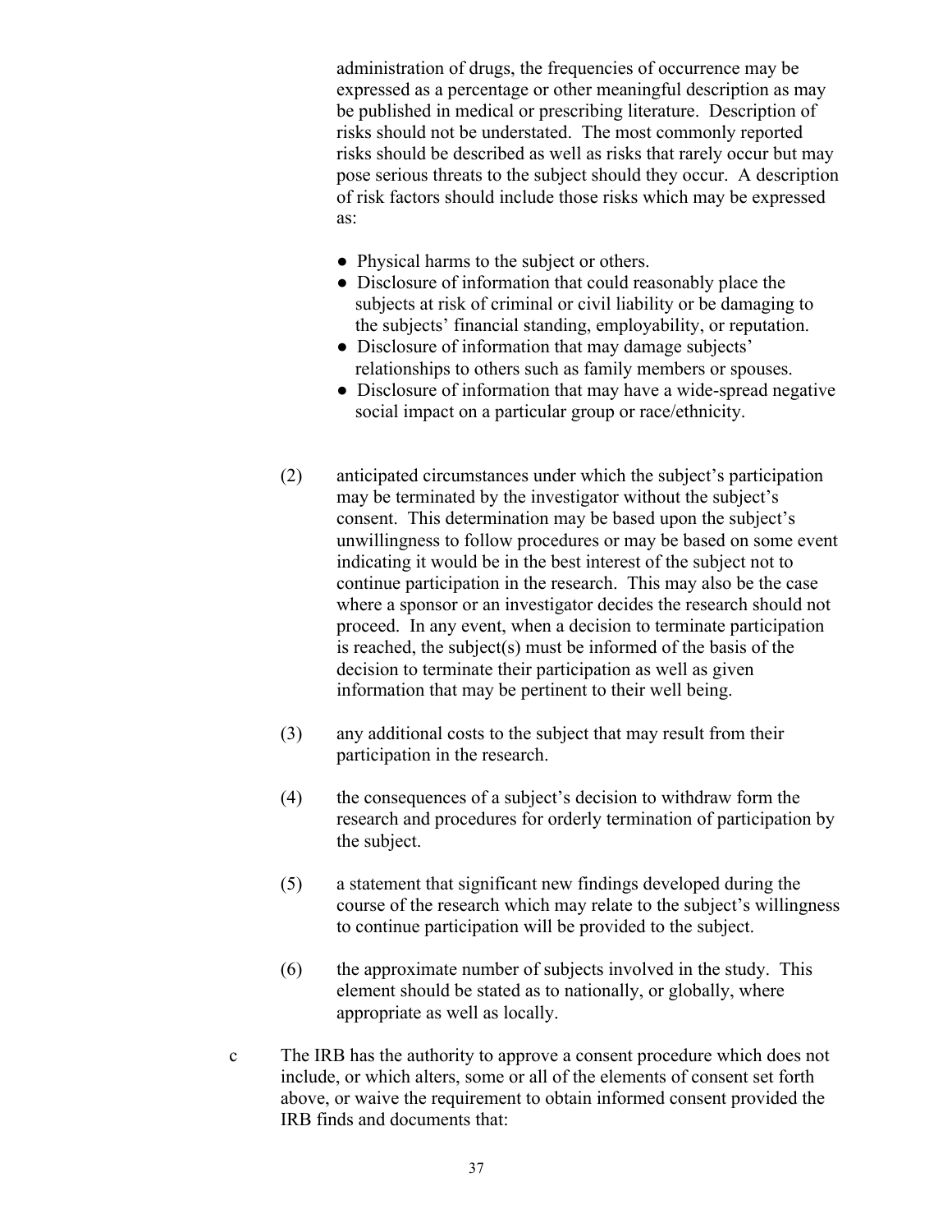administration of drugs, the frequencies of occurrence may be expressed as a percentage or other meaningful description as may be published in medical or prescribing literature. Description of risks should not be understated. The most commonly reported risks should be described as well as risks that rarely occur but may pose serious threats to the subject should they occur. A description of risk factors should include those risks which may be expressed as:

- Physical harms to the subject or others.
- Disclosure of information that could reasonably place the subjects at risk of criminal or civil liability or be damaging to the subjects' financial standing, employability, or reputation.
- Disclosure of information that may damage subjects' relationships to others such as family members or spouses.
- Disclosure of information that may have a wide-spread negative social impact on a particular group or race/ethnicity.

(2) anticipated circumstances under which the subject's participation may be terminated by the investigator without the subject's consent. This determination may be based upon the subject's unwillingness to follow procedures or may be based on some event indicating it would be in the best interest of the subject not to continue participation in the research. This may also be the case where a sponsor or an investigator decides the research should not proceed. In any event, when a decision to terminate participation is reached, the subject(s) must be informed of the basis of the decision to terminate their participation as well as given information that may be pertinent to their well being.

(3) any additional costs to the subject that may result from their participation in the research.

(4) the consequences of a subject's decision to withdraw form the research and procedures for orderly termination of participation by the subject.

(5) a statement that significant new findings developed during the course of the research which may relate to the subject's willingness to continue participation will be provided to the subject.

(6) the approximate number of subjects involved in the study. This element should be stated as to nationally, or globally, where appropriate as well as locally.

c The IRB has the authority to approve a consent procedure which does not include, or which alters, some or all of the elements of consent set forth above, or waive the requirement to obtain informed consent provided the IRB finds and documents that: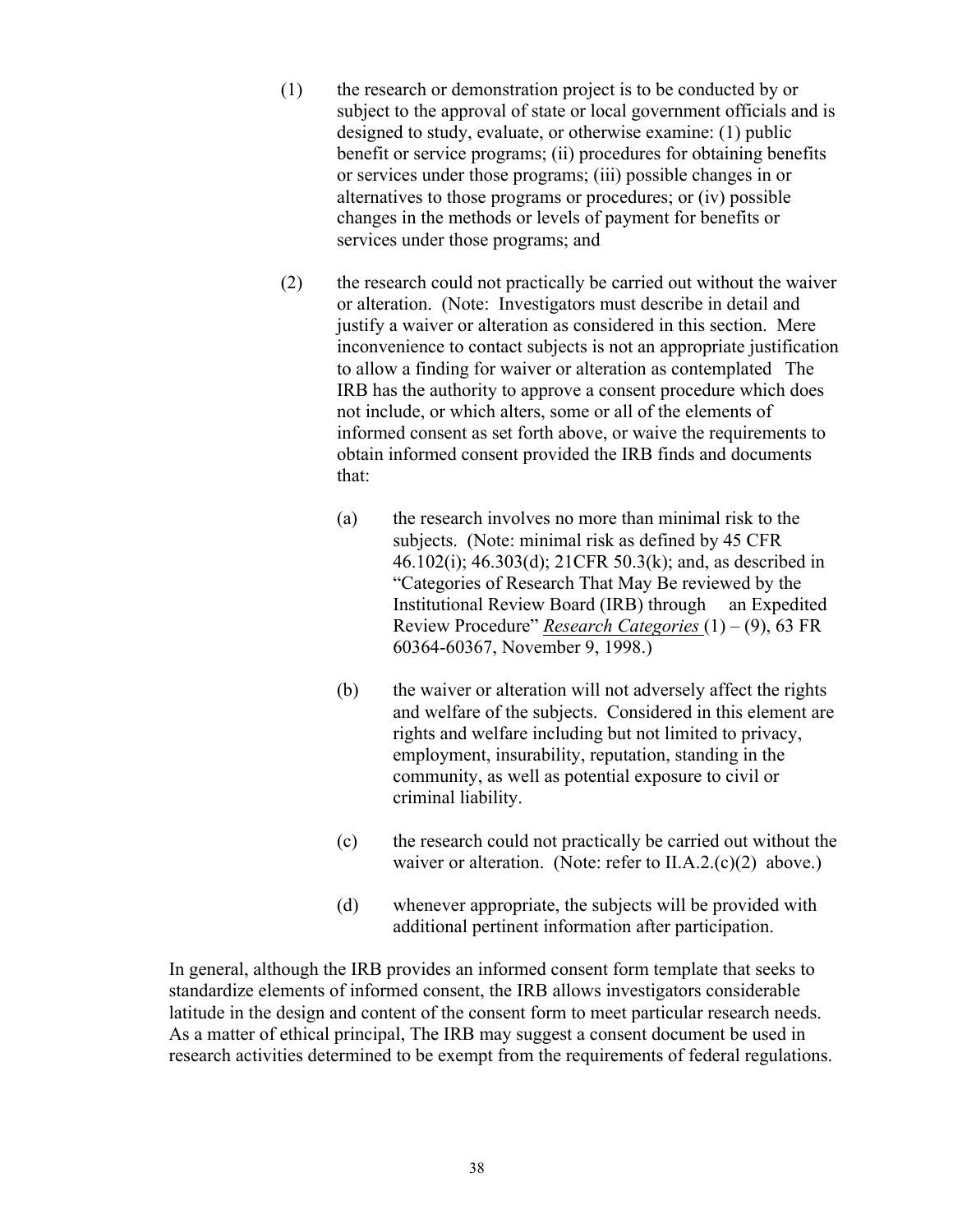(1) the research or demonstration project is to be conducted by or subject to the approval of state or local government officials and is designed to study, evaluate, or otherwise examine: (1) public benefit or service programs; (ii) procedures for obtaining benefits or services under those programs; (iii) possible changes in or alternatives to those programs or procedures; or (iv) possible changes in the methods or levels of payment for benefits or services under those programs; and

(2) the research could not practically be carried out without the waiver or alteration. (Note: Investigators must describe in detail and justify a waiver or alteration as considered in this section. Mere inconvenience to contact subjects is not an appropriate justification to allow a finding for waiver or alteration as contemplated The IRB has the authority to approve a consent procedure which does not include, or which alters, some or all of the elements of informed consent as set forth above, or waive the requirements to obtain informed consent provided the IRB finds and documents that:

  (a) the research involves no more than minimal risk to the subjects. (Note: minimal risk as defined by 45 CFR 46.102(i); 46.303(d); 21CFR 50.3(k); and, as described in "Categories of Research That May Be reviewed by the Institutional Review Board (IRB) through an Expedited Review Procedure" *Research Categories* (1) – (9), 63 FR 60364-60367, November 9, 1998.)

  (b) the waiver or alteration will not adversely affect the rights and welfare of the subjects. Considered in this element are rights and welfare including but not limited to privacy, employment, insurability, reputation, standing in the community, as well as potential exposure to civil or criminal liability.

  (c) the research could not practically be carried out without the waiver or alteration. (Note: refer to II.A.2.(c)(2) above.)

  (d) whenever appropriate, the subjects will be provided with additional pertinent information after participation.

In general, although the IRB provides an informed consent form template that seeks to standardize elements of informed consent, the IRB allows investigators considerable latitude in the design and content of the consent form to meet particular research needs. As a matter of ethical principal, The IRB may suggest a consent document be used in research activities determined to be exempt from the requirements of federal regulations.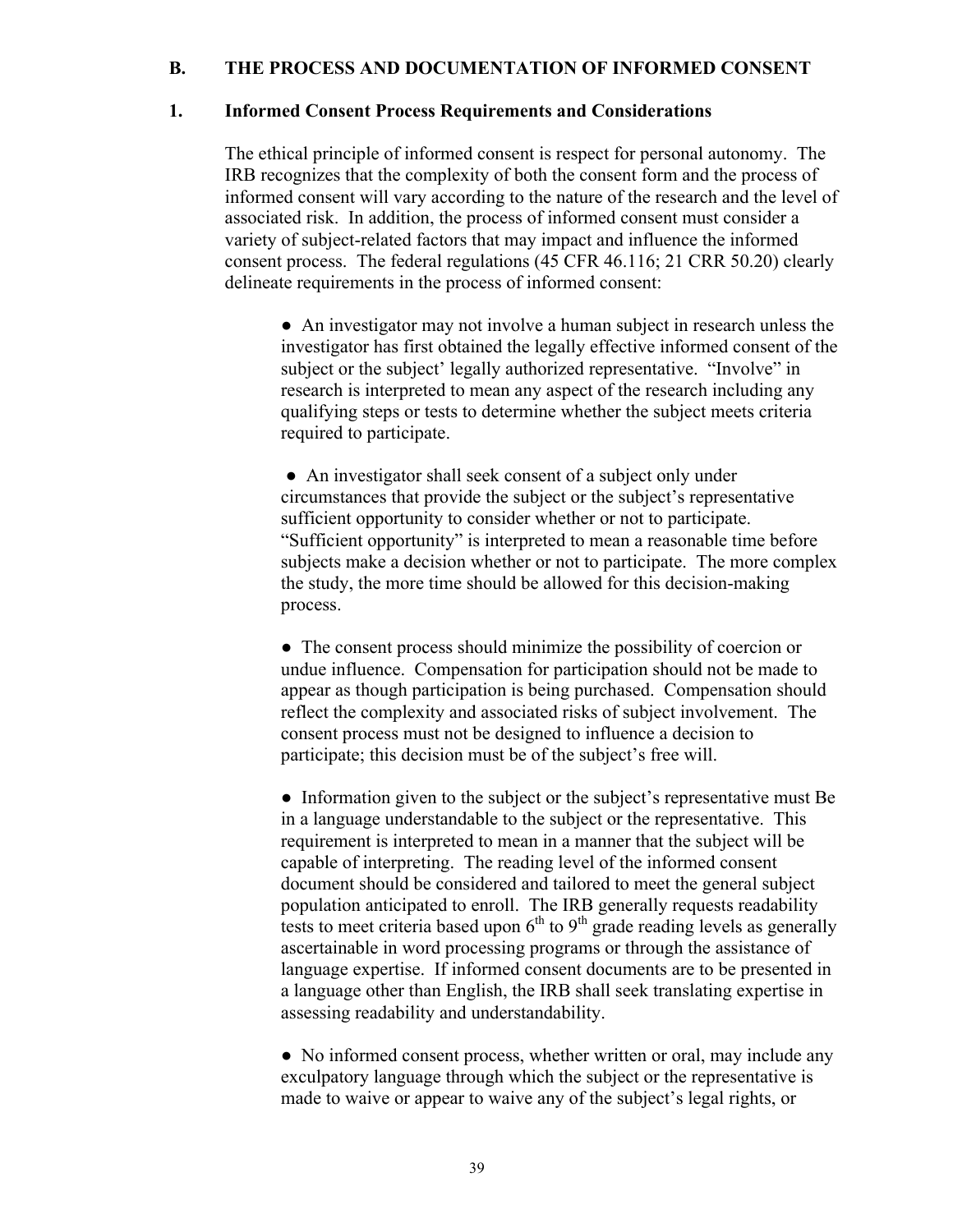## B. THE PROCESS AND DOCUMENTATION OF INFORMED CONSENT

### 1. Informed Consent Process Requirements and Considerations

The ethical principle of informed consent is respect for personal autonomy. The IRB recognizes that the complexity of both the consent form and the process of informed consent will vary according to the nature of the research and the level of associated risk. In addition, the process of informed consent must consider a variety of subject-related factors that may impact and influence the informed consent process. The federal regulations (45 CFR 46.116; 21 CRR 50.20) clearly delineate requirements in the process of informed consent:

- An investigator may not involve a human subject in research unless the investigator has first obtained the legally effective informed consent of the subject or the subject' legally authorized representative. "Involve" in research is interpreted to mean any aspect of the research including any qualifying steps or tests to determine whether the subject meets criteria required to participate.

- An investigator shall seek consent of a subject only under circumstances that provide the subject or the subject's representative sufficient opportunity to consider whether or not to participate. "Sufficient opportunity" is interpreted to mean a reasonable time before subjects make a decision whether or not to participate. The more complex the study, the more time should be allowed for this decision-making process.

- The consent process should minimize the possibility of coercion or undue influence. Compensation for participation should not be made to appear as though participation is being purchased. Compensation should reflect the complexity and associated risks of subject involvement. The consent process must not be designed to influence a decision to participate; this decision must be of the subject's free will.

- Information given to the subject or the subject's representative must Be in a language understandable to the subject or the representative. This requirement is interpreted to mean in a manner that the subject will be capable of interpreting. The reading level of the informed consent document should be considered and tailored to meet the general subject population anticipated to enroll. The IRB generally requests readability tests to meet criteria based upon 6th to 9th grade reading levels as generally ascertainable in word processing programs or through the assistance of language expertise. If informed consent documents are to be presented in a language other than English, the IRB shall seek translating expertise in assessing readability and understandability.

- No informed consent process, whether written or oral, may include any exculpatory language through which the subject or the representative is made to waive or appear to waive any of the subject's legal rights, or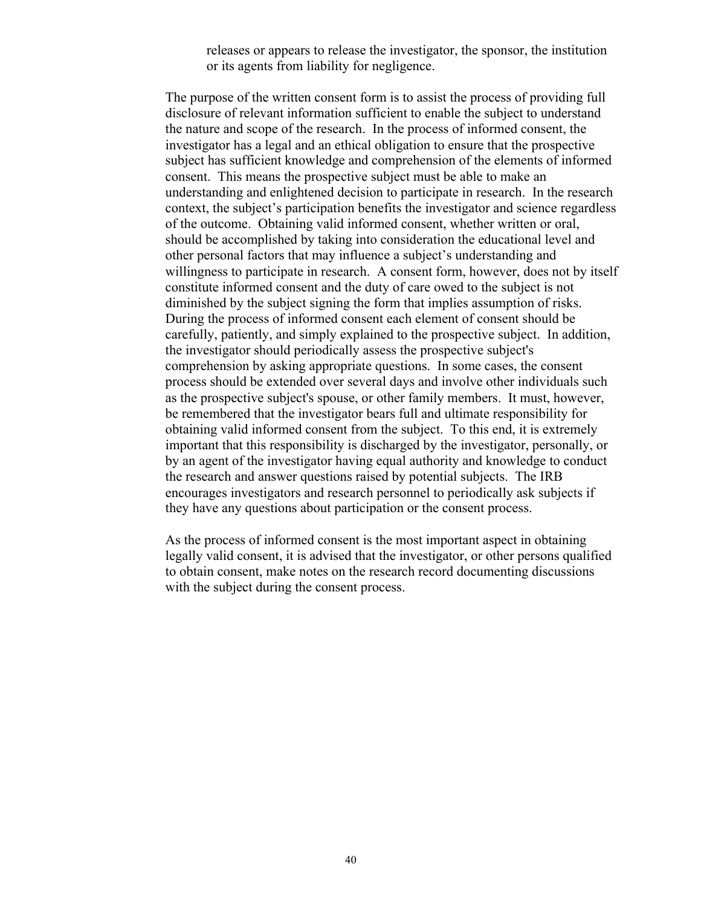releases or appears to release the investigator, the sponsor, the institution or its agents from liability for negligence.

The purpose of the written consent form is to assist the process of providing full disclosure of relevant information sufficient to enable the subject to understand the nature and scope of the research. In the process of informed consent, the investigator has a legal and an ethical obligation to ensure that the prospective subject has sufficient knowledge and comprehension of the elements of informed consent. This means the prospective subject must be able to make an understanding and enlightened decision to participate in research. In the research context, the subject's participation benefits the investigator and science regardless of the outcome. Obtaining valid informed consent, whether written or oral, should be accomplished by taking into consideration the educational level and other personal factors that may influence a subject's understanding and willingness to participate in research. A consent form, however, does not by itself constitute informed consent and the duty of care owed to the subject is not diminished by the subject signing the form that implies assumption of risks. During the process of informed consent each element of consent should be carefully, patiently, and simply explained to the prospective subject. In addition, the investigator should periodically assess the prospective subject's comprehension by asking appropriate questions. In some cases, the consent process should be extended over several days and involve other individuals such as the prospective subject's spouse, or other family members. It must, however, be remembered that the investigator bears full and ultimate responsibility for obtaining valid informed consent from the subject. To this end, it is extremely important that this responsibility is discharged by the investigator, personally, or by an agent of the investigator having equal authority and knowledge to conduct the research and answer questions raised by potential subjects. The IRB encourages investigators and research personnel to periodically ask subjects if they have any questions about participation or the consent process.

As the process of informed consent is the most important aspect in obtaining legally valid consent, it is advised that the investigator, or other persons qualified to obtain consent, make notes on the research record documenting discussions with the subject during the consent process.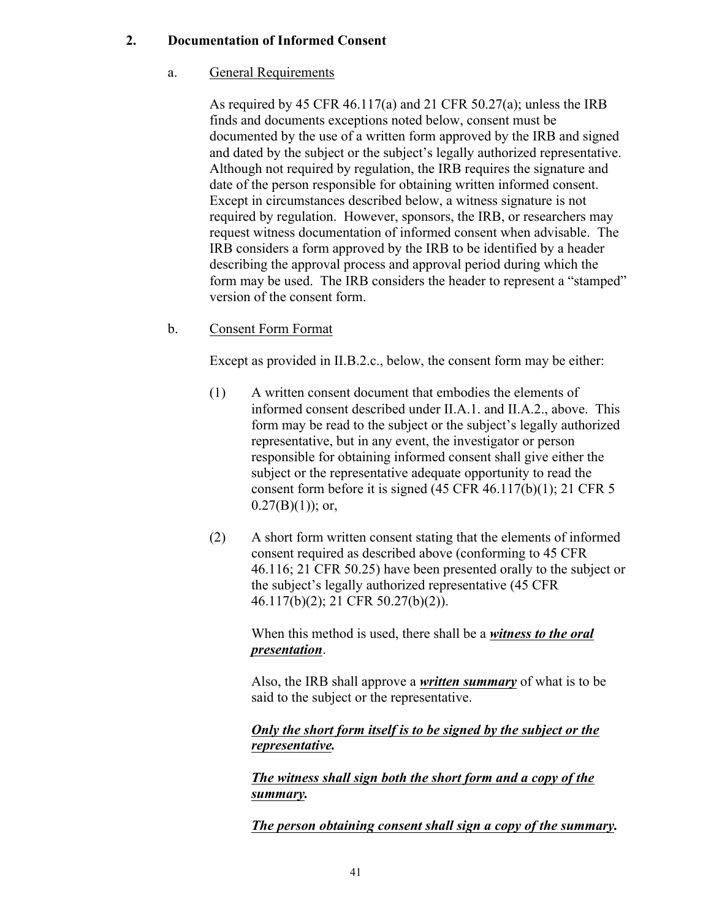## 2. Documentation of Informed Consent

### a. General Requirements

As required by 45 CFR 46.117(a) and 21 CFR 50.27(a); unless the IRB finds and documents exceptions noted below, consent must be documented by the use of a written form approved by the IRB and signed and dated by the subject or the subject's legally authorized representative. Although not required by regulation, the IRB requires the signature and date of the person responsible for obtaining written informed consent. Except in circumstances described below, a witness signature is not required by regulation. However, sponsors, the IRB, or researchers may request witness documentation of informed consent when advisable. The IRB considers a form approved by the IRB to be identified by a header describing the approval process and approval period during which the form may be used. The IRB considers the header to represent a "stamped" version of the consent form.

### b. Consent Form Format

Except as provided in II.B.2.c., below, the consent form may be either:

(1) A written consent document that embodies the elements of informed consent described under II.A.1. and II.A.2., above. This form may be read to the subject or the subject's legally authorized representative, but in any event, the investigator or person responsible for obtaining informed consent shall give either the subject or the representative adequate opportunity to read the consent form before it is signed (45 CFR 46.117(b)(1); 21 CFR 5 0.27(B)(1)); or,

(2) A short form written consent stating that the elements of informed consent required as described above (conforming to 45 CFR 46.116; 21 CFR 50.25) have been presented orally to the subject or the subject's legally authorized representative (45 CFR 46.117(b)(2); 21 CFR 50.27(b)(2)).

When this method is used, there shall be a ***witness to the oral presentation***.

Also, the IRB shall approve a ***written summary*** of what is to be said to the subject or the representative.

***Only the short form itself is to be signed by the subject or the representative.***

***The witness shall sign both the short form and a copy of the summary.***

***The person obtaining consent shall sign a copy of the summary.***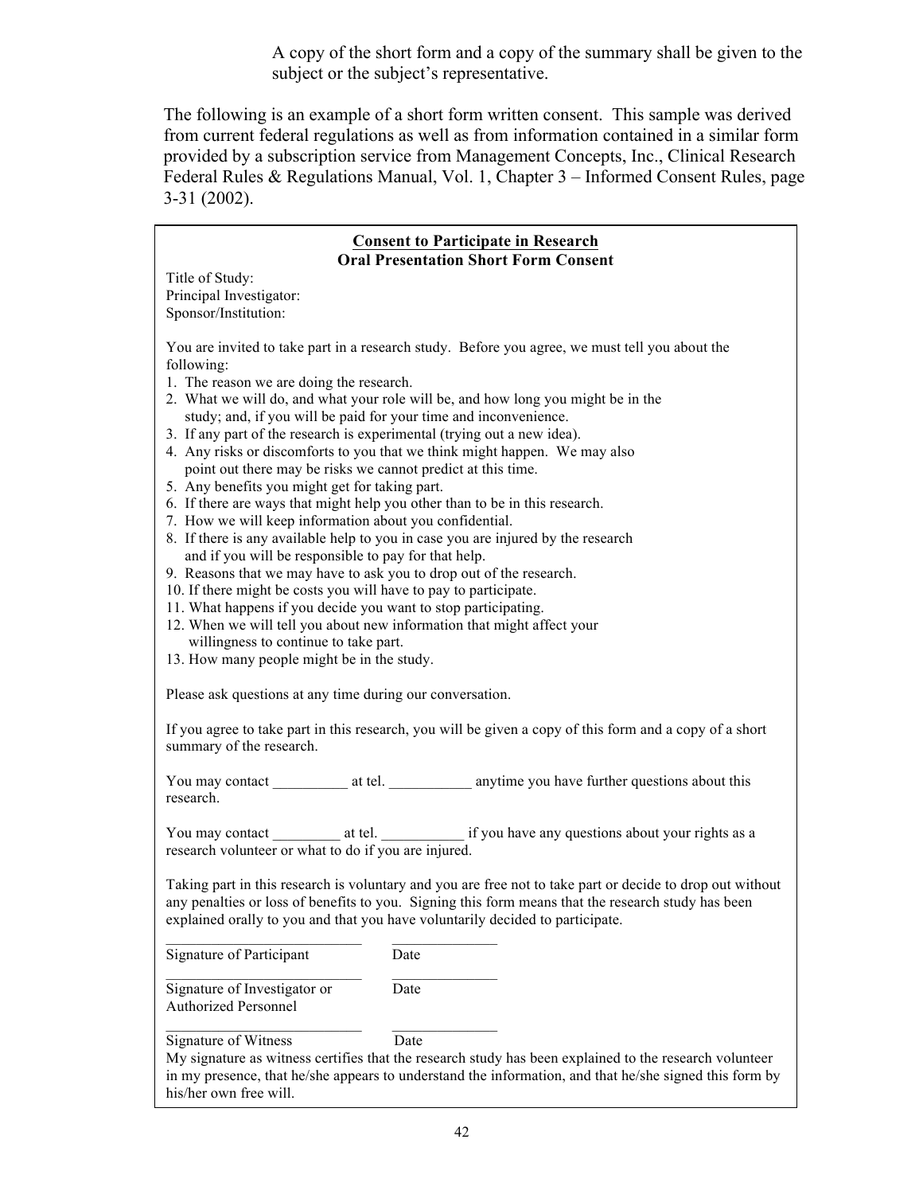A copy of the short form and a copy of the summary shall be given to the subject or the subject's representative.

The following is an example of a short form written consent. This sample was derived from current federal regulations as well as from information contained in a similar form provided by a subscription service from Management Concepts, Inc., Clinical Research Federal Rules & Regulations Manual, Vol. 1, Chapter 3 – Informed Consent Rules, page 3-31 (2002).

---

**Consent to Participate in Research**
**Oral Presentation Short Form Consent**

Title of Study:
Principal Investigator:
Sponsor/Institution:

You are invited to take part in a research study. Before you agree, we must tell you about the following:

1. The reason we are doing the research.
2. What we will do, and what your role will be, and how long you might be in the study; and, if you will be paid for your time and inconvenience.
3. If any part of the research is experimental (trying out a new idea).
4. Any risks or discomforts to you that we think might happen. We may also point out there may be risks we cannot predict at this time.
5. Any benefits you might get for taking part.
6. If there are ways that might help you other than to be in this research.
7. How we will keep information about you confidential.
8. If there is any available help to you in case you are injured by the research and if you will be responsible to pay for that help.
9. Reasons that we may have to ask you to drop out of the research.
10. If there might be costs you will have to pay to participate.
11. What happens if you decide you want to stop participating.
12. When we will tell you about new information that might affect your willingness to continue to take part.
13. How many people might be in the study.

Please ask questions at any time during our conversation.

If you agree to take part in this research, you will be given a copy of this form and a copy of a short summary of the research.

You may contact __________ at tel. ___________ anytime you have further questions about this research.

You may contact _________ at tel. ___________ if you have any questions about your rights as a research volunteer or what to do if you are injured.

Taking part in this research is voluntary and you are free not to take part or decide to drop out without any penalties or loss of benefits to you. Signing this form means that the research study has been explained orally to you and that you have voluntarily decided to participate.

____________________________ ______________
Signature of Participant Date

____________________________ ______________
Signature of Investigator or Authorized Personnel Date

____________________________ ______________
Signature of Witness Date

My signature as witness certifies that the research study has been explained to the research volunteer in my presence, that he/she appears to understand the information, and that he/she signed this form by his/her own free will.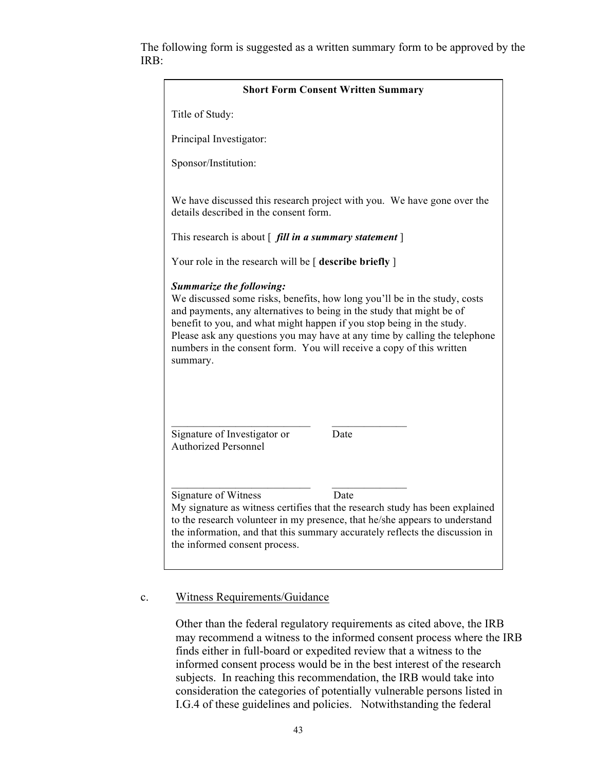The following form is suggested as a written summary form to be approved by the IRB:

**Short Form Consent Written Summary**

Title of Study:

Principal Investigator:

Sponsor/Institution:

We have discussed this research project with you. We have gone over the details described in the consent form.

This research is about [ ***fill in a summary statement*** ]

Your role in the research will be [ **describe briefly** ]

***Summarize the following:***
We discussed some risks, benefits, how long you'll be in the study, costs and payments, any alternatives to being in the study that might be of benefit to you, and what might happen if you stop being in the study. Please ask any questions you may have at any time by calling the telephone numbers in the consent form. You will receive a copy of this written summary.

\_\_\_\_\_\_\_\_\_\_\_\_\_\_\_\_\_\_\_\_\_\_\_\_\_\_\_ \_\_\_\_\_\_\_\_\_\_\_\_\_\_
Signature of Investigator or Authorized Personnel — Date

\_\_\_\_\_\_\_\_\_\_\_\_\_\_\_\_\_\_\_\_\_\_\_\_\_\_\_ \_\_\_\_\_\_\_\_\_\_\_\_\_\_
Signature of Witness — Date

My signature as witness certifies that the research study has been explained to the research volunteer in my presence, that he/she appears to understand the information, and that this summary accurately reflects the discussion in the informed consent process.

c. Witness Requirements/Guidance

Other than the federal regulatory requirements as cited above, the IRB may recommend a witness to the informed consent process where the IRB finds either in full-board or expedited review that a witness to the informed consent process would be in the best interest of the research subjects. In reaching this recommendation, the IRB would take into consideration the categories of potentially vulnerable persons listed in I.G.4 of these guidelines and policies. Notwithstanding the federal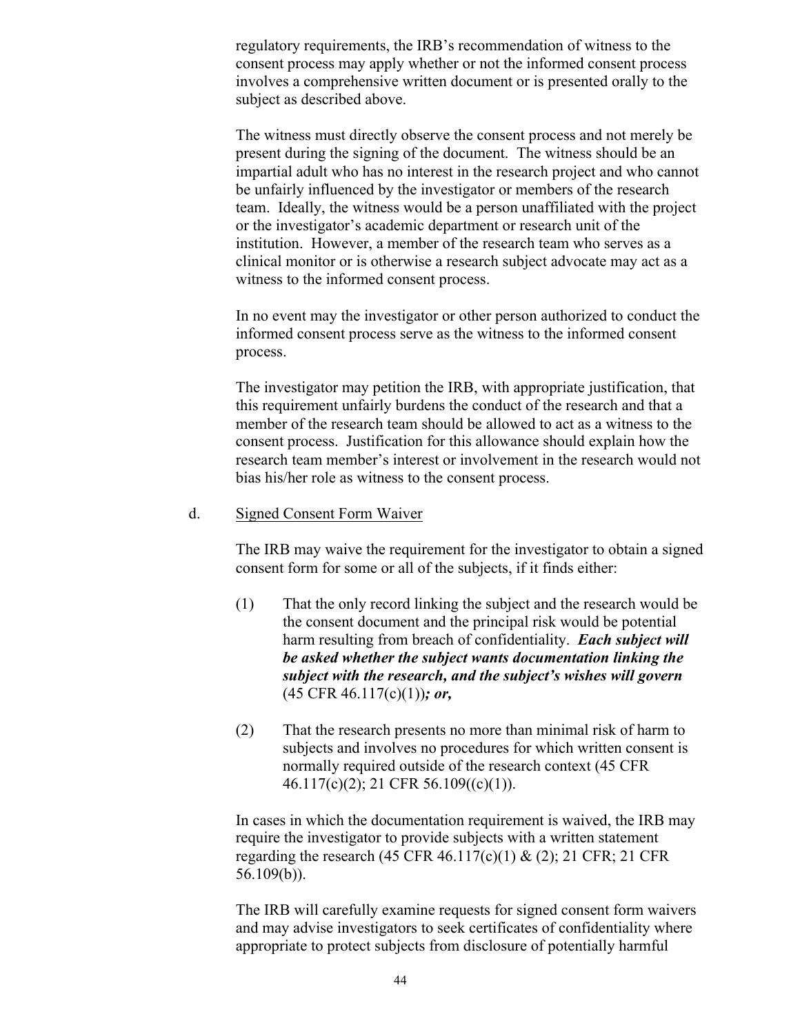regulatory requirements, the IRB's recommendation of witness to the consent process may apply whether or not the informed consent process involves a comprehensive written document or is presented orally to the subject as described above.

The witness must directly observe the consent process and not merely be present during the signing of the document. The witness should be an impartial adult who has no interest in the research project and who cannot be unfairly influenced by the investigator or members of the research team. Ideally, the witness would be a person unaffiliated with the project or the investigator's academic department or research unit of the institution. However, a member of the research team who serves as a clinical monitor or is otherwise a research subject advocate may act as a witness to the informed consent process.

In no event may the investigator or other person authorized to conduct the informed consent process serve as the witness to the informed consent process.

The investigator may petition the IRB, with appropriate justification, that this requirement unfairly burdens the conduct of the research and that a member of the research team should be allowed to act as a witness to the consent process. Justification for this allowance should explain how the research team member's interest or involvement in the research would not bias his/her role as witness to the consent process.

d. <u>Signed Consent Form Waiver</u>

The IRB may waive the requirement for the investigator to obtain a signed consent form for some or all of the subjects, if it finds either:

(1) That the only record linking the subject and the research would be the consent document and the principal risk would be potential harm resulting from breach of confidentiality. ***Each subject will be asked whether the subject wants documentation linking the subject with the research, and the subject's wishes will govern*** (45 CFR 46.117(c)(1))***; or,***

(2) That the research presents no more than minimal risk of harm to subjects and involves no procedures for which written consent is normally required outside of the research context (45 CFR 46.117(c)(2); 21 CFR 56.109((c)(1)).

In cases in which the documentation requirement is waived, the IRB may require the investigator to provide subjects with a written statement regarding the research (45 CFR 46.117(c)(1) & (2); 21 CFR; 21 CFR 56.109(b)).

The IRB will carefully examine requests for signed consent form waivers and may advise investigators to seek certificates of confidentiality where appropriate to protect subjects from disclosure of potentially harmful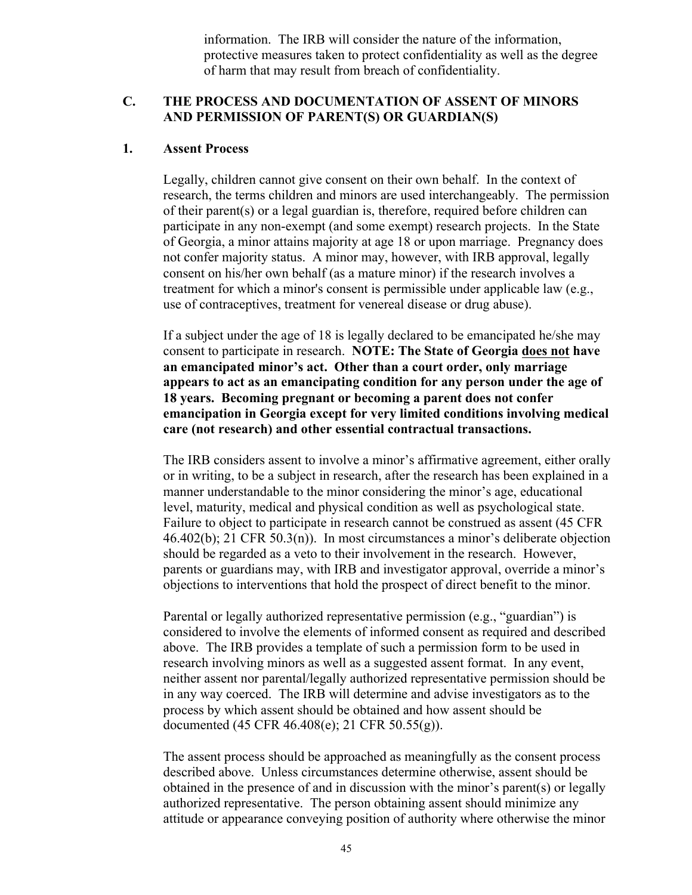information. The IRB will consider the nature of the information, protective measures taken to protect confidentiality as well as the degree of harm that may result from breach of confidentiality.

## C. THE PROCESS AND DOCUMENTATION OF ASSENT OF MINORS AND PERMISSION OF PARENT(S) OR GUARDIAN(S)

### 1. Assent Process

Legally, children cannot give consent on their own behalf. In the context of research, the terms children and minors are used interchangeably. The permission of their parent(s) or a legal guardian is, therefore, required before children can participate in any non-exempt (and some exempt) research projects. In the State of Georgia, a minor attains majority at age 18 or upon marriage. Pregnancy does not confer majority status. A minor may, however, with IRB approval, legally consent on his/her own behalf (as a mature minor) if the research involves a treatment for which a minor's consent is permissible under applicable law (e.g., use of contraceptives, treatment for venereal disease or drug abuse).

If a subject under the age of 18 is legally declared to be emancipated he/she may consent to participate in research. **NOTE: The State of Georgia <u>does not</u> have an emancipated minor's act. Other than a court order, only marriage appears to act as an emancipating condition for any person under the age of 18 years. Becoming pregnant or becoming a parent does not confer emancipation in Georgia except for very limited conditions involving medical care (not research) and other essential contractual transactions.**

The IRB considers assent to involve a minor's affirmative agreement, either orally or in writing, to be a subject in research, after the research has been explained in a manner understandable to the minor considering the minor's age, educational level, maturity, medical and physical condition as well as psychological state. Failure to object to participate in research cannot be construed as assent (45 CFR 46.402(b); 21 CFR 50.3(n)). In most circumstances a minor's deliberate objection should be regarded as a veto to their involvement in the research. However, parents or guardians may, with IRB and investigator approval, override a minor's objections to interventions that hold the prospect of direct benefit to the minor.

Parental or legally authorized representative permission (e.g., "guardian") is considered to involve the elements of informed consent as required and described above. The IRB provides a template of such a permission form to be used in research involving minors as well as a suggested assent format. In any event, neither assent nor parental/legally authorized representative permission should be in any way coerced. The IRB will determine and advise investigators as to the process by which assent should be obtained and how assent should be documented (45 CFR 46.408(e); 21 CFR 50.55(g)).

The assent process should be approached as meaningfully as the consent process described above. Unless circumstances determine otherwise, assent should be obtained in the presence of and in discussion with the minor's parent(s) or legally authorized representative. The person obtaining assent should minimize any attitude or appearance conveying position of authority where otherwise the minor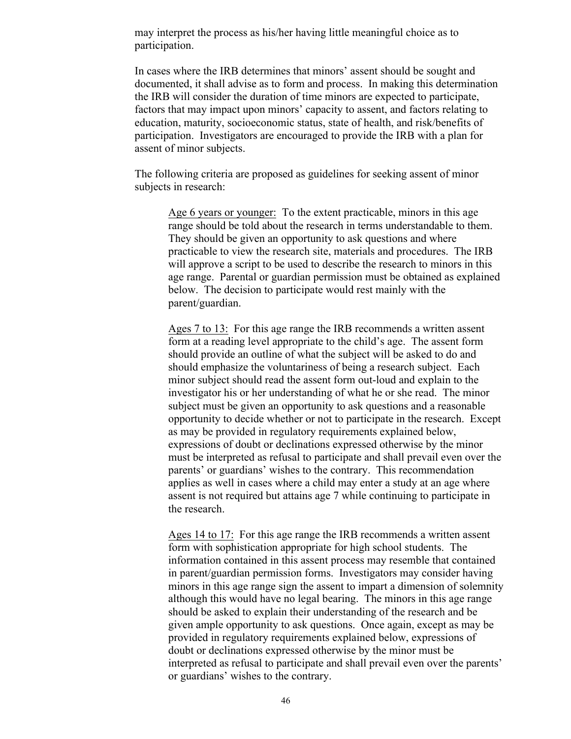may interpret the process as his/her having little meaningful choice as to participation.

In cases where the IRB determines that minors' assent should be sought and documented, it shall advise as to form and process. In making this determination the IRB will consider the duration of time minors are expected to participate, factors that may impact upon minors' capacity to assent, and factors relating to education, maturity, socioeconomic status, state of health, and risk/benefits of participation. Investigators are encouraged to provide the IRB with a plan for assent of minor subjects.

The following criteria are proposed as guidelines for seeking assent of minor subjects in research:

<u>Age 6 years or younger:</u> To the extent practicable, minors in this age range should be told about the research in terms understandable to them. They should be given an opportunity to ask questions and where practicable to view the research site, materials and procedures. The IRB will approve a script to be used to describe the research to minors in this age range. Parental or guardian permission must be obtained as explained below. The decision to participate would rest mainly with the parent/guardian.

<u>Ages 7 to 13:</u> For this age range the IRB recommends a written assent form at a reading level appropriate to the child's age. The assent form should provide an outline of what the subject will be asked to do and should emphasize the voluntariness of being a research subject. Each minor subject should read the assent form out-loud and explain to the investigator his or her understanding of what he or she read. The minor subject must be given an opportunity to ask questions and a reasonable opportunity to decide whether or not to participate in the research. Except as may be provided in regulatory requirements explained below, expressions of doubt or declinations expressed otherwise by the minor must be interpreted as refusal to participate and shall prevail even over the parents' or guardians' wishes to the contrary. This recommendation applies as well in cases where a child may enter a study at an age where assent is not required but attains age 7 while continuing to participate in the research.

<u>Ages 14 to 17:</u> For this age range the IRB recommends a written assent form with sophistication appropriate for high school students. The information contained in this assent process may resemble that contained in parent/guardian permission forms. Investigators may consider having minors in this age range sign the assent to impart a dimension of solemnity although this would have no legal bearing. The minors in this age range should be asked to explain their understanding of the research and be given ample opportunity to ask questions. Once again, except as may be provided in regulatory requirements explained below, expressions of doubt or declinations expressed otherwise by the minor must be interpreted as refusal to participate and shall prevail even over the parents' or guardians' wishes to the contrary.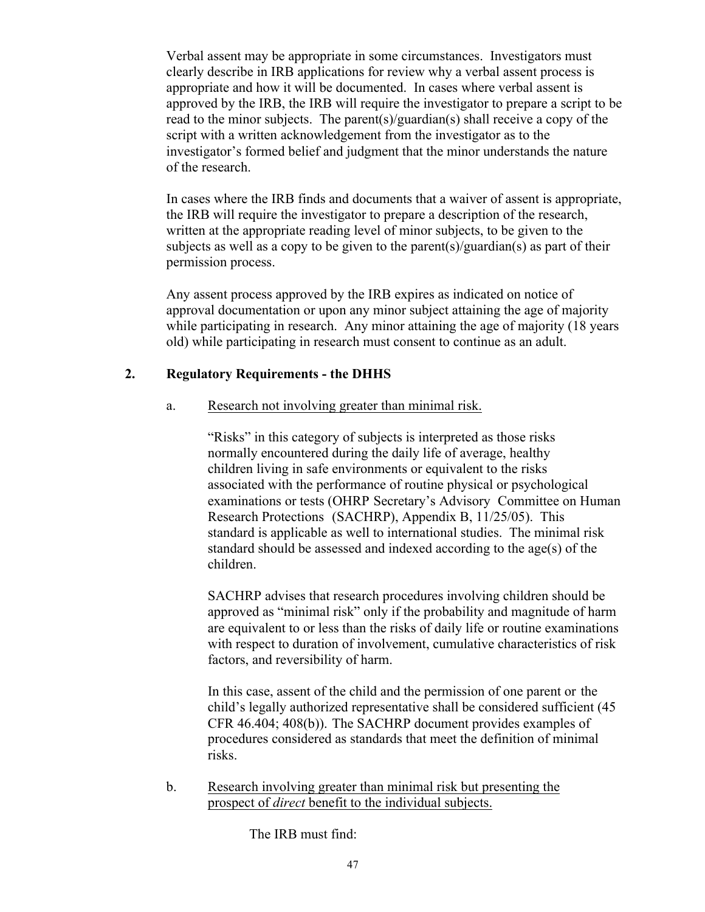Verbal assent may be appropriate in some circumstances. Investigators must clearly describe in IRB applications for review why a verbal assent process is appropriate and how it will be documented. In cases where verbal assent is approved by the IRB, the IRB will require the investigator to prepare a script to be read to the minor subjects. The parent(s)/guardian(s) shall receive a copy of the script with a written acknowledgement from the investigator as to the investigator's formed belief and judgment that the minor understands the nature of the research.

In cases where the IRB finds and documents that a waiver of assent is appropriate, the IRB will require the investigator to prepare a description of the research, written at the appropriate reading level of minor subjects, to be given to the subjects as well as a copy to be given to the parent(s)/guardian(s) as part of their permission process.

Any assent process approved by the IRB expires as indicated on notice of approval documentation or upon any minor subject attaining the age of majority while participating in research. Any minor attaining the age of majority (18 years old) while participating in research must consent to continue as an adult.

## 2. Regulatory Requirements - the DHHS

a. Research not involving greater than minimal risk.

"Risks" in this category of subjects is interpreted as those risks normally encountered during the daily life of average, healthy children living in safe environments or equivalent to the risks associated with the performance of routine physical or psychological examinations or tests (OHRP Secretary's Advisory Committee on Human Research Protections (SACHRP), Appendix B, 11/25/05). This standard is applicable as well to international studies. The minimal risk standard should be assessed and indexed according to the age(s) of the children.

SACHRP advises that research procedures involving children should be approved as "minimal risk" only if the probability and magnitude of harm are equivalent to or less than the risks of daily life or routine examinations with respect to duration of involvement, cumulative characteristics of risk factors, and reversibility of harm.

In this case, assent of the child and the permission of one parent or the child's legally authorized representative shall be considered sufficient (45 CFR 46.404; 408(b)). The SACHRP document provides examples of procedures considered as standards that meet the definition of minimal risks.

b. Research involving greater than minimal risk but presenting the prospect of *direct* benefit to the individual subjects.

The IRB must find: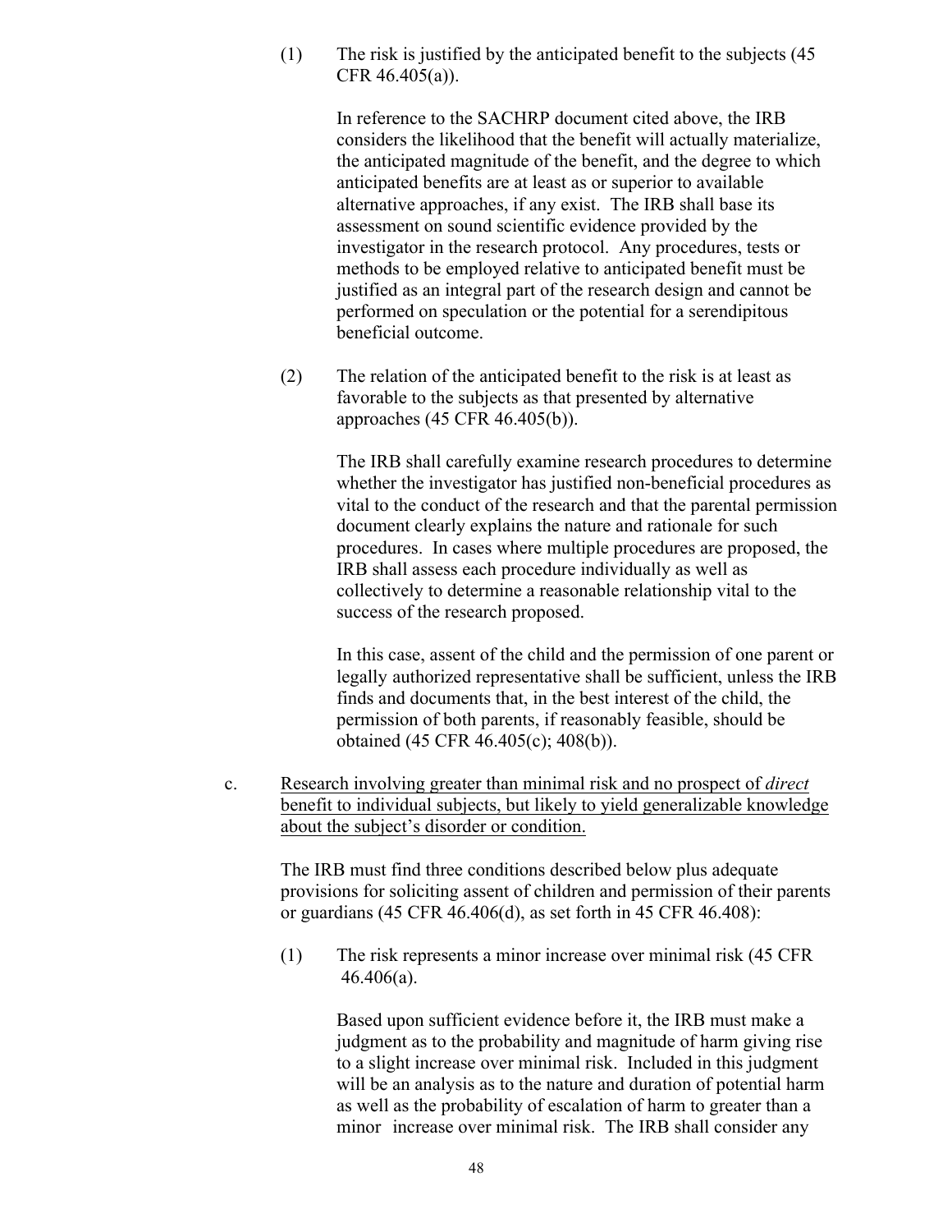(1) The risk is justified by the anticipated benefit to the subjects (45 CFR 46.405(a)).

In reference to the SACHRP document cited above, the IRB considers the likelihood that the benefit will actually materialize, the anticipated magnitude of the benefit, and the degree to which anticipated benefits are at least as or superior to available alternative approaches, if any exist. The IRB shall base its assessment on sound scientific evidence provided by the investigator in the research protocol. Any procedures, tests or methods to be employed relative to anticipated benefit must be justified as an integral part of the research design and cannot be performed on speculation or the potential for a serendipitous beneficial outcome.

(2) The relation of the anticipated benefit to the risk is at least as favorable to the subjects as that presented by alternative approaches (45 CFR 46.405(b)).

The IRB shall carefully examine research procedures to determine whether the investigator has justified non-beneficial procedures as vital to the conduct of the research and that the parental permission document clearly explains the nature and rationale for such procedures. In cases where multiple procedures are proposed, the IRB shall assess each procedure individually as well as collectively to determine a reasonable relationship vital to the success of the research proposed.

In this case, assent of the child and the permission of one parent or legally authorized representative shall be sufficient, unless the IRB finds and documents that, in the best interest of the child, the permission of both parents, if reasonably feasible, should be obtained (45 CFR 46.405(c); 408(b)).

c. <u>Research involving greater than minimal risk and no prospect of *direct* benefit to individual subjects, but likely to yield generalizable knowledge about the subject's disorder or condition.</u>

The IRB must find three conditions described below plus adequate provisions for soliciting assent of children and permission of their parents or guardians (45 CFR 46.406(d), as set forth in 45 CFR 46.408):

(1) The risk represents a minor increase over minimal risk (45 CFR 46.406(a).

Based upon sufficient evidence before it, the IRB must make a judgment as to the probability and magnitude of harm giving rise to a slight increase over minimal risk. Included in this judgment will be an analysis as to the nature and duration of potential harm as well as the probability of escalation of harm to greater than a minor increase over minimal risk. The IRB shall consider any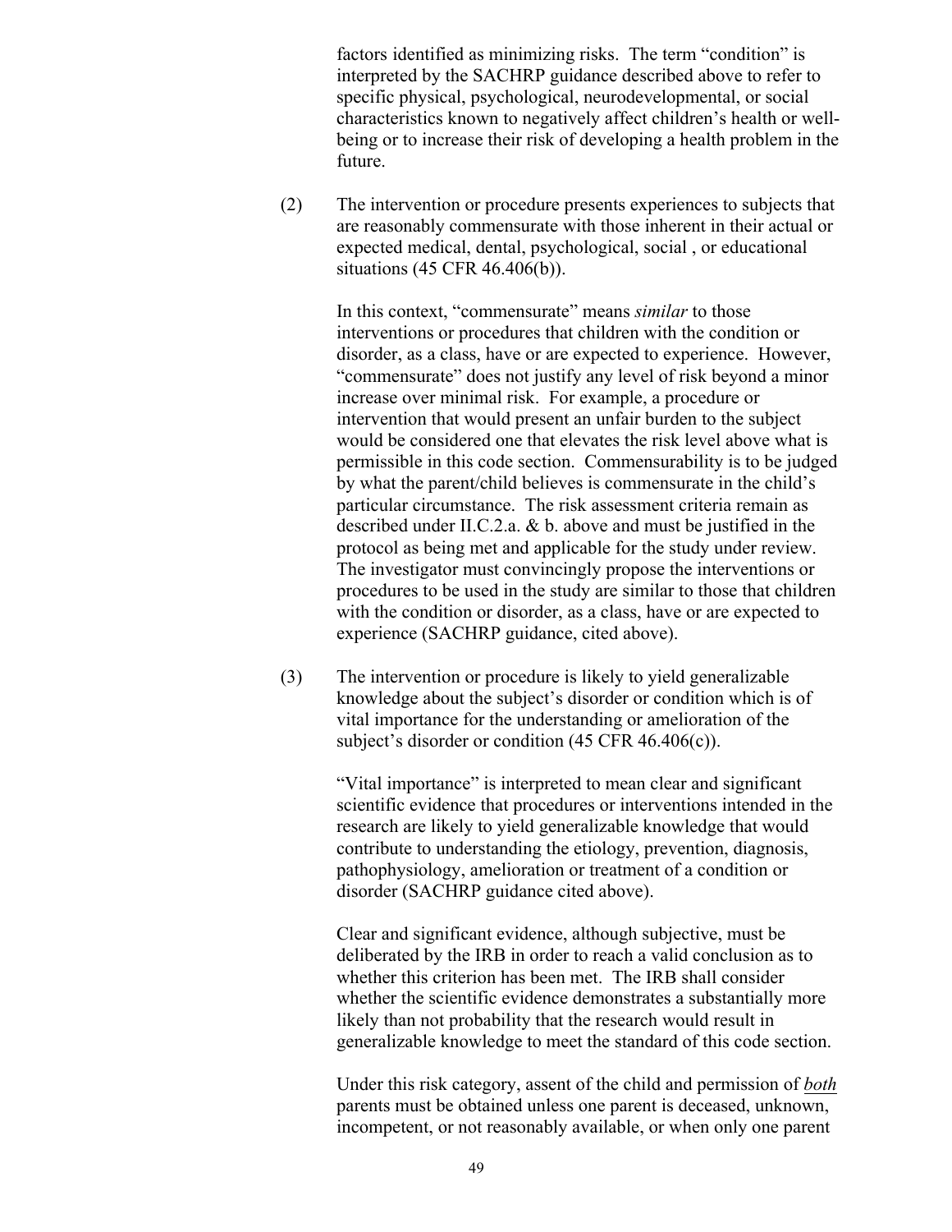factors identified as minimizing risks. The term "condition" is interpreted by the SACHRP guidance described above to refer to specific physical, psychological, neurodevelopmental, or social characteristics known to negatively affect children's health or well-being or to increase their risk of developing a health problem in the future.

(2) The intervention or procedure presents experiences to subjects that are reasonably commensurate with those inherent in their actual or expected medical, dental, psychological, social , or educational situations (45 CFR 46.406(b)).

In this context, "commensurate" means *similar* to those interventions or procedures that children with the condition or disorder, as a class, have or are expected to experience. However, "commensurate" does not justify any level of risk beyond a minor increase over minimal risk. For example, a procedure or intervention that would present an unfair burden to the subject would be considered one that elevates the risk level above what is permissible in this code section. Commensurability is to be judged by what the parent/child believes is commensurate in the child's particular circumstance. The risk assessment criteria remain as described under II.C.2.a. & b. above and must be justified in the protocol as being met and applicable for the study under review. The investigator must convincingly propose the interventions or procedures to be used in the study are similar to those that children with the condition or disorder, as a class, have or are expected to experience (SACHRP guidance, cited above).

(3) The intervention or procedure is likely to yield generalizable knowledge about the subject's disorder or condition which is of vital importance for the understanding or amelioration of the subject's disorder or condition (45 CFR 46.406(c)).

"Vital importance" is interpreted to mean clear and significant scientific evidence that procedures or interventions intended in the research are likely to yield generalizable knowledge that would contribute to understanding the etiology, prevention, diagnosis, pathophysiology, amelioration or treatment of a condition or disorder (SACHRP guidance cited above).

Clear and significant evidence, although subjective, must be deliberated by the IRB in order to reach a valid conclusion as to whether this criterion has been met. The IRB shall consider whether the scientific evidence demonstrates a substantially more likely than not probability that the research would result in generalizable knowledge to meet the standard of this code section.

Under this risk category, assent of the child and permission of ***both*** parents must be obtained unless one parent is deceased, unknown, incompetent, or not reasonably available, or when only one parent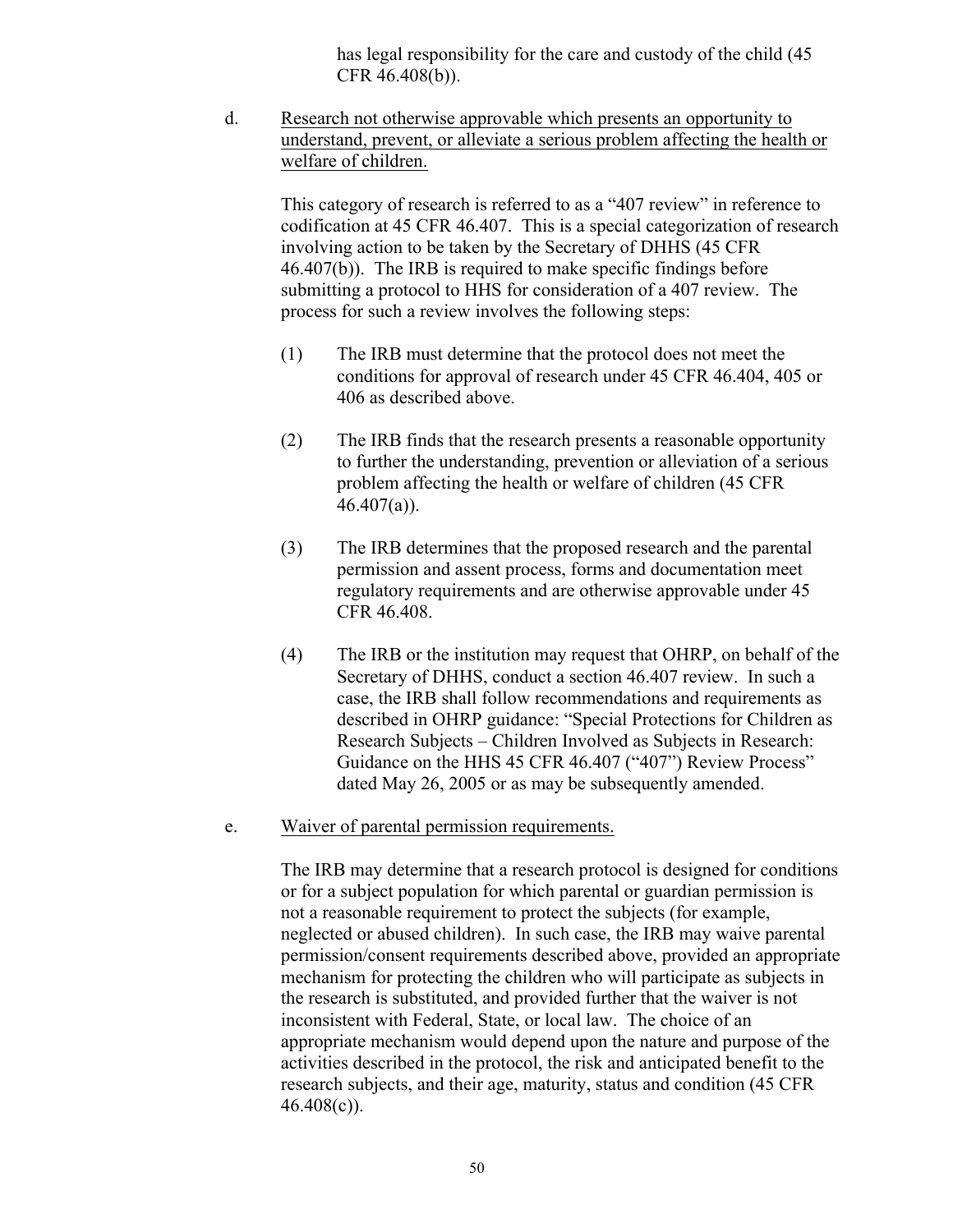has legal responsibility for the care and custody of the child (45 CFR 46.408(b)).

d. Research not otherwise approvable which presents an opportunity to understand, prevent, or alleviate a serious problem affecting the health or welfare of children.

This category of research is referred to as a "407 review" in reference to codification at 45 CFR 46.407. This is a special categorization of research involving action to be taken by the Secretary of DHHS (45 CFR 46.407(b)). The IRB is required to make specific findings before submitting a protocol to HHS for consideration of a 407 review. The process for such a review involves the following steps:

(1) The IRB must determine that the protocol does not meet the conditions for approval of research under 45 CFR 46.404, 405 or 406 as described above.

(2) The IRB finds that the research presents a reasonable opportunity to further the understanding, prevention or alleviation of a serious problem affecting the health or welfare of children (45 CFR 46.407(a)).

(3) The IRB determines that the proposed research and the parental permission and assent process, forms and documentation meet regulatory requirements and are otherwise approvable under 45 CFR 46.408.

(4) The IRB or the institution may request that OHRP, on behalf of the Secretary of DHHS, conduct a section 46.407 review. In such a case, the IRB shall follow recommendations and requirements as described in OHRP guidance: "Special Protections for Children as Research Subjects – Children Involved as Subjects in Research: Guidance on the HHS 45 CFR 46.407 ("407") Review Process" dated May 26, 2005 or as may be subsequently amended.

e. Waiver of parental permission requirements.

The IRB may determine that a research protocol is designed for conditions or for a subject population for which parental or guardian permission is not a reasonable requirement to protect the subjects (for example, neglected or abused children). In such case, the IRB may waive parental permission/consent requirements described above, provided an appropriate mechanism for protecting the children who will participate as subjects in the research is substituted, and provided further that the waiver is not inconsistent with Federal, State, or local law. The choice of an appropriate mechanism would depend upon the nature and purpose of the activities described in the protocol, the risk and anticipated benefit to the research subjects, and their age, maturity, status and condition (45 CFR 46.408(c)).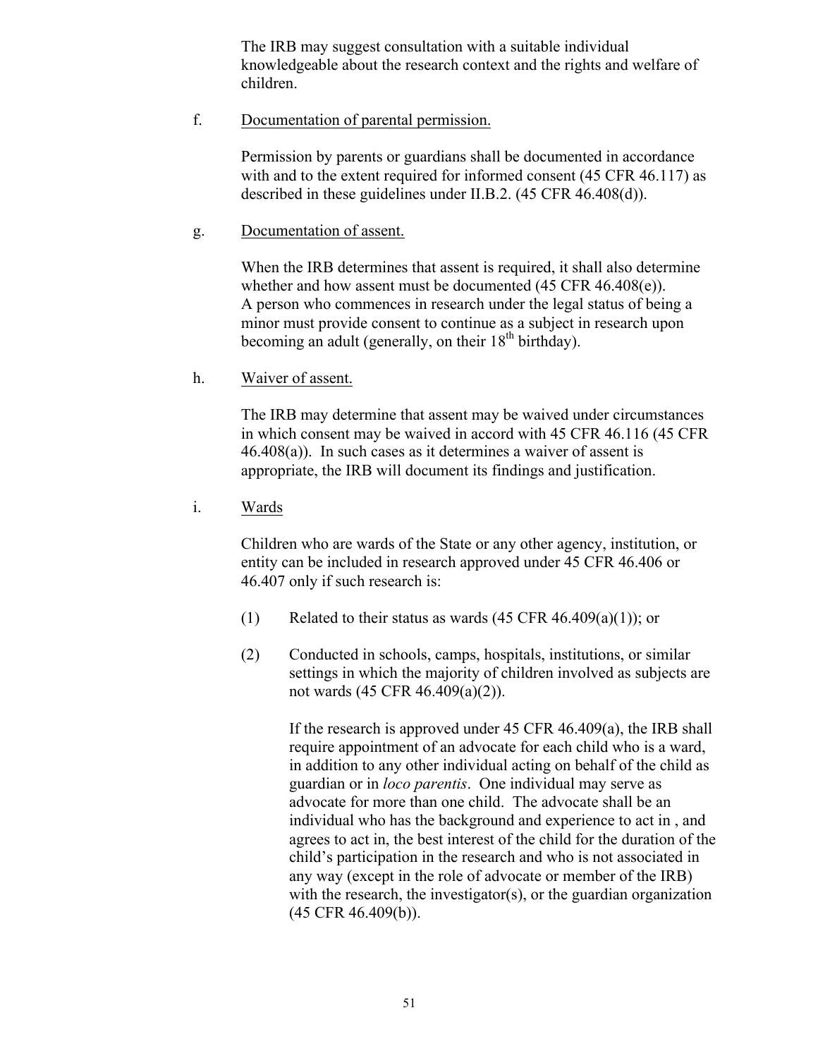The IRB may suggest consultation with a suitable individual knowledgeable about the research context and the rights and welfare of children.

f. Documentation of parental permission.

Permission by parents or guardians shall be documented in accordance with and to the extent required for informed consent (45 CFR 46.117) as described in these guidelines under II.B.2. (45 CFR 46.408(d)).

g. Documentation of assent.

When the IRB determines that assent is required, it shall also determine whether and how assent must be documented (45 CFR 46.408(e)). A person who commences in research under the legal status of being a minor must provide consent to continue as a subject in research upon becoming an adult (generally, on their 18th birthday).

h. Waiver of assent.

The IRB may determine that assent may be waived under circumstances in which consent may be waived in accord with 45 CFR 46.116 (45 CFR 46.408(a)). In such cases as it determines a waiver of assent is appropriate, the IRB will document its findings and justification.

i. Wards

Children who are wards of the State or any other agency, institution, or entity can be included in research approved under 45 CFR 46.406 or 46.407 only if such research is:

(1) Related to their status as wards (45 CFR 46.409(a)(1)); or

(2) Conducted in schools, camps, hospitals, institutions, or similar settings in which the majority of children involved as subjects are not wards (45 CFR 46.409(a)(2)).

If the research is approved under 45 CFR 46.409(a), the IRB shall require appointment of an advocate for each child who is a ward, in addition to any other individual acting on behalf of the child as guardian or in *loco parentis*. One individual may serve as advocate for more than one child. The advocate shall be an individual who has the background and experience to act in , and agrees to act in, the best interest of the child for the duration of the child's participation in the research and who is not associated in any way (except in the role of advocate or member of the IRB) with the research, the investigator(s), or the guardian organization (45 CFR 46.409(b)).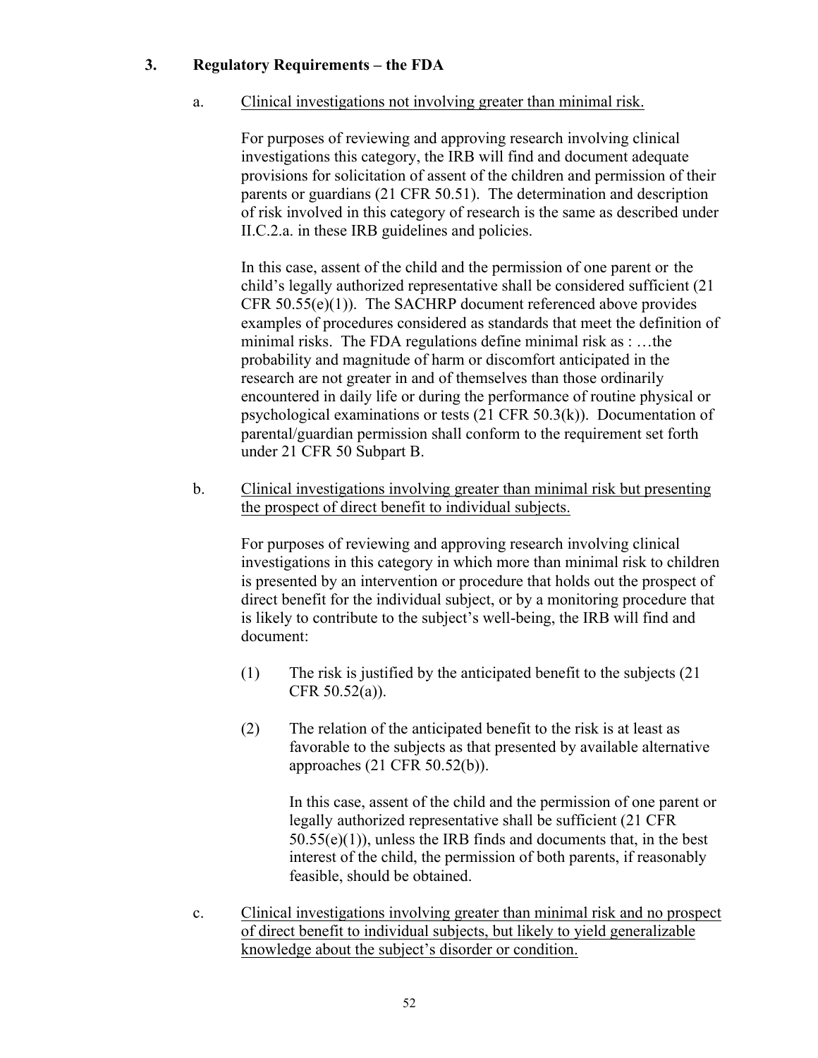### 3. Regulatory Requirements – the FDA

a. Clinical investigations not involving greater than minimal risk.

For purposes of reviewing and approving research involving clinical investigations this category, the IRB will find and document adequate provisions for solicitation of assent of the children and permission of their parents or guardians (21 CFR 50.51). The determination and description of risk involved in this category of research is the same as described under II.C.2.a. in these IRB guidelines and policies.

In this case, assent of the child and the permission of one parent or the child's legally authorized representative shall be considered sufficient (21 CFR 50.55(e)(1)). The SACHRP document referenced above provides examples of procedures considered as standards that meet the definition of minimal risks. The FDA regulations define minimal risk as : …the probability and magnitude of harm or discomfort anticipated in the research are not greater in and of themselves than those ordinarily encountered in daily life or during the performance of routine physical or psychological examinations or tests (21 CFR 50.3(k)). Documentation of parental/guardian permission shall conform to the requirement set forth under 21 CFR 50 Subpart B.

b. Clinical investigations involving greater than minimal risk but presenting the prospect of direct benefit to individual subjects.

For purposes of reviewing and approving research involving clinical investigations in this category in which more than minimal risk to children is presented by an intervention or procedure that holds out the prospect of direct benefit for the individual subject, or by a monitoring procedure that is likely to contribute to the subject's well-being, the IRB will find and document:

(1) The risk is justified by the anticipated benefit to the subjects (21 CFR 50.52(a)).

(2) The relation of the anticipated benefit to the risk is at least as favorable to the subjects as that presented by available alternative approaches (21 CFR 50.52(b)).

In this case, assent of the child and the permission of one parent or legally authorized representative shall be sufficient (21 CFR 50.55(e)(1)), unless the IRB finds and documents that, in the best interest of the child, the permission of both parents, if reasonably feasible, should be obtained.

c. Clinical investigations involving greater than minimal risk and no prospect of direct benefit to individual subjects, but likely to yield generalizable knowledge about the subject's disorder or condition.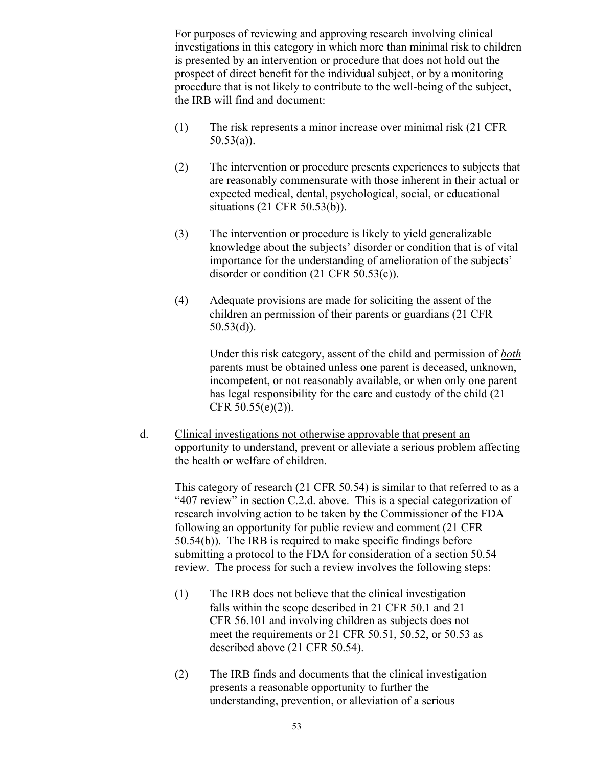For purposes of reviewing and approving research involving clinical investigations in this category in which more than minimal risk to children is presented by an intervention or procedure that does not hold out the prospect of direct benefit for the individual subject, or by a monitoring procedure that is not likely to contribute to the well-being of the subject, the IRB will find and document:

(1) The risk represents a minor increase over minimal risk (21 CFR 50.53(a)).

(2) The intervention or procedure presents experiences to subjects that are reasonably commensurate with those inherent in their actual or expected medical, dental, psychological, social, or educational situations (21 CFR 50.53(b)).

(3) The intervention or procedure is likely to yield generalizable knowledge about the subjects' disorder or condition that is of vital importance for the understanding of amelioration of the subjects' disorder or condition (21 CFR 50.53(c)).

(4) Adequate provisions are made for soliciting the assent of the children an permission of their parents or guardians (21 CFR 50.53(d)).

Under this risk category, assent of the child and permission of <u>*both*</u> parents must be obtained unless one parent is deceased, unknown, incompetent, or not reasonably available, or when only one parent has legal responsibility for the care and custody of the child (21 CFR 50.55(e)(2)).

d. <u>Clinical investigations not otherwise approvable that present an opportunity to understand, prevent or alleviate a serious problem affecting the health or welfare of children.</u>

This category of research (21 CFR 50.54) is similar to that referred to as a "407 review" in section C.2.d. above. This is a special categorization of research involving action to be taken by the Commissioner of the FDA following an opportunity for public review and comment (21 CFR 50.54(b)). The IRB is required to make specific findings before submitting a protocol to the FDA for consideration of a section 50.54 review. The process for such a review involves the following steps:

(1) The IRB does not believe that the clinical investigation falls within the scope described in 21 CFR 50.1 and 21 CFR 56.101 and involving children as subjects does not meet the requirements or 21 CFR 50.51, 50.52, or 50.53 as described above (21 CFR 50.54).

(2) The IRB finds and documents that the clinical investigation presents a reasonable opportunity to further the understanding, prevention, or alleviation of a serious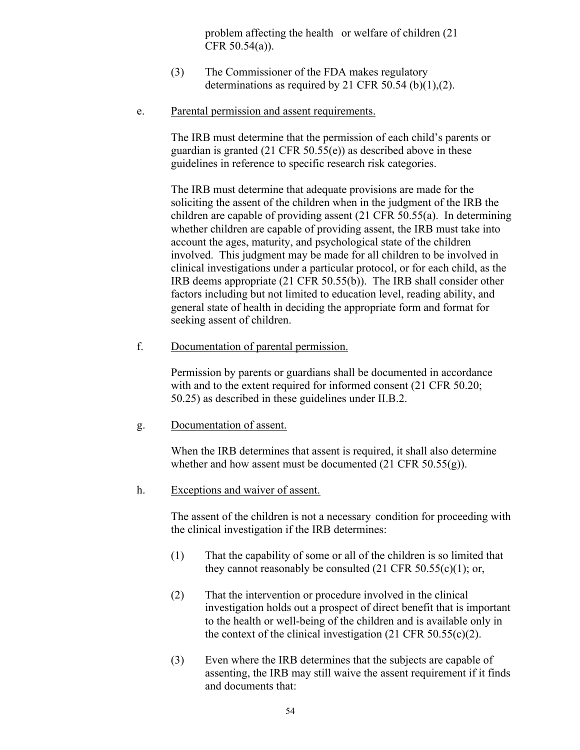problem affecting the health or welfare of children (21 CFR 50.54(a)).

(3) The Commissioner of the FDA makes regulatory determinations as required by 21 CFR 50.54 (b)(1),(2).

e. Parental permission and assent requirements.

The IRB must determine that the permission of each child's parents or guardian is granted (21 CFR 50.55(e)) as described above in these guidelines in reference to specific research risk categories.

The IRB must determine that adequate provisions are made for the soliciting the assent of the children when in the judgment of the IRB the children are capable of providing assent (21 CFR 50.55(a). In determining whether children are capable of providing assent, the IRB must take into account the ages, maturity, and psychological state of the children involved. This judgment may be made for all children to be involved in clinical investigations under a particular protocol, or for each child, as the IRB deems appropriate (21 CFR 50.55(b)). The IRB shall consider other factors including but not limited to education level, reading ability, and general state of health in deciding the appropriate form and format for seeking assent of children.

f. Documentation of parental permission.

Permission by parents or guardians shall be documented in accordance with and to the extent required for informed consent (21 CFR 50.20; 50.25) as described in these guidelines under II.B.2.

g. Documentation of assent.

When the IRB determines that assent is required, it shall also determine whether and how assent must be documented (21 CFR 50.55(g)).

h. Exceptions and waiver of assent.

The assent of the children is not a necessary condition for proceeding with the clinical investigation if the IRB determines:

(1) That the capability of some or all of the children is so limited that they cannot reasonably be consulted (21 CFR 50.55(c)(1); or,

(2) That the intervention or procedure involved in the clinical investigation holds out a prospect of direct benefit that is important to the health or well-being of the children and is available only in the context of the clinical investigation (21 CFR 50.55(c)(2).

(3) Even where the IRB determines that the subjects are capable of assenting, the IRB may still waive the assent requirement if it finds and documents that: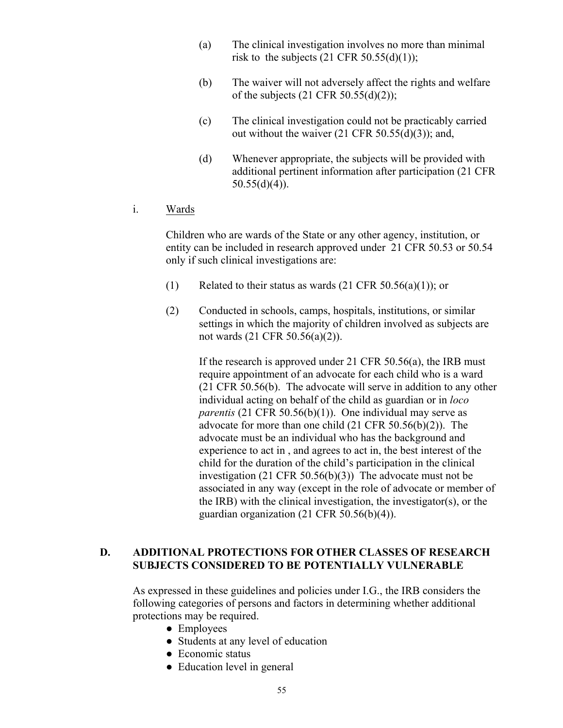(a) The clinical investigation involves no more than minimal risk to the subjects (21 CFR 50.55(d)(1));

(b) The waiver will not adversely affect the rights and welfare of the subjects (21 CFR 50.55(d)(2));

(c) The clinical investigation could not be practicably carried out without the waiver (21 CFR 50.55(d)(3)); and,

(d) Whenever appropriate, the subjects will be provided with additional pertinent information after participation (21 CFR 50.55(d)(4)).

i. Wards

Children who are wards of the State or any other agency, institution, or entity can be included in research approved under 21 CFR 50.53 or 50.54 only if such clinical investigations are:

(1) Related to their status as wards (21 CFR 50.56(a)(1)); or

(2) Conducted in schools, camps, hospitals, institutions, or similar settings in which the majority of children involved as subjects are not wards (21 CFR 50.56(a)(2)).

If the research is approved under 21 CFR 50.56(a), the IRB must require appointment of an advocate for each child who is a ward (21 CFR 50.56(b). The advocate will serve in addition to any other individual acting on behalf of the child as guardian or in *loco parentis* (21 CFR 50.56(b)(1)). One individual may serve as advocate for more than one child (21 CFR 50.56(b)(2)). The advocate must be an individual who has the background and experience to act in , and agrees to act in, the best interest of the child for the duration of the child's participation in the clinical investigation (21 CFR 50.56(b)(3)) The advocate must not be associated in any way (except in the role of advocate or member of the IRB) with the clinical investigation, the investigator(s), or the guardian organization (21 CFR 50.56(b)(4)).

## D. ADDITIONAL PROTECTIONS FOR OTHER CLASSES OF RESEARCH SUBJECTS CONSIDERED TO BE POTENTIALLY VULNERABLE

As expressed in these guidelines and policies under I.G., the IRB considers the following categories of persons and factors in determining whether additional protections may be required.

- Employees
- Students at any level of education
- Economic status
- Education level in general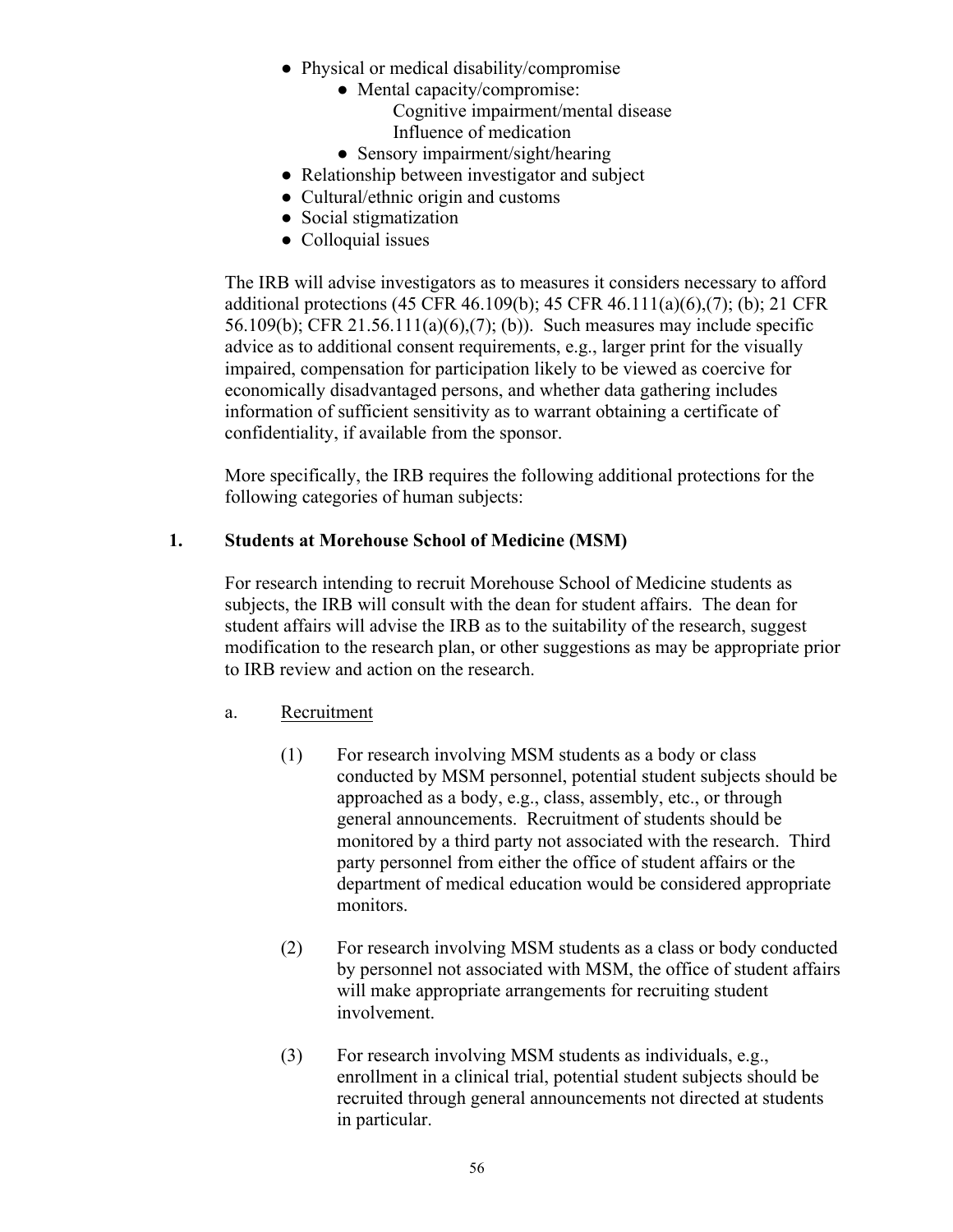- Physical or medical disability/compromise
    - Mental capacity/compromise:
        - Cognitive impairment/mental disease
        - Influence of medication
    - Sensory impairment/sight/hearing
- Relationship between investigator and subject
- Cultural/ethnic origin and customs
- Social stigmatization
- Colloquial issues

The IRB will advise investigators as to measures it considers necessary to afford additional protections (45 CFR 46.109(b); 45 CFR 46.111(a)(6),(7); (b); 21 CFR 56.109(b); CFR 21.56.111(a)(6),(7); (b)). Such measures may include specific advice as to additional consent requirements, e.g., larger print for the visually impaired, compensation for participation likely to be viewed as coercive for economically disadvantaged persons, and whether data gathering includes information of sufficient sensitivity as to warrant obtaining a certificate of confidentiality, if available from the sponsor.

More specifically, the IRB requires the following additional protections for the following categories of human subjects:

## 1. Students at Morehouse School of Medicine (MSM)

For research intending to recruit Morehouse School of Medicine students as subjects, the IRB will consult with the dean for student affairs. The dean for student affairs will advise the IRB as to the suitability of the research, suggest modification to the research plan, or other suggestions as may be appropriate prior to IRB review and action on the research.

a. Recruitment

(1) For research involving MSM students as a body or class conducted by MSM personnel, potential student subjects should be approached as a body, e.g., class, assembly, etc., or through general announcements. Recruitment of students should be monitored by a third party not associated with the research. Third party personnel from either the office of student affairs or the department of medical education would be considered appropriate monitors.

(2) For research involving MSM students as a class or body conducted by personnel not associated with MSM, the office of student affairs will make appropriate arrangements for recruiting student involvement.

(3) For research involving MSM students as individuals, e.g., enrollment in a clinical trial, potential student subjects should be recruited through general announcements not directed at students in particular.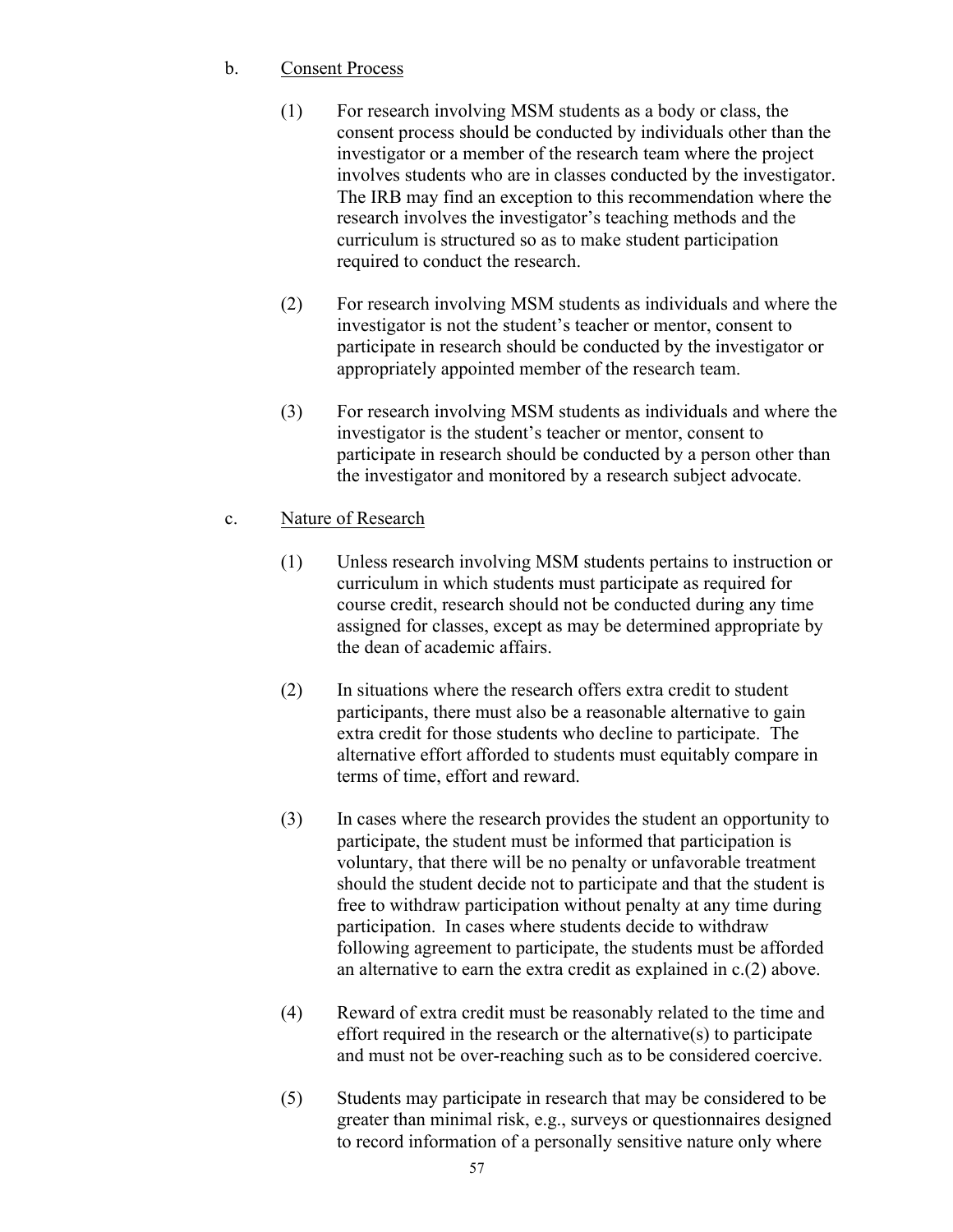b. Consent Process

(1) For research involving MSM students as a body or class, the consent process should be conducted by individuals other than the investigator or a member of the research team where the project involves students who are in classes conducted by the investigator. The IRB may find an exception to this recommendation where the research involves the investigator's teaching methods and the curriculum is structured so as to make student participation required to conduct the research.

(2) For research involving MSM students as individuals and where the investigator is not the student's teacher or mentor, consent to participate in research should be conducted by the investigator or appropriately appointed member of the research team.

(3) For research involving MSM students as individuals and where the investigator is the student's teacher or mentor, consent to participate in research should be conducted by a person other than the investigator and monitored by a research subject advocate.

c. Nature of Research

(1) Unless research involving MSM students pertains to instruction or curriculum in which students must participate as required for course credit, research should not be conducted during any time assigned for classes, except as may be determined appropriate by the dean of academic affairs.

(2) In situations where the research offers extra credit to student participants, there must also be a reasonable alternative to gain extra credit for those students who decline to participate. The alternative effort afforded to students must equitably compare in terms of time, effort and reward.

(3) In cases where the research provides the student an opportunity to participate, the student must be informed that participation is voluntary, that there will be no penalty or unfavorable treatment should the student decide not to participate and that the student is free to withdraw participation without penalty at any time during participation. In cases where students decide to withdraw following agreement to participate, the students must be afforded an alternative to earn the extra credit as explained in c.(2) above.

(4) Reward of extra credit must be reasonably related to the time and effort required in the research or the alternative(s) to participate and must not be over-reaching such as to be considered coercive.

(5) Students may participate in research that may be considered to be greater than minimal risk, e.g., surveys or questionnaires designed to record information of a personally sensitive nature only where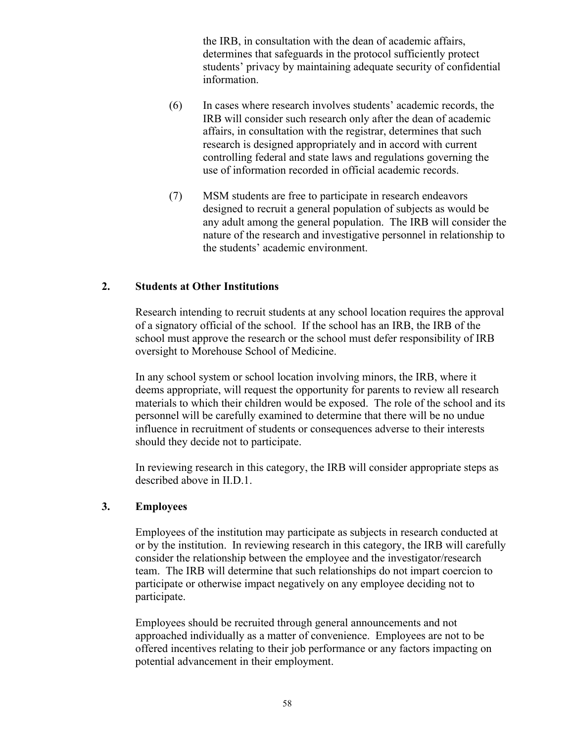the IRB, in consultation with the dean of academic affairs, determines that safeguards in the protocol sufficiently protect students' privacy by maintaining adequate security of confidential information.

(6) In cases where research involves students' academic records, the IRB will consider such research only after the dean of academic affairs, in consultation with the registrar, determines that such research is designed appropriately and in accord with current controlling federal and state laws and regulations governing the use of information recorded in official academic records.

(7) MSM students are free to participate in research endeavors designed to recruit a general population of subjects as would be any adult among the general population. The IRB will consider the nature of the research and investigative personnel in relationship to the students' academic environment.

### 2. Students at Other Institutions

Research intending to recruit students at any school location requires the approval of a signatory official of the school. If the school has an IRB, the IRB of the school must approve the research or the school must defer responsibility of IRB oversight to Morehouse School of Medicine.

In any school system or school location involving minors, the IRB, where it deems appropriate, will request the opportunity for parents to review all research materials to which their children would be exposed. The role of the school and its personnel will be carefully examined to determine that there will be no undue influence in recruitment of students or consequences adverse to their interests should they decide not to participate.

In reviewing research in this category, the IRB will consider appropriate steps as described above in II.D.1.

### 3. Employees

Employees of the institution may participate as subjects in research conducted at or by the institution. In reviewing research in this category, the IRB will carefully consider the relationship between the employee and the investigator/research team. The IRB will determine that such relationships do not impart coercion to participate or otherwise impact negatively on any employee deciding not to participate.

Employees should be recruited through general announcements and not approached individually as a matter of convenience. Employees are not to be offered incentives relating to their job performance or any factors impacting on potential advancement in their employment.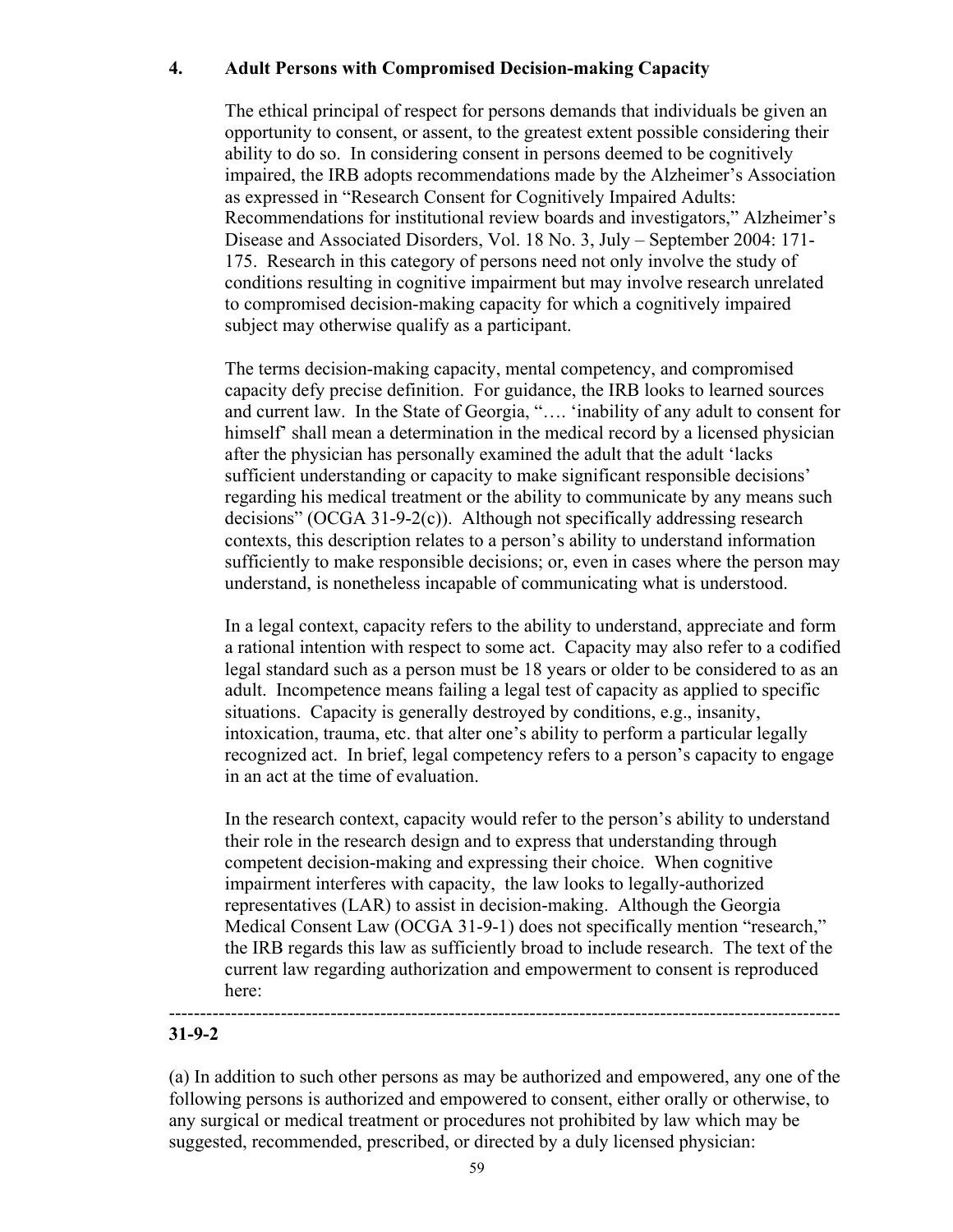### 4. Adult Persons with Compromised Decision-making Capacity

The ethical principal of respect for persons demands that individuals be given an opportunity to consent, or assent, to the greatest extent possible considering their ability to do so. In considering consent in persons deemed to be cognitively impaired, the IRB adopts recommendations made by the Alzheimer's Association as expressed in "Research Consent for Cognitively Impaired Adults: Recommendations for institutional review boards and investigators," Alzheimer's Disease and Associated Disorders, Vol. 18 No. 3, July – September 2004: 171-175. Research in this category of persons need not only involve the study of conditions resulting in cognitive impairment but may involve research unrelated to compromised decision-making capacity for which a cognitively impaired subject may otherwise qualify as a participant.

The terms decision-making capacity, mental competency, and compromised capacity defy precise definition. For guidance, the IRB looks to learned sources and current law. In the State of Georgia, "…. 'inability of any adult to consent for himself' shall mean a determination in the medical record by a licensed physician after the physician has personally examined the adult that the adult 'lacks sufficient understanding or capacity to make significant responsible decisions' regarding his medical treatment or the ability to communicate by any means such decisions" (OCGA 31-9-2(c)). Although not specifically addressing research contexts, this description relates to a person's ability to understand information sufficiently to make responsible decisions; or, even in cases where the person may understand, is nonetheless incapable of communicating what is understood.

In a legal context, capacity refers to the ability to understand, appreciate and form a rational intention with respect to some act. Capacity may also refer to a codified legal standard such as a person must be 18 years or older to be considered to as an adult. Incompetence means failing a legal test of capacity as applied to specific situations. Capacity is generally destroyed by conditions, e.g., insanity, intoxication, trauma, etc. that alter one's ability to perform a particular legally recognized act. In brief, legal competency refers to a person's capacity to engage in an act at the time of evaluation.

In the research context, capacity would refer to the person's ability to understand their role in the research design and to express that understanding through competent decision-making and expressing their choice. When cognitive impairment interferes with capacity, the law looks to legally-authorized representatives (LAR) to assist in decision-making. Although the Georgia Medical Consent Law (OCGA 31-9-1) does not specifically mention "research," the IRB regards this law as sufficiently broad to include research. The text of the current law regarding authorization and empowerment to consent is reproduced here:

---

**31-9-2**

(a) In addition to such other persons as may be authorized and empowered, any one of the following persons is authorized and empowered to consent, either orally or otherwise, to any surgical or medical treatment or procedures not prohibited by law which may be suggested, recommended, prescribed, or directed by a duly licensed physician: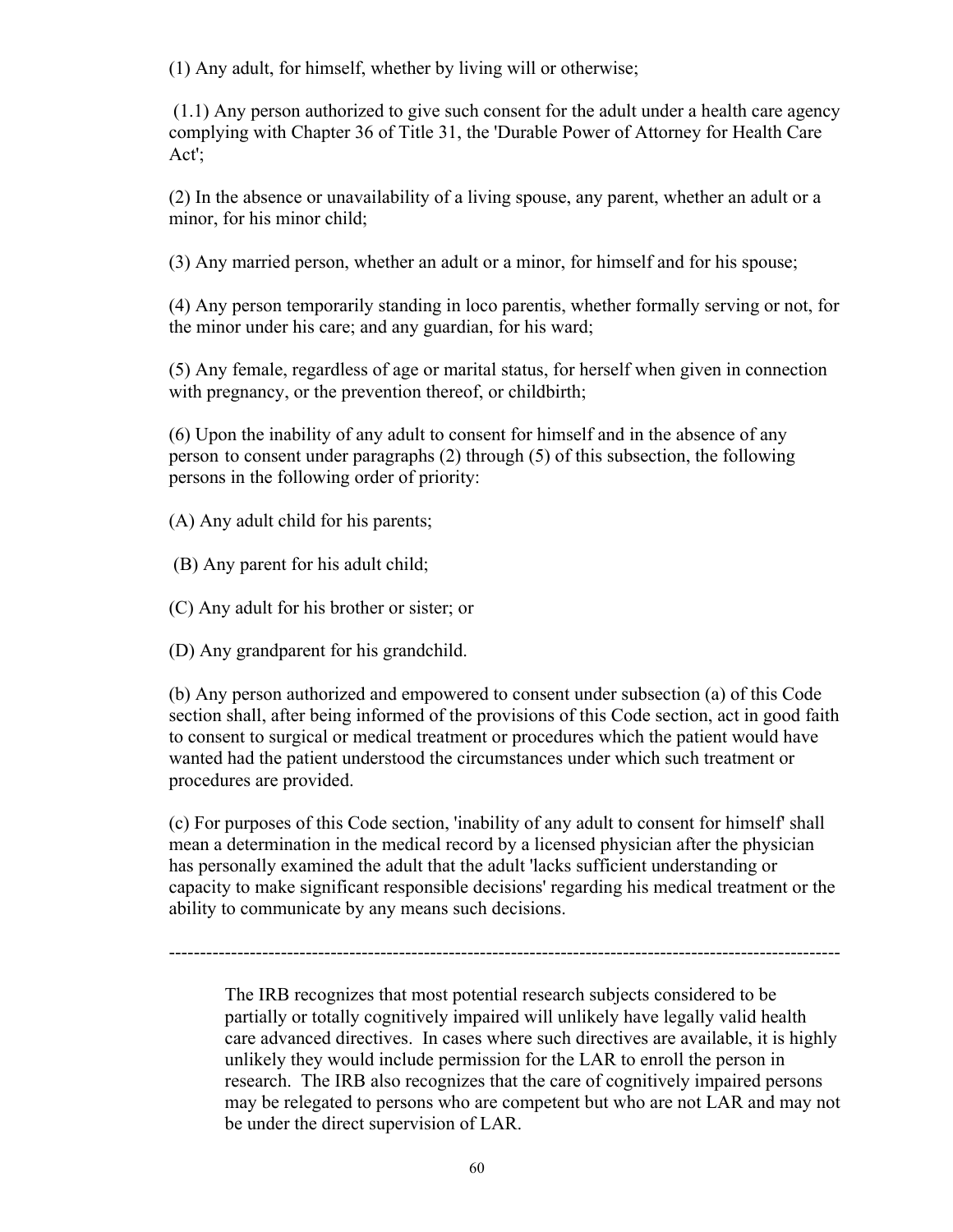(1) Any adult, for himself, whether by living will or otherwise;

(1.1) Any person authorized to give such consent for the adult under a health care agency complying with Chapter 36 of Title 31, the 'Durable Power of Attorney for Health Care Act';

(2) In the absence or unavailability of a living spouse, any parent, whether an adult or a minor, for his minor child;

(3) Any married person, whether an adult or a minor, for himself and for his spouse;

(4) Any person temporarily standing in loco parentis, whether formally serving or not, for the minor under his care; and any guardian, for his ward;

(5) Any female, regardless of age or marital status, for herself when given in connection with pregnancy, or the prevention thereof, or childbirth;

(6) Upon the inability of any adult to consent for himself and in the absence of any person to consent under paragraphs (2) through (5) of this subsection, the following persons in the following order of priority:

(A) Any adult child for his parents;

(B) Any parent for his adult child;

(C) Any adult for his brother or sister; or

(D) Any grandparent for his grandchild.

(b) Any person authorized and empowered to consent under subsection (a) of this Code section shall, after being informed of the provisions of this Code section, act in good faith to consent to surgical or medical treatment or procedures which the patient would have wanted had the patient understood the circumstances under which such treatment or procedures are provided.

(c) For purposes of this Code section, 'inability of any adult to consent for himself' shall mean a determination in the medical record by a licensed physician after the physician has personally examined the adult that the adult 'lacks sufficient understanding or capacity to make significant responsible decisions' regarding his medical treatment or the ability to communicate by any means such decisions.

---

> The IRB recognizes that most potential research subjects considered to be partially or totally cognitively impaired will unlikely have legally valid health care advanced directives. In cases where such directives are available, it is highly unlikely they would include permission for the LAR to enroll the person in research. The IRB also recognizes that the care of cognitively impaired persons may be relegated to persons who are competent but who are not LAR and may not be under the direct supervision of LAR.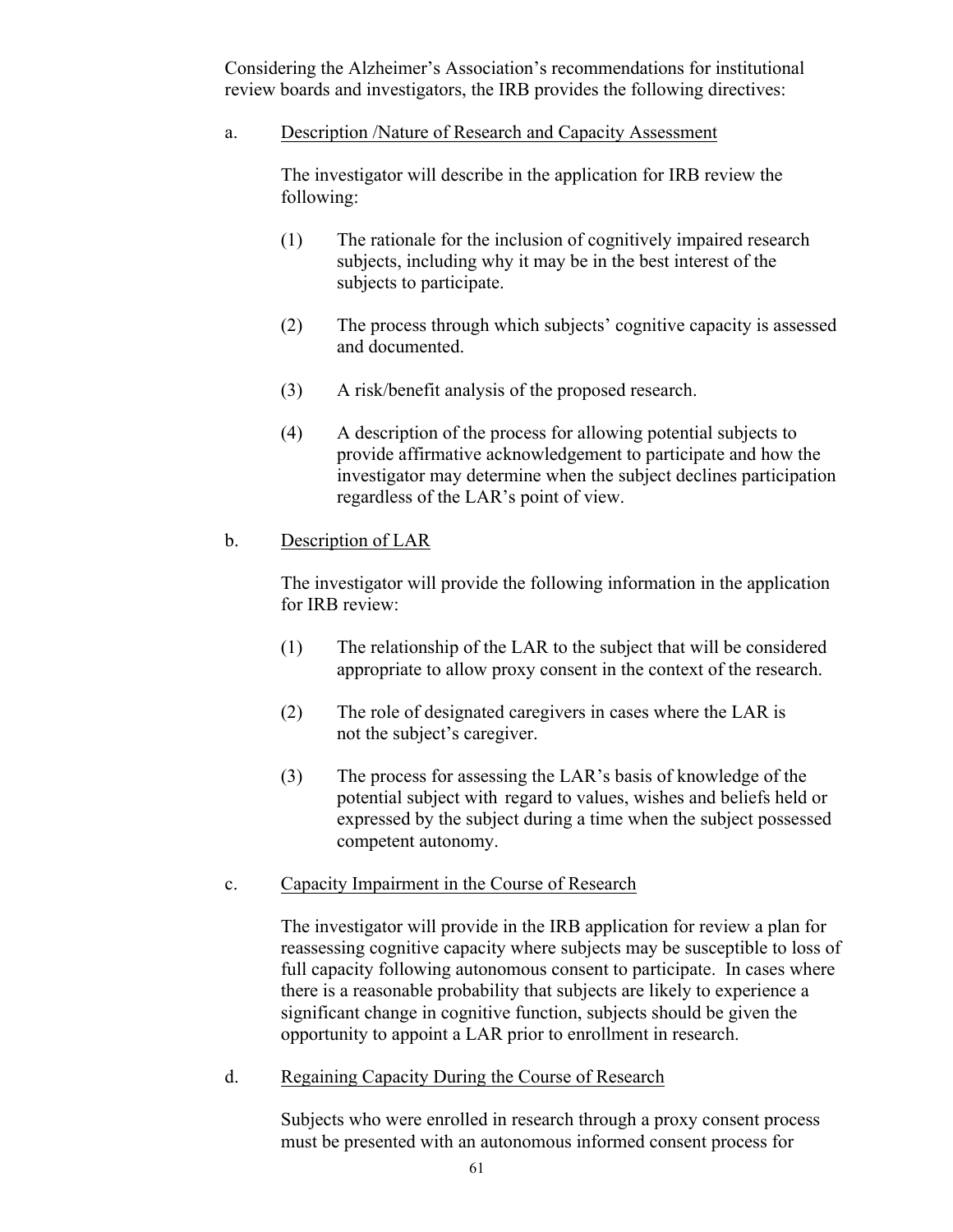Considering the Alzheimer's Association's recommendations for institutional review boards and investigators, the IRB provides the following directives:

a. <u>Description /Nature of Research and Capacity Assessment</u>

The investigator will describe in the application for IRB review the following:

(1) The rationale for the inclusion of cognitively impaired research subjects, including why it may be in the best interest of the subjects to participate.

(2) The process through which subjects' cognitive capacity is assessed and documented.

(3) A risk/benefit analysis of the proposed research.

(4) A description of the process for allowing potential subjects to provide affirmative acknowledgement to participate and how the investigator may determine when the subject declines participation regardless of the LAR's point of view.

b. <u>Description of LAR</u>

The investigator will provide the following information in the application for IRB review:

(1) The relationship of the LAR to the subject that will be considered appropriate to allow proxy consent in the context of the research.

(2) The role of designated caregivers in cases where the LAR is not the subject's caregiver.

(3) The process for assessing the LAR's basis of knowledge of the potential subject with regard to values, wishes and beliefs held or expressed by the subject during a time when the subject possessed competent autonomy.

c. <u>Capacity Impairment in the Course of Research</u>

The investigator will provide in the IRB application for review a plan for reassessing cognitive capacity where subjects may be susceptible to loss of full capacity following autonomous consent to participate. In cases where there is a reasonable probability that subjects are likely to experience a significant change in cognitive function, subjects should be given the opportunity to appoint a LAR prior to enrollment in research.

d. <u>Regaining Capacity During the Course of Research</u>

Subjects who were enrolled in research through a proxy consent process must be presented with an autonomous informed consent process for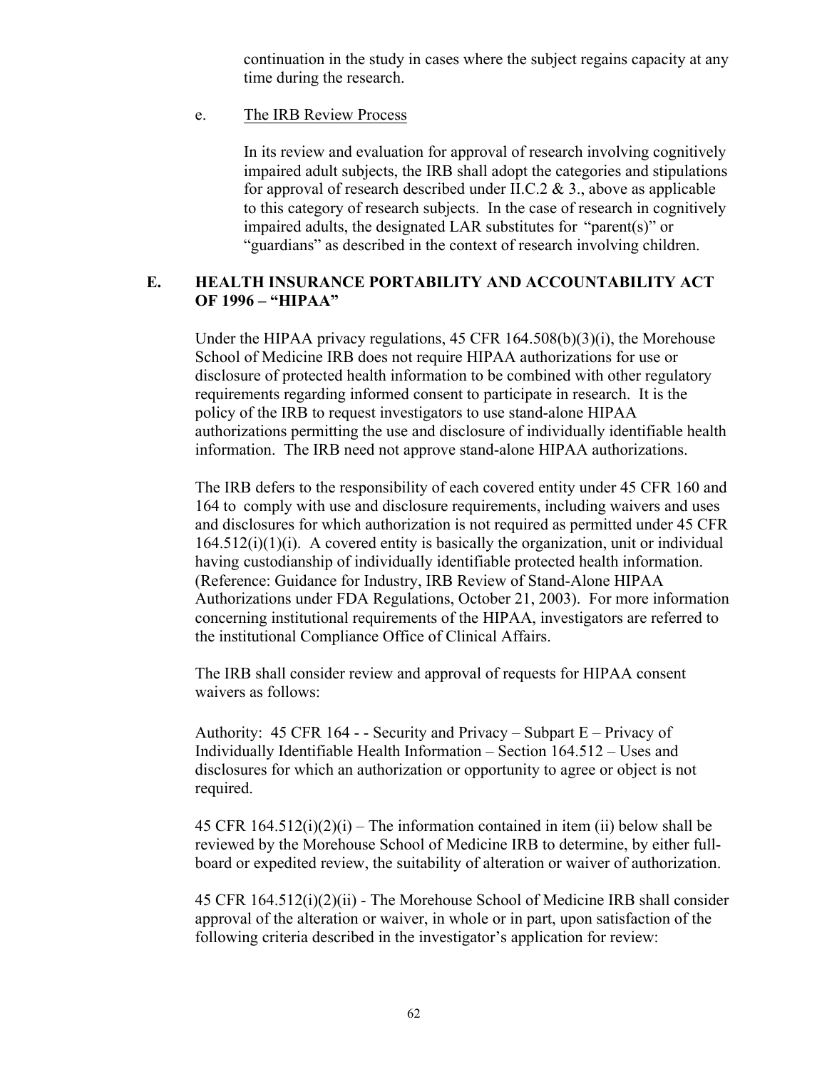continuation in the study in cases where the subject regains capacity at any time during the research.

e. The IRB Review Process

In its review and evaluation for approval of research involving cognitively impaired adult subjects, the IRB shall adopt the categories and stipulations for approval of research described under II.C.2 & 3., above as applicable to this category of research subjects. In the case of research in cognitively impaired adults, the designated LAR substitutes for "parent(s)" or "guardians" as described in the context of research involving children.

## E. HEALTH INSURANCE PORTABILITY AND ACCOUNTABILITY ACT OF 1996 – "HIPAA"

Under the HIPAA privacy regulations, 45 CFR 164.508(b)(3)(i), the Morehouse School of Medicine IRB does not require HIPAA authorizations for use or disclosure of protected health information to be combined with other regulatory requirements regarding informed consent to participate in research. It is the policy of the IRB to request investigators to use stand-alone HIPAA authorizations permitting the use and disclosure of individually identifiable health information. The IRB need not approve stand-alone HIPAA authorizations.

The IRB defers to the responsibility of each covered entity under 45 CFR 160 and 164 to comply with use and disclosure requirements, including waivers and uses and disclosures for which authorization is not required as permitted under 45 CFR 164.512(i)(1)(i). A covered entity is basically the organization, unit or individual having custodianship of individually identifiable protected health information. (Reference: Guidance for Industry, IRB Review of Stand-Alone HIPAA Authorizations under FDA Regulations, October 21, 2003). For more information concerning institutional requirements of the HIPAA, investigators are referred to the institutional Compliance Office of Clinical Affairs.

The IRB shall consider review and approval of requests for HIPAA consent waivers as follows:

Authority: 45 CFR 164 - - Security and Privacy – Subpart E – Privacy of Individually Identifiable Health Information – Section 164.512 – Uses and disclosures for which an authorization or opportunity to agree or object is not required.

45 CFR 164.512(i)(2)(i) – The information contained in item (ii) below shall be reviewed by the Morehouse School of Medicine IRB to determine, by either full-board or expedited review, the suitability of alteration or waiver of authorization.

45 CFR 164.512(i)(2)(ii) - The Morehouse School of Medicine IRB shall consider approval of the alteration or waiver, in whole or in part, upon satisfaction of the following criteria described in the investigator's application for review: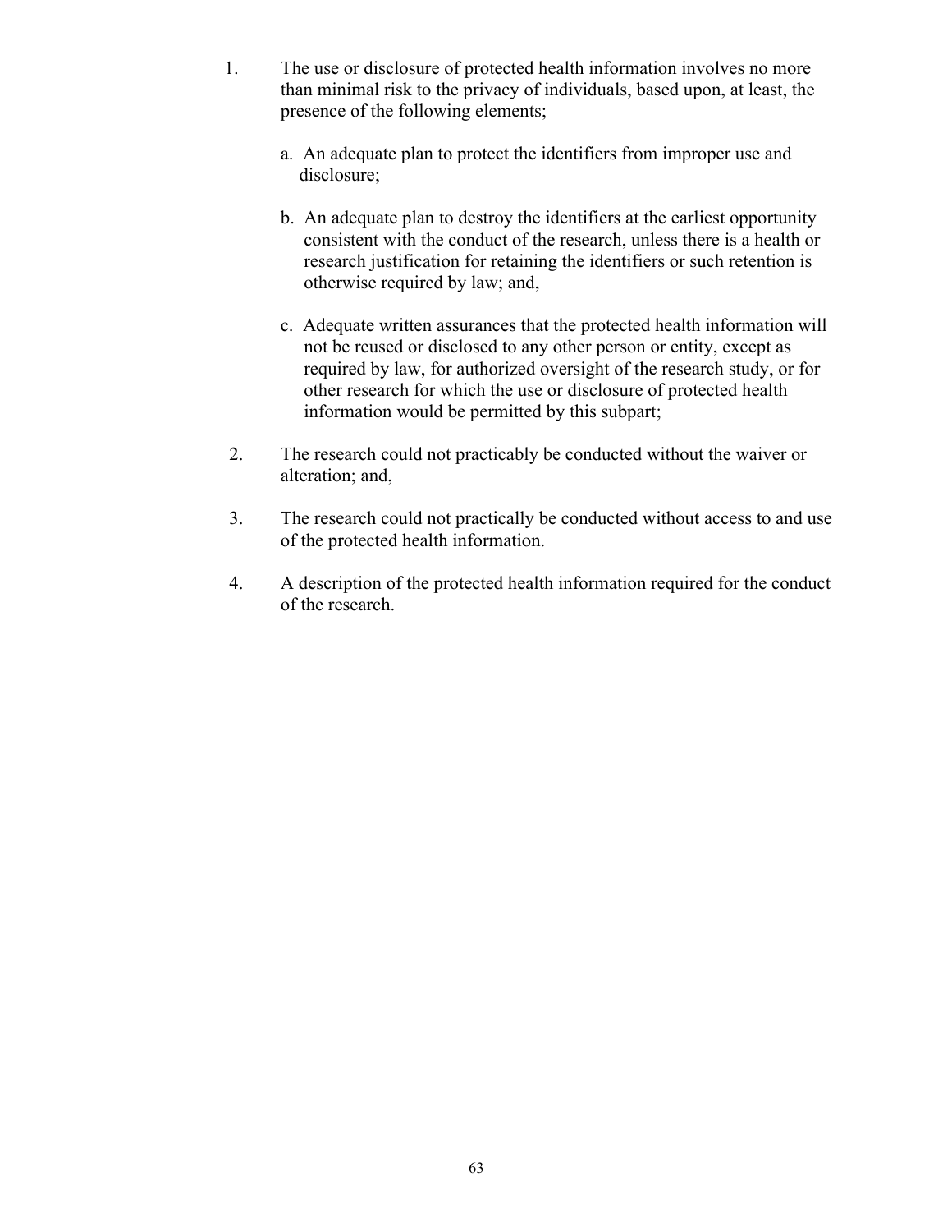1. The use or disclosure of protected health information involves no more than minimal risk to the privacy of individuals, based upon, at least, the presence of the following elements;

   a. An adequate plan to protect the identifiers from improper use and disclosure;

   b. An adequate plan to destroy the identifiers at the earliest opportunity consistent with the conduct of the research, unless there is a health or research justification for retaining the identifiers or such retention is otherwise required by law; and,

   c. Adequate written assurances that the protected health information will not be reused or disclosed to any other person or entity, except as required by law, for authorized oversight of the research study, or for other research for which the use or disclosure of protected health information would be permitted by this subpart;

2. The research could not practicably be conducted without the waiver or alteration; and,

3. The research could not practically be conducted without access to and use of the protected health information.

4. A description of the protected health information required for the conduct of the research.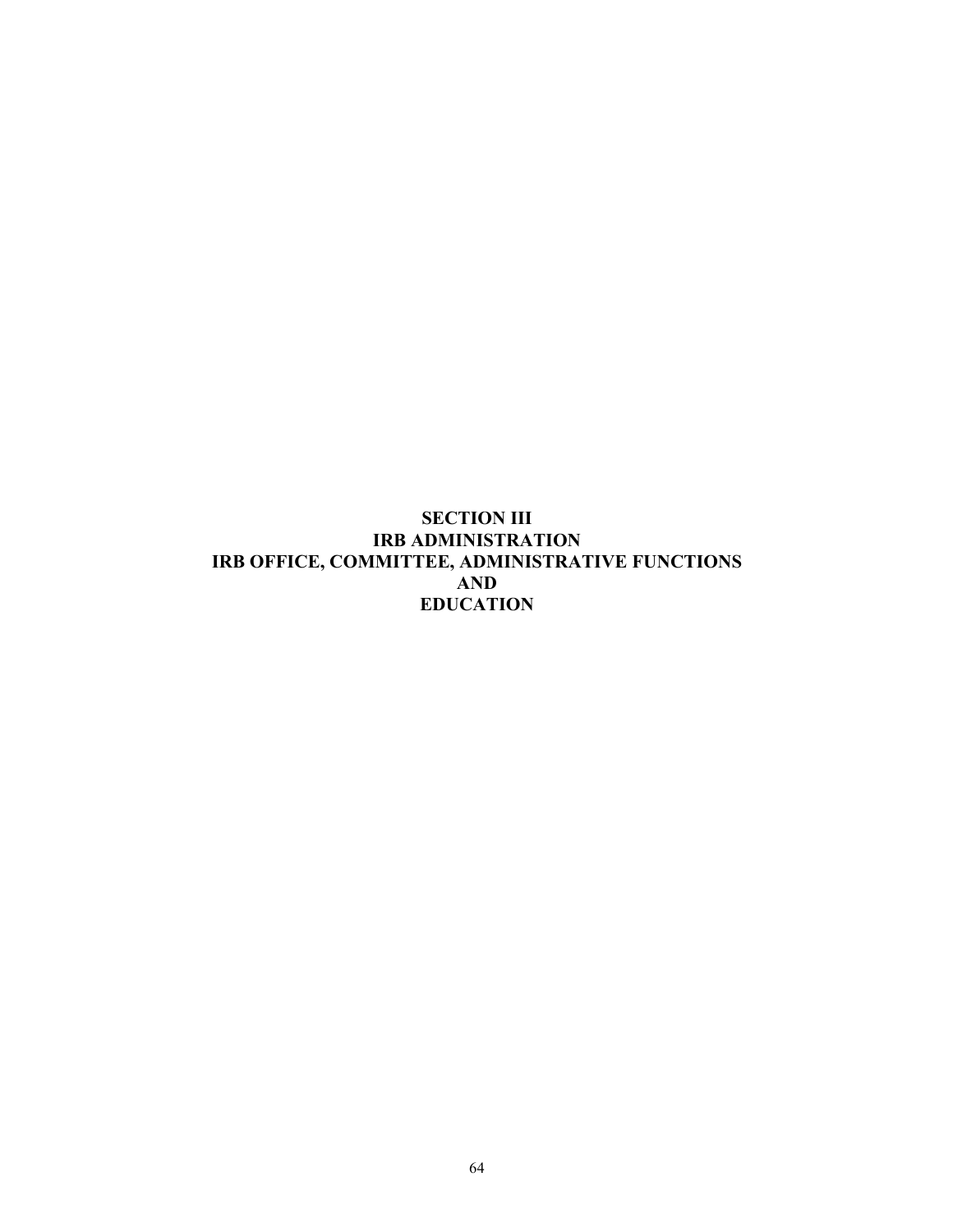# SECTION III
# IRB ADMINISTRATION
# IRB OFFICE, COMMITTEE, ADMINISTRATIVE FUNCTIONS
# AND
# EDUCATION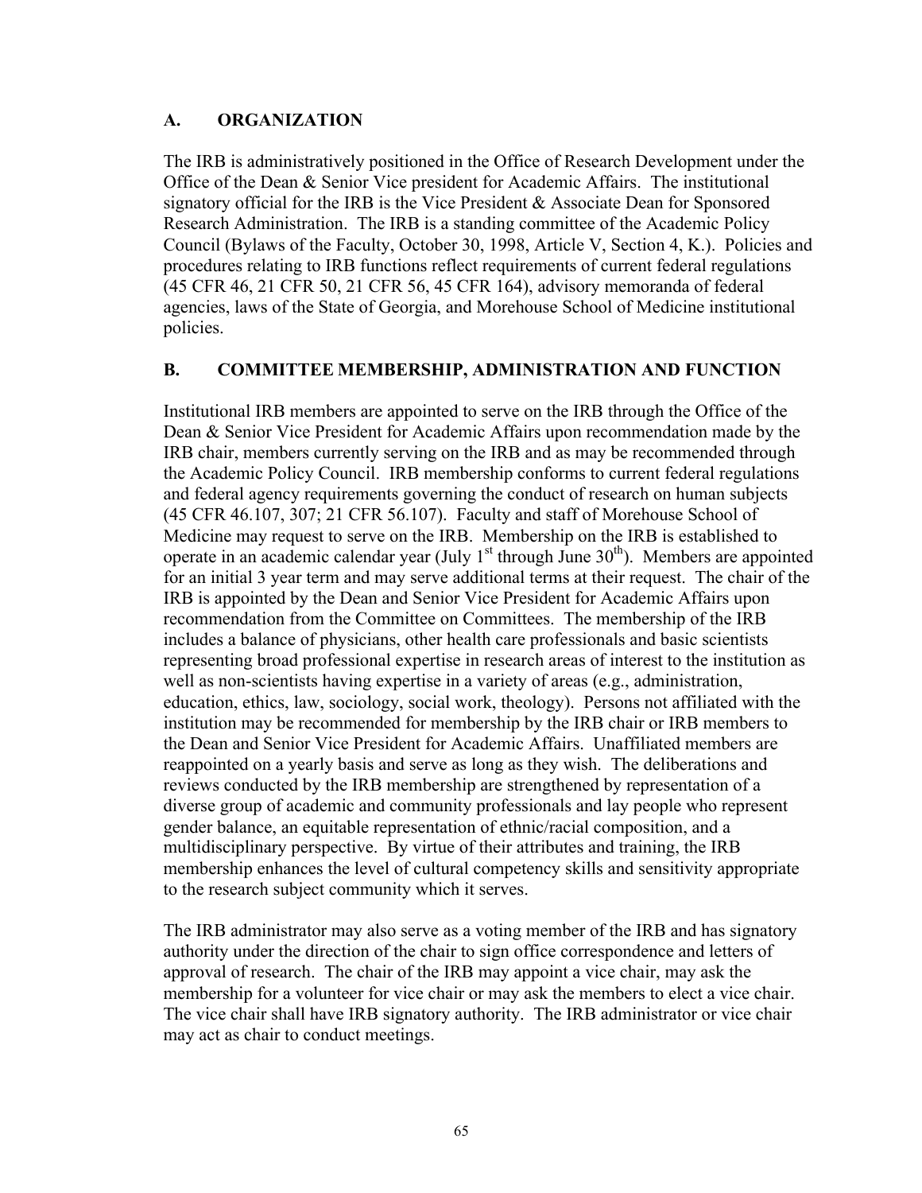## A. ORGANIZATION

The IRB is administratively positioned in the Office of Research Development under the Office of the Dean & Senior Vice president for Academic Affairs. The institutional signatory official for the IRB is the Vice President & Associate Dean for Sponsored Research Administration. The IRB is a standing committee of the Academic Policy Council (Bylaws of the Faculty, October 30, 1998, Article V, Section 4, K.). Policies and procedures relating to IRB functions reflect requirements of current federal regulations (45 CFR 46, 21 CFR 50, 21 CFR 56, 45 CFR 164), advisory memoranda of federal agencies, laws of the State of Georgia, and Morehouse School of Medicine institutional policies.

## B. COMMITTEE MEMBERSHIP, ADMINISTRATION AND FUNCTION

Institutional IRB members are appointed to serve on the IRB through the Office of the Dean & Senior Vice President for Academic Affairs upon recommendation made by the IRB chair, members currently serving on the IRB and as may be recommended through the Academic Policy Council. IRB membership conforms to current federal regulations and federal agency requirements governing the conduct of research on human subjects (45 CFR 46.107, 307; 21 CFR 56.107). Faculty and staff of Morehouse School of Medicine may request to serve on the IRB. Membership on the IRB is established to operate in an academic calendar year (July 1st through June 30th). Members are appointed for an initial 3 year term and may serve additional terms at their request. The chair of the IRB is appointed by the Dean and Senior Vice President for Academic Affairs upon recommendation from the Committee on Committees. The membership of the IRB includes a balance of physicians, other health care professionals and basic scientists representing broad professional expertise in research areas of interest to the institution as well as non-scientists having expertise in a variety of areas (e.g., administration, education, ethics, law, sociology, social work, theology). Persons not affiliated with the institution may be recommended for membership by the IRB chair or IRB members to the Dean and Senior Vice President for Academic Affairs. Unaffiliated members are reappointed on a yearly basis and serve as long as they wish. The deliberations and reviews conducted by the IRB membership are strengthened by representation of a diverse group of academic and community professionals and lay people who represent gender balance, an equitable representation of ethnic/racial composition, and a multidisciplinary perspective. By virtue of their attributes and training, the IRB membership enhances the level of cultural competency skills and sensitivity appropriate to the research subject community which it serves.

The IRB administrator may also serve as a voting member of the IRB and has signatory authority under the direction of the chair to sign office correspondence and letters of approval of research. The chair of the IRB may appoint a vice chair, may ask the membership for a volunteer for vice chair or may ask the members to elect a vice chair. The vice chair shall have IRB signatory authority. The IRB administrator or vice chair may act as chair to conduct meetings.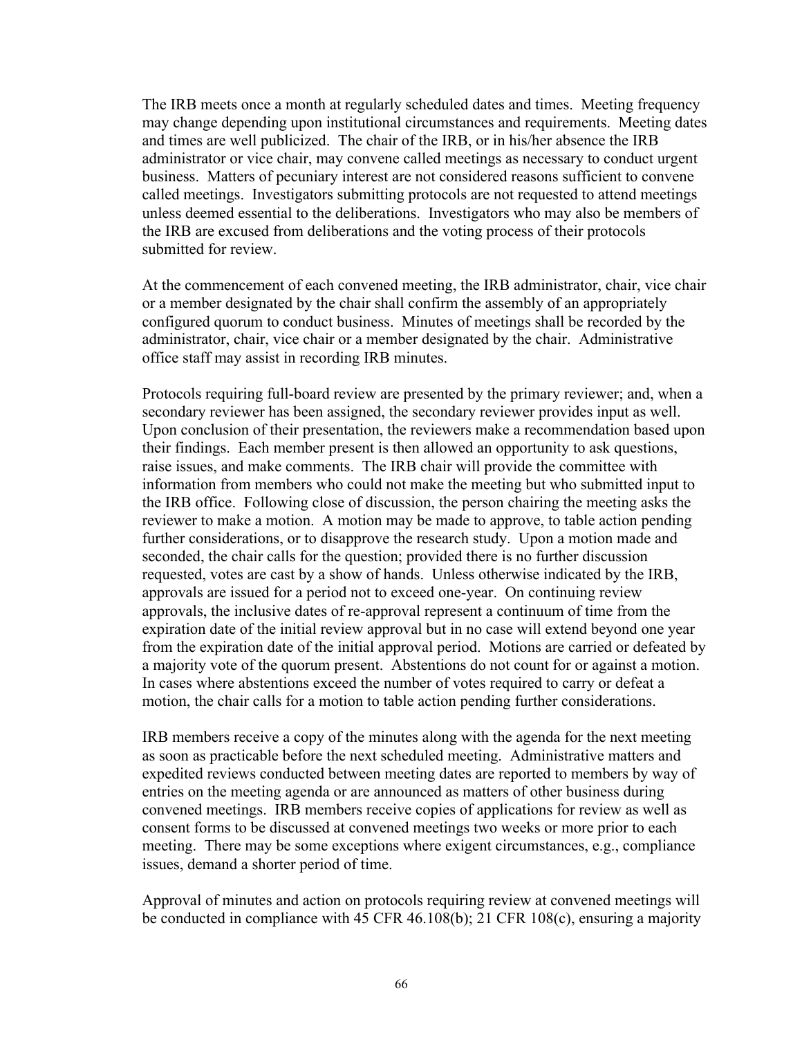The IRB meets once a month at regularly scheduled dates and times. Meeting frequency may change depending upon institutional circumstances and requirements. Meeting dates and times are well publicized. The chair of the IRB, or in his/her absence the IRB administrator or vice chair, may convene called meetings as necessary to conduct urgent business. Matters of pecuniary interest are not considered reasons sufficient to convene called meetings. Investigators submitting protocols are not requested to attend meetings unless deemed essential to the deliberations. Investigators who may also be members of the IRB are excused from deliberations and the voting process of their protocols submitted for review.

At the commencement of each convened meeting, the IRB administrator, chair, vice chair or a member designated by the chair shall confirm the assembly of an appropriately configured quorum to conduct business. Minutes of meetings shall be recorded by the administrator, chair, vice chair or a member designated by the chair. Administrative office staff may assist in recording IRB minutes.

Protocols requiring full-board review are presented by the primary reviewer; and, when a secondary reviewer has been assigned, the secondary reviewer provides input as well. Upon conclusion of their presentation, the reviewers make a recommendation based upon their findings. Each member present is then allowed an opportunity to ask questions, raise issues, and make comments. The IRB chair will provide the committee with information from members who could not make the meeting but who submitted input to the IRB office. Following close of discussion, the person chairing the meeting asks the reviewer to make a motion. A motion may be made to approve, to table action pending further considerations, or to disapprove the research study. Upon a motion made and seconded, the chair calls for the question; provided there is no further discussion requested, votes are cast by a show of hands. Unless otherwise indicated by the IRB, approvals are issued for a period not to exceed one-year. On continuing review approvals, the inclusive dates of re-approval represent a continuum of time from the expiration date of the initial review approval but in no case will extend beyond one year from the expiration date of the initial approval period. Motions are carried or defeated by a majority vote of the quorum present. Abstentions do not count for or against a motion. In cases where abstentions exceed the number of votes required to carry or defeat a motion, the chair calls for a motion to table action pending further considerations.

IRB members receive a copy of the minutes along with the agenda for the next meeting as soon as practicable before the next scheduled meeting. Administrative matters and expedited reviews conducted between meeting dates are reported to members by way of entries on the meeting agenda or are announced as matters of other business during convened meetings. IRB members receive copies of applications for review as well as consent forms to be discussed at convened meetings two weeks or more prior to each meeting. There may be some exceptions where exigent circumstances, e.g., compliance issues, demand a shorter period of time.

Approval of minutes and action on protocols requiring review at convened meetings will be conducted in compliance with 45 CFR 46.108(b); 21 CFR 108(c), ensuring a majority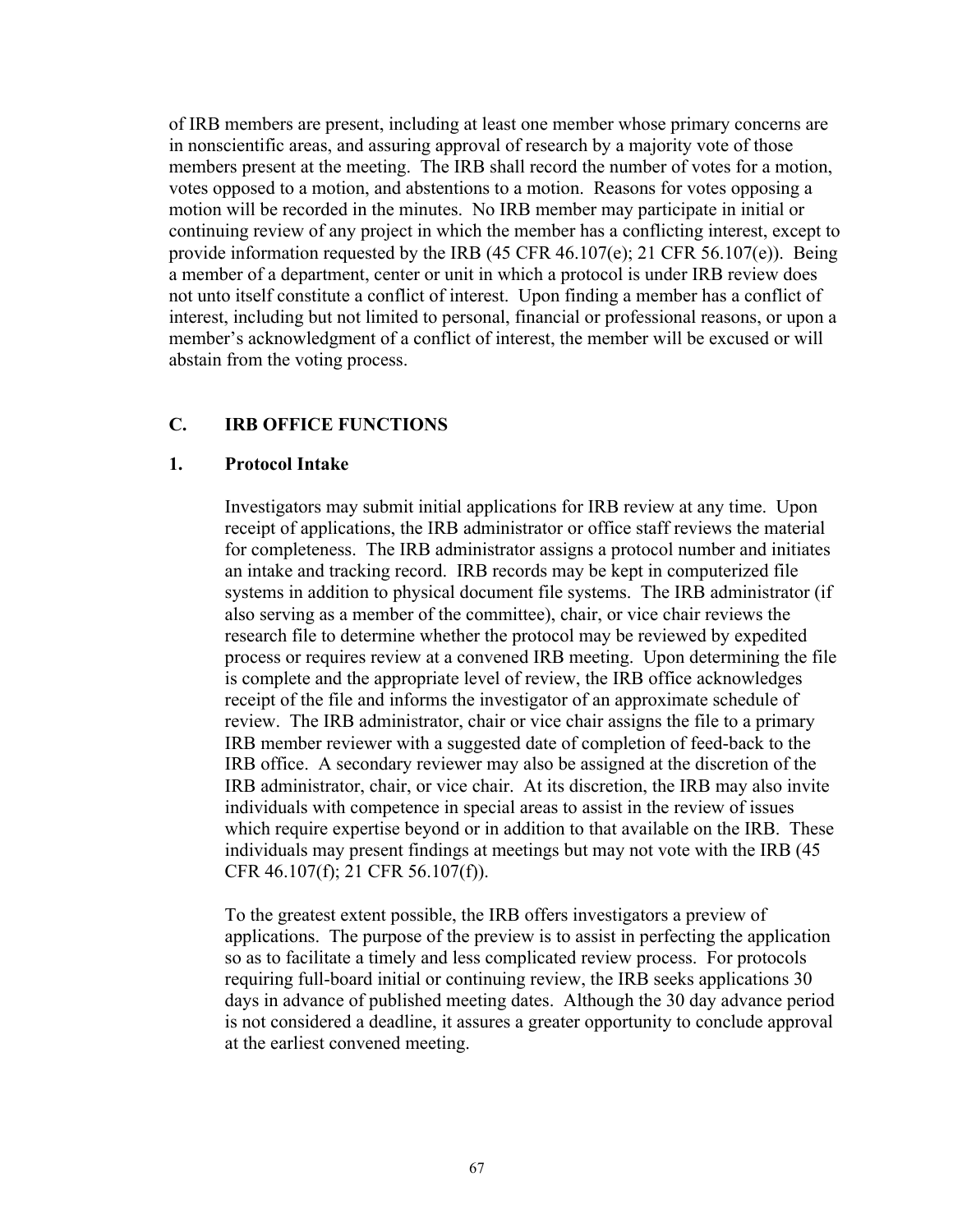of IRB members are present, including at least one member whose primary concerns are in nonscientific areas, and assuring approval of research by a majority vote of those members present at the meeting. The IRB shall record the number of votes for a motion, votes opposed to a motion, and abstentions to a motion. Reasons for votes opposing a motion will be recorded in the minutes. No IRB member may participate in initial or continuing review of any project in which the member has a conflicting interest, except to provide information requested by the IRB (45 CFR 46.107(e); 21 CFR 56.107(e)). Being a member of a department, center or unit in which a protocol is under IRB review does not unto itself constitute a conflict of interest. Upon finding a member has a conflict of interest, including but not limited to personal, financial or professional reasons, or upon a member's acknowledgment of a conflict of interest, the member will be excused or will abstain from the voting process.

## C. IRB OFFICE FUNCTIONS

### 1. Protocol Intake

Investigators may submit initial applications for IRB review at any time. Upon receipt of applications, the IRB administrator or office staff reviews the material for completeness. The IRB administrator assigns a protocol number and initiates an intake and tracking record. IRB records may be kept in computerized file systems in addition to physical document file systems. The IRB administrator (if also serving as a member of the committee), chair, or vice chair reviews the research file to determine whether the protocol may be reviewed by expedited process or requires review at a convened IRB meeting. Upon determining the file is complete and the appropriate level of review, the IRB office acknowledges receipt of the file and informs the investigator of an approximate schedule of review. The IRB administrator, chair or vice chair assigns the file to a primary IRB member reviewer with a suggested date of completion of feed-back to the IRB office. A secondary reviewer may also be assigned at the discretion of the IRB administrator, chair, or vice chair. At its discretion, the IRB may also invite individuals with competence in special areas to assist in the review of issues which require expertise beyond or in addition to that available on the IRB. These individuals may present findings at meetings but may not vote with the IRB (45 CFR 46.107(f); 21 CFR 56.107(f)).

To the greatest extent possible, the IRB offers investigators a preview of applications. The purpose of the preview is to assist in perfecting the application so as to facilitate a timely and less complicated review process. For protocols requiring full-board initial or continuing review, the IRB seeks applications 30 days in advance of published meeting dates. Although the 30 day advance period is not considered a deadline, it assures a greater opportunity to conclude approval at the earliest convened meeting.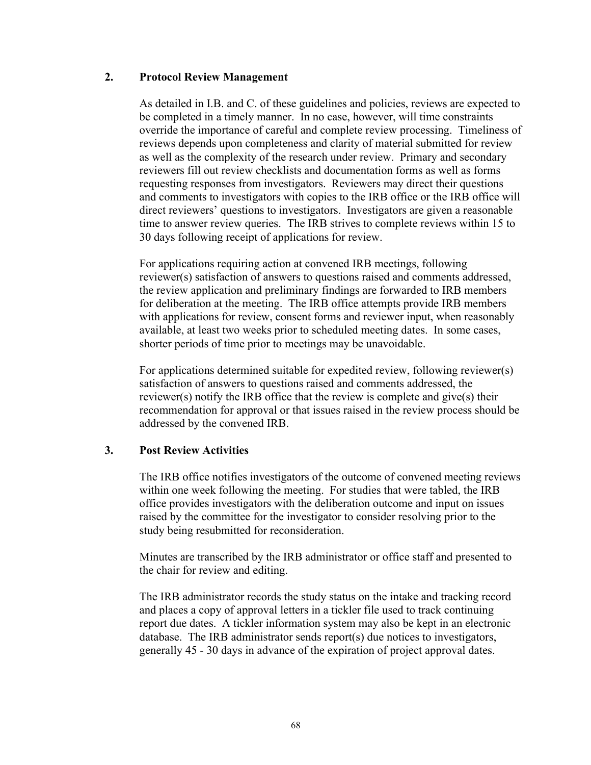### 2. Protocol Review Management

As detailed in I.B. and C. of these guidelines and policies, reviews are expected to be completed in a timely manner. In no case, however, will time constraints override the importance of careful and complete review processing. Timeliness of reviews depends upon completeness and clarity of material submitted for review as well as the complexity of the research under review. Primary and secondary reviewers fill out review checklists and documentation forms as well as forms requesting responses from investigators. Reviewers may direct their questions and comments to investigators with copies to the IRB office or the IRB office will direct reviewers' questions to investigators. Investigators are given a reasonable time to answer review queries. The IRB strives to complete reviews within 15 to 30 days following receipt of applications for review.

For applications requiring action at convened IRB meetings, following reviewer(s) satisfaction of answers to questions raised and comments addressed, the review application and preliminary findings are forwarded to IRB members for deliberation at the meeting. The IRB office attempts provide IRB members with applications for review, consent forms and reviewer input, when reasonably available, at least two weeks prior to scheduled meeting dates. In some cases, shorter periods of time prior to meetings may be unavoidable.

For applications determined suitable for expedited review, following reviewer(s) satisfaction of answers to questions raised and comments addressed, the reviewer(s) notify the IRB office that the review is complete and give(s) their recommendation for approval or that issues raised in the review process should be addressed by the convened IRB.

### 3. Post Review Activities

The IRB office notifies investigators of the outcome of convened meeting reviews within one week following the meeting. For studies that were tabled, the IRB office provides investigators with the deliberation outcome and input on issues raised by the committee for the investigator to consider resolving prior to the study being resubmitted for reconsideration.

Minutes are transcribed by the IRB administrator or office staff and presented to the chair for review and editing.

The IRB administrator records the study status on the intake and tracking record and places a copy of approval letters in a tickler file used to track continuing report due dates. A tickler information system may also be kept in an electronic database. The IRB administrator sends report(s) due notices to investigators, generally 45 - 30 days in advance of the expiration of project approval dates.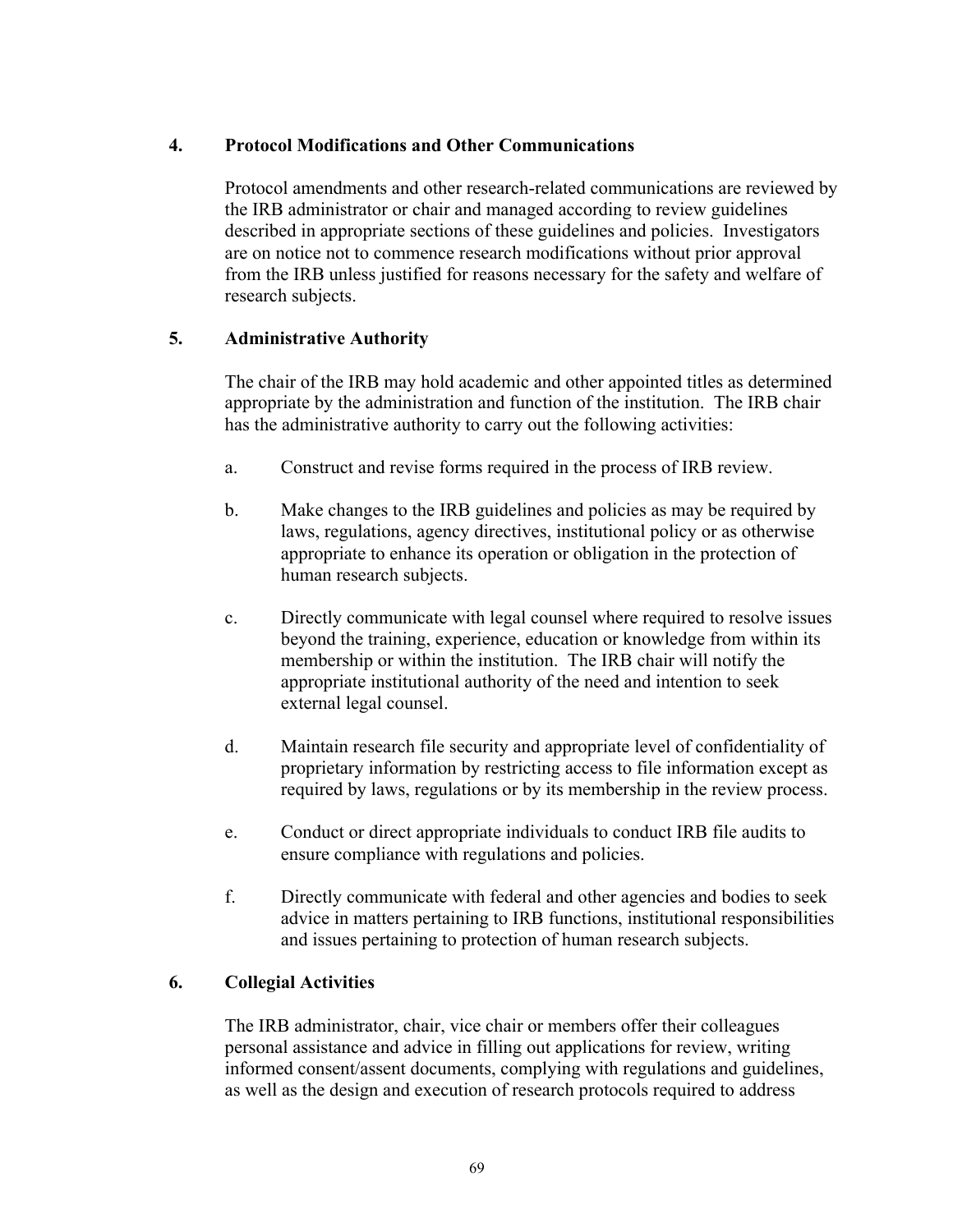## 4. Protocol Modifications and Other Communications

Protocol amendments and other research-related communications are reviewed by the IRB administrator or chair and managed according to review guidelines described in appropriate sections of these guidelines and policies. Investigators are on notice not to commence research modifications without prior approval from the IRB unless justified for reasons necessary for the safety and welfare of research subjects.

## 5. Administrative Authority

The chair of the IRB may hold academic and other appointed titles as determined appropriate by the administration and function of the institution. The IRB chair has the administrative authority to carry out the following activities:

a. Construct and revise forms required in the process of IRB review.

b. Make changes to the IRB guidelines and policies as may be required by laws, regulations, agency directives, institutional policy or as otherwise appropriate to enhance its operation or obligation in the protection of human research subjects.

c. Directly communicate with legal counsel where required to resolve issues beyond the training, experience, education or knowledge from within its membership or within the institution. The IRB chair will notify the appropriate institutional authority of the need and intention to seek external legal counsel.

d. Maintain research file security and appropriate level of confidentiality of proprietary information by restricting access to file information except as required by laws, regulations or by its membership in the review process.

e. Conduct or direct appropriate individuals to conduct IRB file audits to ensure compliance with regulations and policies.

f. Directly communicate with federal and other agencies and bodies to seek advice in matters pertaining to IRB functions, institutional responsibilities and issues pertaining to protection of human research subjects.

## 6. Collegial Activities

The IRB administrator, chair, vice chair or members offer their colleagues personal assistance and advice in filling out applications for review, writing informed consent/assent documents, complying with regulations and guidelines, as well as the design and execution of research protocols required to address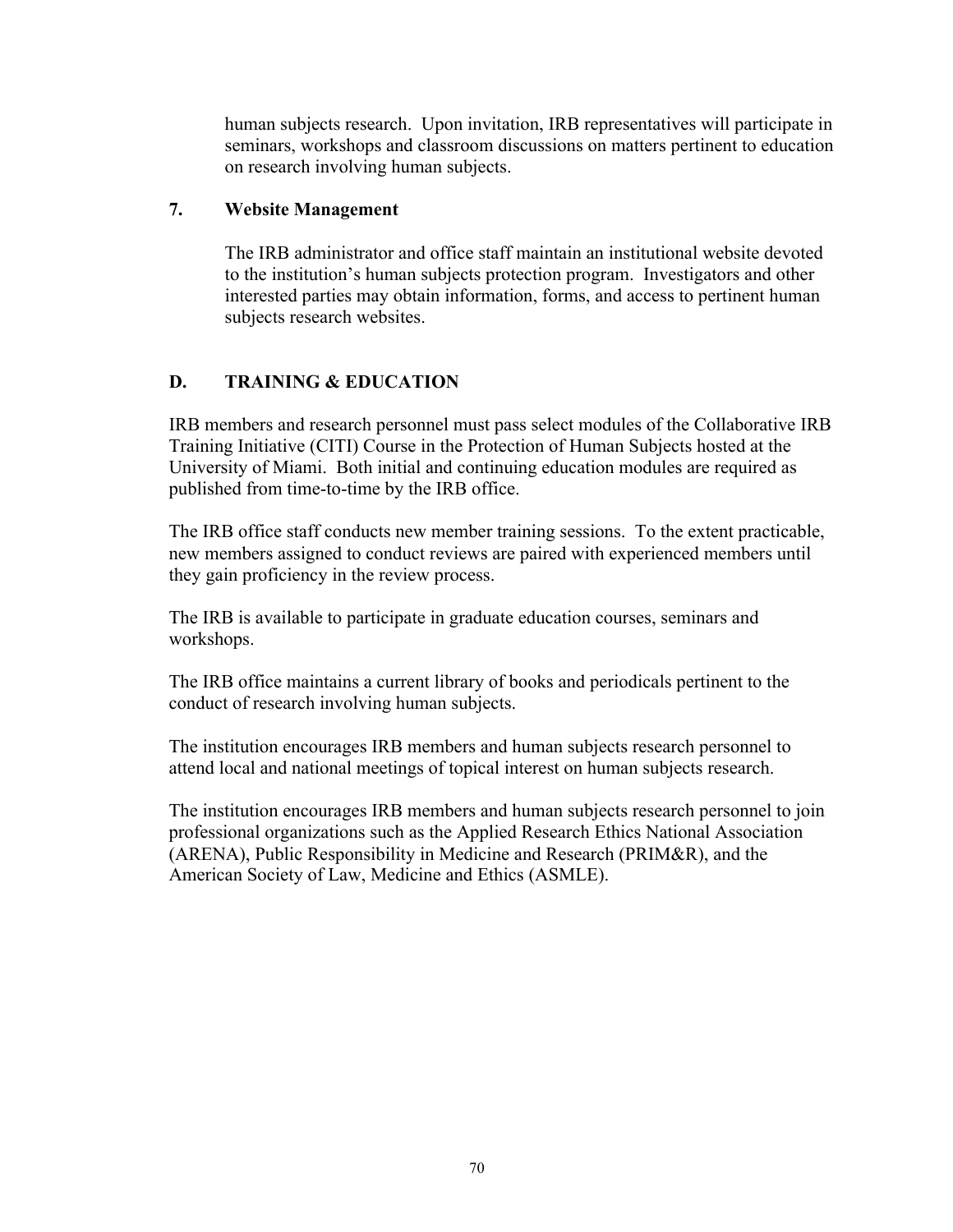human subjects research. Upon invitation, IRB representatives will participate in seminars, workshops and classroom discussions on matters pertinent to education on research involving human subjects.

### 7. Website Management

The IRB administrator and office staff maintain an institutional website devoted to the institution's human subjects protection program. Investigators and other interested parties may obtain information, forms, and access to pertinent human subjects research websites.

## D. TRAINING & EDUCATION

IRB members and research personnel must pass select modules of the Collaborative IRB Training Initiative (CITI) Course in the Protection of Human Subjects hosted at the University of Miami. Both initial and continuing education modules are required as published from time-to-time by the IRB office.

The IRB office staff conducts new member training sessions. To the extent practicable, new members assigned to conduct reviews are paired with experienced members until they gain proficiency in the review process.

The IRB is available to participate in graduate education courses, seminars and workshops.

The IRB office maintains a current library of books and periodicals pertinent to the conduct of research involving human subjects.

The institution encourages IRB members and human subjects research personnel to attend local and national meetings of topical interest on human subjects research.

The institution encourages IRB members and human subjects research personnel to join professional organizations such as the Applied Research Ethics National Association (ARENA), Public Responsibility in Medicine and Research (PRIM&R), and the American Society of Law, Medicine and Ethics (ASMLE).